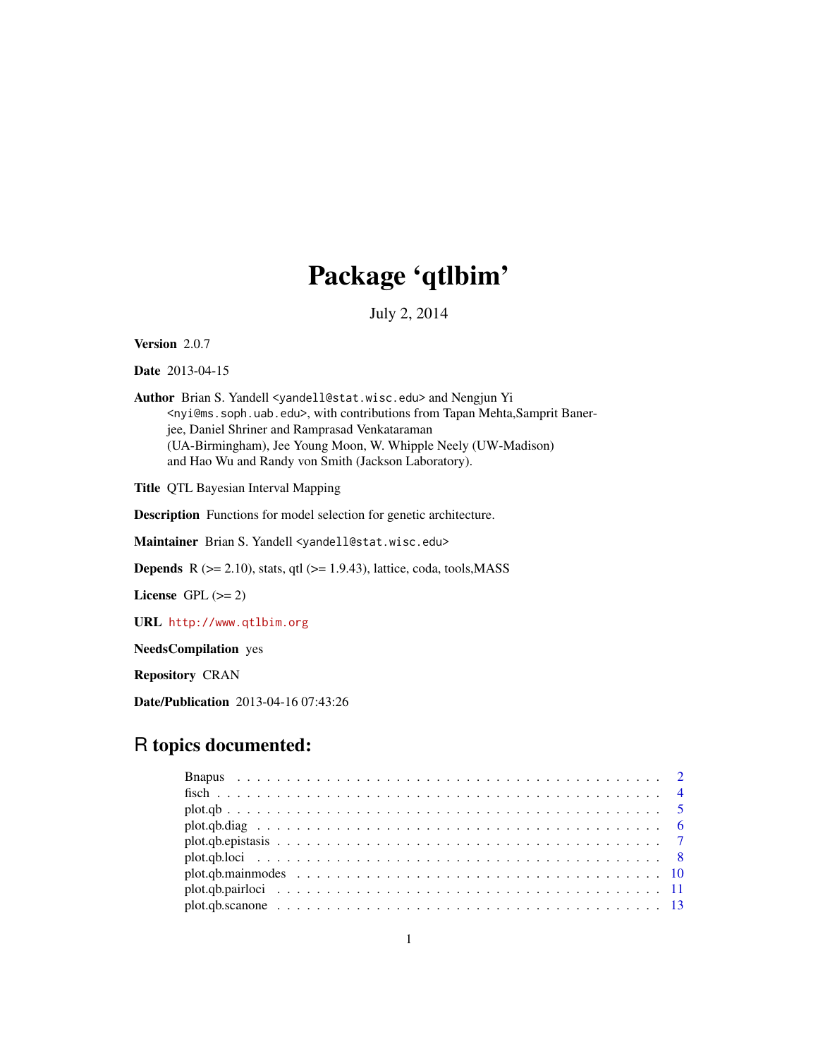# Package 'qtlbim'

July 2, 2014

**Version** 2.0.7

**Date** 2013-04-15

**Author** Brian S. Yandell <yandell@stat.wisc.edu> and Nengjun Yi <nyi@ms.soph.uab.edu>, with contributions from Tapan Mehta,Samprit Banerjee, Daniel Shriner and Ramprasad Venkataraman (UA-Birmingham), Jee Young Moon, W. Whipple Neely (UW-Madison) and Hao Wu and Randy von Smith (Jackson Laboratory).

**Title** QTL Bayesian Interval Mapping

**Description** Functions for model selection for genetic architecture.

**Maintainer** Brian S. Yandell <yandell@stat.wisc.edu>

**Depends** R (>= 2.10), stats, qtl (>= 1.9.43), lattice, coda, tools,MASS

**License** GPL (>= 2)

**URL** http://www.qtlbim.org

**NeedsCompilation** yes

**Repository** CRAN

**Date/Publication** 2013-04-16 07:43:26

## R topics documented:

- Bnapus . . . . . . . . . . . . . . . . . . . . . . . . . . . . . . . . . . . . . . . . 2
- fisch . . . . . . . . . . . . . . . . . . . . . . . . . . . . . . . . . . . . . . . . . 4
- plot.qb . . . . . . . . . . . . . . . . . . . . . . . . . . . . . . . . . . . . . . . . 5
- plot.qb.diag . . . . . . . . . . . . . . . . . . . . . . . . . . . . . . . . . . . . . 6
- plot.qb.epistasis . . . . . . . . . . . . . . . . . . . . . . . . . . . . . . . . . . 7
- plot.qb.loci . . . . . . . . . . . . . . . . . . . . . . . . . . . . . . . . . . . . . 8
- plot.qb.mainmodes . . . . . . . . . . . . . . . . . . . . . . . . . . . . . . . . . 10
- plot.qb.pairloci . . . . . . . . . . . . . . . . . . . . . . . . . . . . . . . . . . 11
- plot.qb.scanone . . . . . . . . . . . . . . . . . . . . . . . . . . . . . . . . . . 13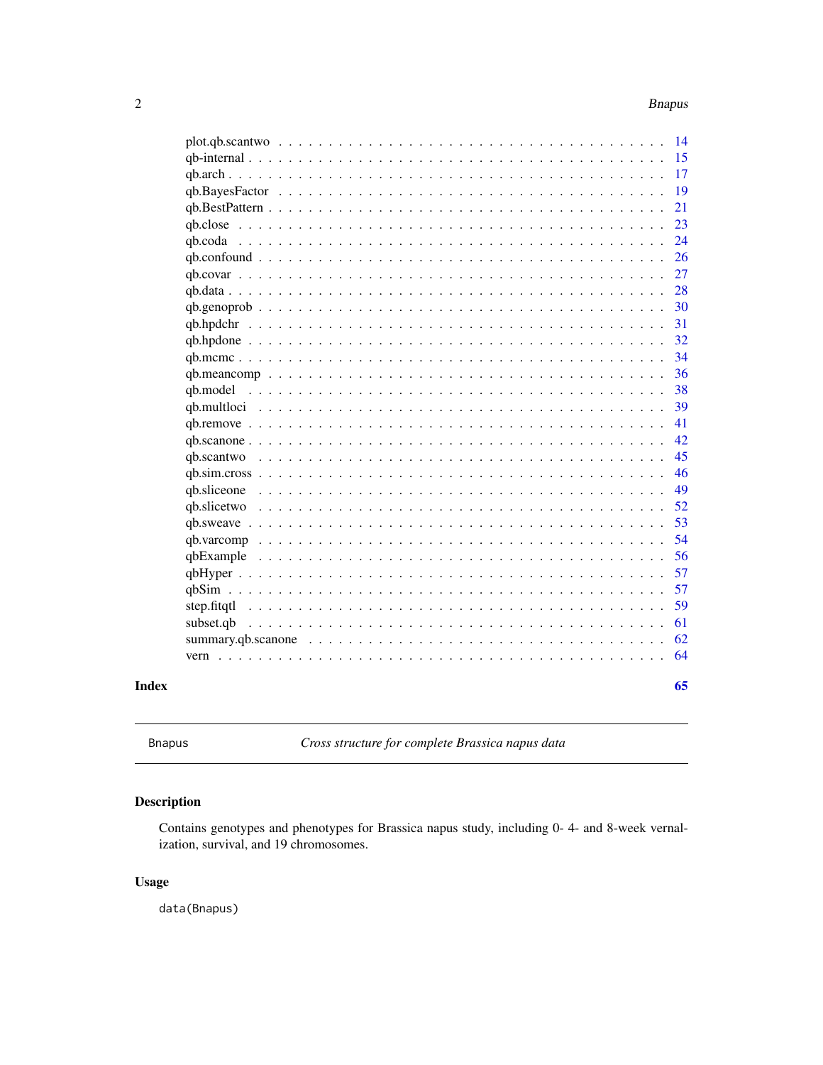plot.qb.scantwo . . . . . . . . . . . . . . . . . . . . . . . . . . . . . . . . . . . 14
qb-internal . . . . . . . . . . . . . . . . . . . . . . . . . . . . . . . . . . . . . . 15
qb.arch . . . . . . . . . . . . . . . . . . . . . . . . . . . . . . . . . . . . . . . . 17
qb.BayesFactor . . . . . . . . . . . . . . . . . . . . . . . . . . . . . . . . . . . . 19
qb.BestPattern . . . . . . . . . . . . . . . . . . . . . . . . . . . . . . . . . . . . 21
qb.close . . . . . . . . . . . . . . . . . . . . . . . . . . . . . . . . . . . . . . . 23
qb.coda . . . . . . . . . . . . . . . . . . . . . . . . . . . . . . . . . . . . . . . 24
qb.confound . . . . . . . . . . . . . . . . . . . . . . . . . . . . . . . . . . . . . 26
qb.covar . . . . . . . . . . . . . . . . . . . . . . . . . . . . . . . . . . . . . . . 27
qb.data . . . . . . . . . . . . . . . . . . . . . . . . . . . . . . . . . . . . . . . . 28
qb.genoprob . . . . . . . . . . . . . . . . . . . . . . . . . . . . . . . . . . . . . 30
qb.hpdchr . . . . . . . . . . . . . . . . . . . . . . . . . . . . . . . . . . . . . . 31
qb.hpdone . . . . . . . . . . . . . . . . . . . . . . . . . . . . . . . . . . . . . . 32
qb.mcmc . . . . . . . . . . . . . . . . . . . . . . . . . . . . . . . . . . . . . . . 34
qb.meancomp . . . . . . . . . . . . . . . . . . . . . . . . . . . . . . . . . . . . . 36
qb.model . . . . . . . . . . . . . . . . . . . . . . . . . . . . . . . . . . . . . . . 38
qb.multloci . . . . . . . . . . . . . . . . . . . . . . . . . . . . . . . . . . . . . . 39
qb.remove . . . . . . . . . . . . . . . . . . . . . . . . . . . . . . . . . . . . . . 41
qb.scanone . . . . . . . . . . . . . . . . . . . . . . . . . . . . . . . . . . . . . . 42
qb.scantwo . . . . . . . . . . . . . . . . . . . . . . . . . . . . . . . . . . . . . . 45
qb.sim.cross . . . . . . . . . . . . . . . . . . . . . . . . . . . . . . . . . . . . . 46
qb.sliceone . . . . . . . . . . . . . . . . . . . . . . . . . . . . . . . . . . . . . . 49
qb.slicetwo . . . . . . . . . . . . . . . . . . . . . . . . . . . . . . . . . . . . . . 52
qb.sweave . . . . . . . . . . . . . . . . . . . . . . . . . . . . . . . . . . . . . . . 53
qb.varcomp . . . . . . . . . . . . . . . . . . . . . . . . . . . . . . . . . . . . . . 54
qbExample . . . . . . . . . . . . . . . . . . . . . . . . . . . . . . . . . . . . . . . 56
qbHyper . . . . . . . . . . . . . . . . . . . . . . . . . . . . . . . . . . . . . . . . 57
qbSim . . . . . . . . . . . . . . . . . . . . . . . . . . . . . . . . . . . . . . . . . 57
step.fitqtl . . . . . . . . . . . . . . . . . . . . . . . . . . . . . . . . . . . . . . 59
subset.qb . . . . . . . . . . . . . . . . . . . . . . . . . . . . . . . . . . . . . . . 61
summary.qb.scanone . . . . . . . . . . . . . . . . . . . . . . . . . . . . . . . . . . 62
vern . . . . . . . . . . . . . . . . . . . . . . . . . . . . . . . . . . . . . . . . . . 64

**Index** **65**

---

Bnapus — *Cross structure for complete Brassica napus data*

---

## Description

Contains genotypes and phenotypes for Brassica napus study, including 0- 4- and 8-week vernalization, survival, and 19 chromosomes.

## Usage

```
data(Bnapus)
```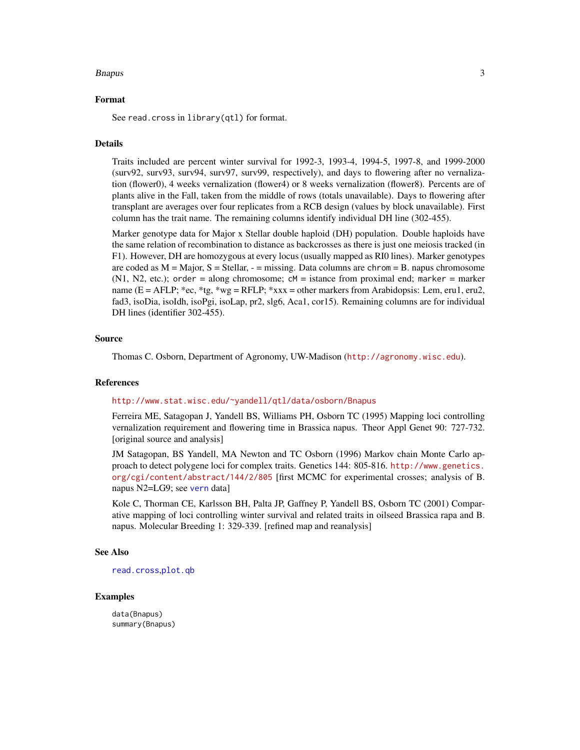## Format

See `read.cross` in `library(qtl)` for format.

## Details

Traits included are percent winter survival for 1992-3, 1993-4, 1994-5, 1997-8, and 1999-2000 (surv92, surv93, surv94, surv97, surv99, respectively), and days to flowering after no vernalization (flower0), 4 weeks vernalization (flower4) or 8 weeks vernalization (flower8). Percents are of plants alive in the Fall, taken from the middle of rows (totals unavailable). Days to flowering after transplant are averages over four replicates from a RCB design (values by block unavailable). First column has the trait name. The remaining columns identify individual DH line (302-455).

Marker genotype data for Major x Stellar double haploid (DH) population. Double haploids have the same relation of recombination to distance as backcrosses as there is just one meiosis tracked (in F1). However, DH are homozygous at every locus (usually mapped as RI0 lines). Marker genotypes are coded as M = Major, S = Stellar, - = missing. Data columns are `chrom` = B. napus chromosome (N1, N2, etc.); `order` = along chromosome; `cM` = istance from proximal end; `marker` = marker name (E = AFLP; *ec, *tg, *wg = RFLP; *xxx = other markers from Arabidopsis: Lem, eru1, eru2, fad3, isoDia, isoIdh, isoPgi, isoLap, pr2, slg6, Aca1, cor15). Remaining columns are for individual DH lines (identifier 302-455).

## Source

Thomas C. Osborn, Department of Agronomy, UW-Madison (http://agronomy.wisc.edu).

## References

http://www.stat.wisc.edu/~yandell/qtl/data/osborn/Bnapus

Ferreira ME, Satagopan J, Yandell BS, Williams PH, Osborn TC (1995) Mapping loci controlling vernalization requirement and flowering time in Brassica napus. Theor Appl Genet 90: 727-732. [original source and analysis]

JM Satagopan, BS Yandell, MA Newton and TC Osborn (1996) Markov chain Monte Carlo approach to detect polygene loci for complex traits. Genetics 144: 805-816. http://www.genetics.org/cgi/content/abstract/144/2/805 [first MCMC for experimental crosses; analysis of B. napus N2=LG9; see vern data]

Kole C, Thorman CE, Karlsson BH, Palta JP, Gaffney P, Yandell BS, Osborn TC (2001) Comparative mapping of loci controlling winter survival and related traits in oilseed Brassica rapa and B. napus. Molecular Breeding 1: 329-339. [refined map and reanalysis]

## See Also

read.cross,plot.qb

## Examples

```
data(Bnapus)
summary(Bnapus)
```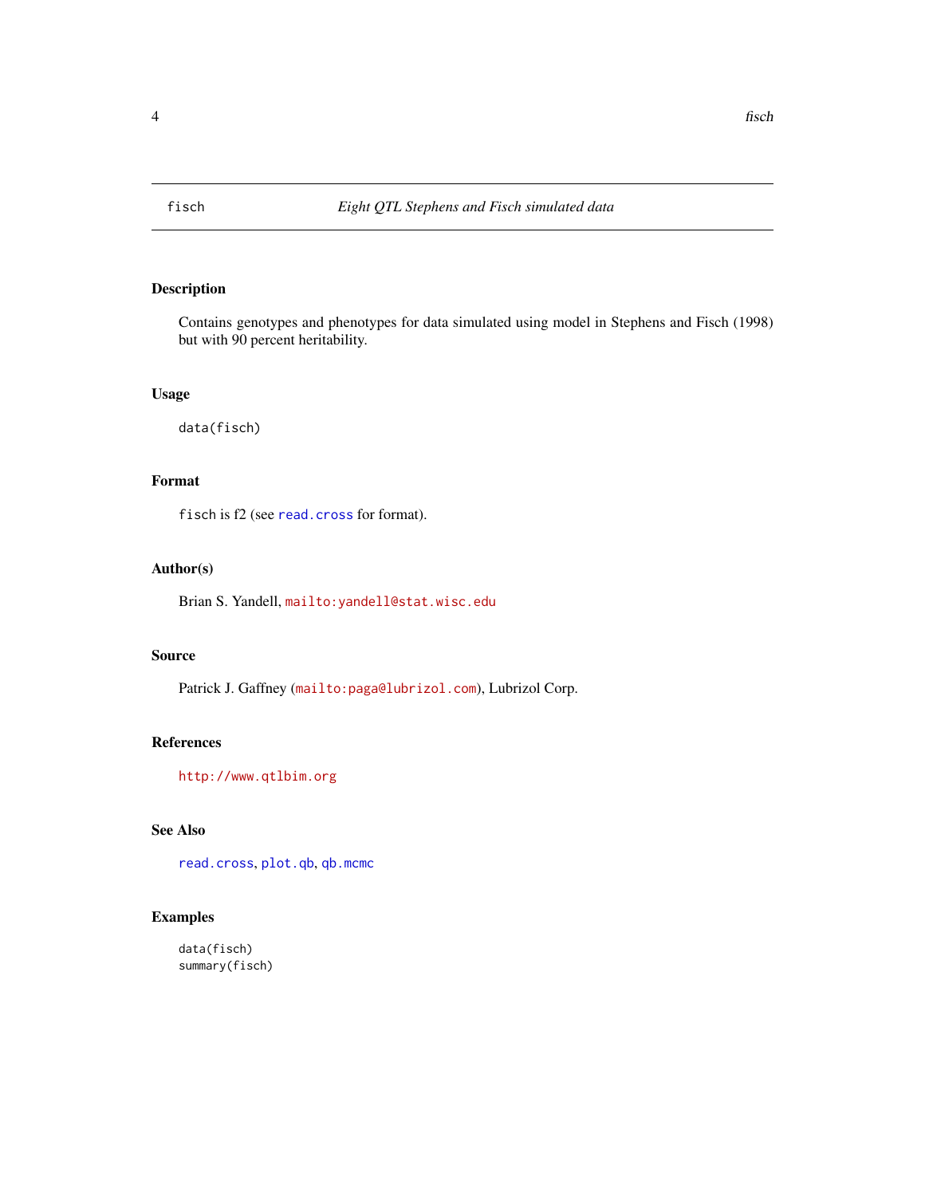fisch *Eight QTL Stephens and Fisch simulated data*

## Description

Contains genotypes and phenotypes for data simulated using model in Stephens and Fisch (1998) but with 90 percent heritability.

## Usage

```
data(fisch)
```

## Format

fisch is f2 (see read.cross for format).

## Author(s)

Brian S. Yandell, mailto:yandell@stat.wisc.edu

## Source

Patrick J. Gaffney (mailto:paga@lubrizol.com), Lubrizol Corp.

## References

http://www.qtlbim.org

## See Also

read.cross, plot.qb, qb.mcmc

## Examples

```
data(fisch)
summary(fisch)
```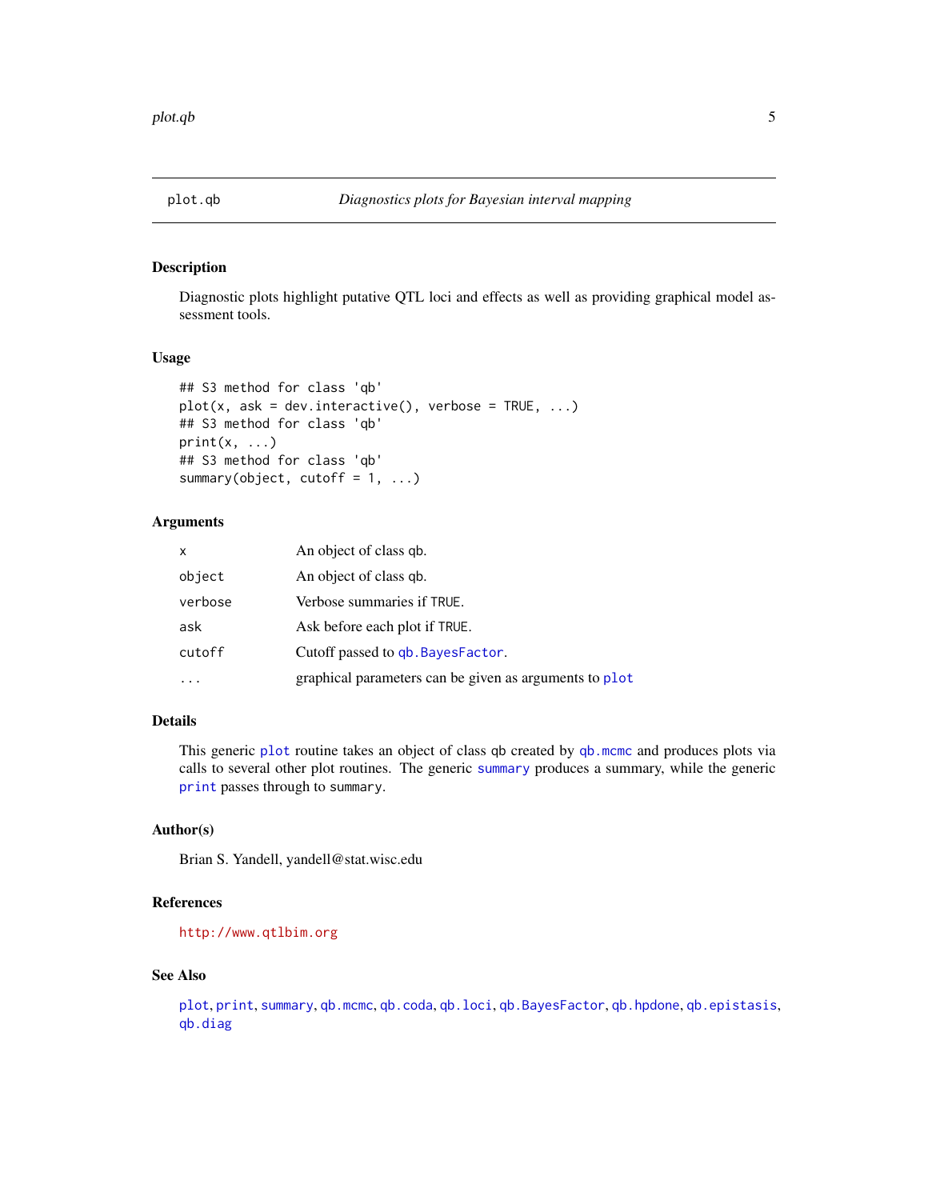plot.qb *Diagnostics plots for Bayesian interval mapping*

## Description

Diagnostic plots highlight putative QTL loci and effects as well as providing graphical model assessment tools.

## Usage

```
## S3 method for class 'qb'
plot(x, ask = dev.interactive(), verbose = TRUE, ...)
## S3 method for class 'qb'
print(x, ...)
## S3 method for class 'qb'
summary(object, cutoff = 1, ...)
```

## Arguments

| | |
|---|---|
| x | An object of class qb. |
| object | An object of class qb. |
| verbose | Verbose summaries if TRUE. |
| ask | Ask before each plot if TRUE. |
| cutoff | Cutoff passed to qb.BayesFactor. |
| ... | graphical parameters can be given as arguments to plot |

## Details

This generic plot routine takes an object of class qb created by qb.mcmc and produces plots via calls to several other plot routines. The generic summary produces a summary, while the generic print passes through to summary.

## Author(s)

Brian S. Yandell, yandell@stat.wisc.edu

## References

http://www.qtlbim.org

## See Also

plot, print, summary, qb.mcmc, qb.coda, qb.loci, qb.BayesFactor, qb.hpdone, qb.epistasis, qb.diag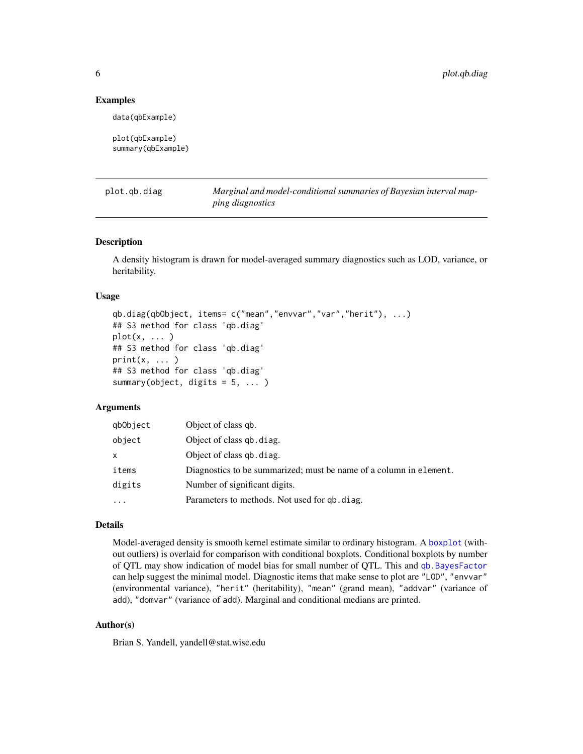## Examples

```
data(qbExample)

plot(qbExample)
summary(qbExample)
```

---

plot.qb.diag — *Marginal and model-conditional summaries of Bayesian interval mapping diagnostics*

---

### Description

A density histogram is drawn for model-averaged summary diagnostics such as LOD, variance, or heritability.

### Usage

```
qb.diag(qbObject, items= c("mean","envvar","var","herit"), ...)
## S3 method for class 'qb.diag'
plot(x, ... )
## S3 method for class 'qb.diag'
print(x, ... )
## S3 method for class 'qb.diag'
summary(object, digits = 5, ... )
```

### Arguments

| | |
|---|---|
| qbObject | Object of class qb. |
| object | Object of class `qb.diag`. |
| x | Object of class `qb.diag`. |
| items | Diagnostics to be summarized; must be name of a column in `element`. |
| digits | Number of significant digits. |
| ... | Parameters to methods. Not used for `qb.diag`. |

### Details

Model-averaged density is smooth kernel estimate similar to ordinary histogram. A `boxplot` (without outliers) is overlaid for comparison with conditional boxplots. Conditional boxplots by number of QTL may show indication of model bias for small number of QTL. This and `qb.BayesFactor` can help suggest the minimal model. Diagnostic items that make sense to plot are "LOD", "envvar" (environmental variance), "herit" (heritability), "mean" (grand mean), "addvar" (variance of add), "domvar" (variance of add). Marginal and conditional medians are printed.

### Author(s)

Brian S. Yandell, yandell@stat.wisc.edu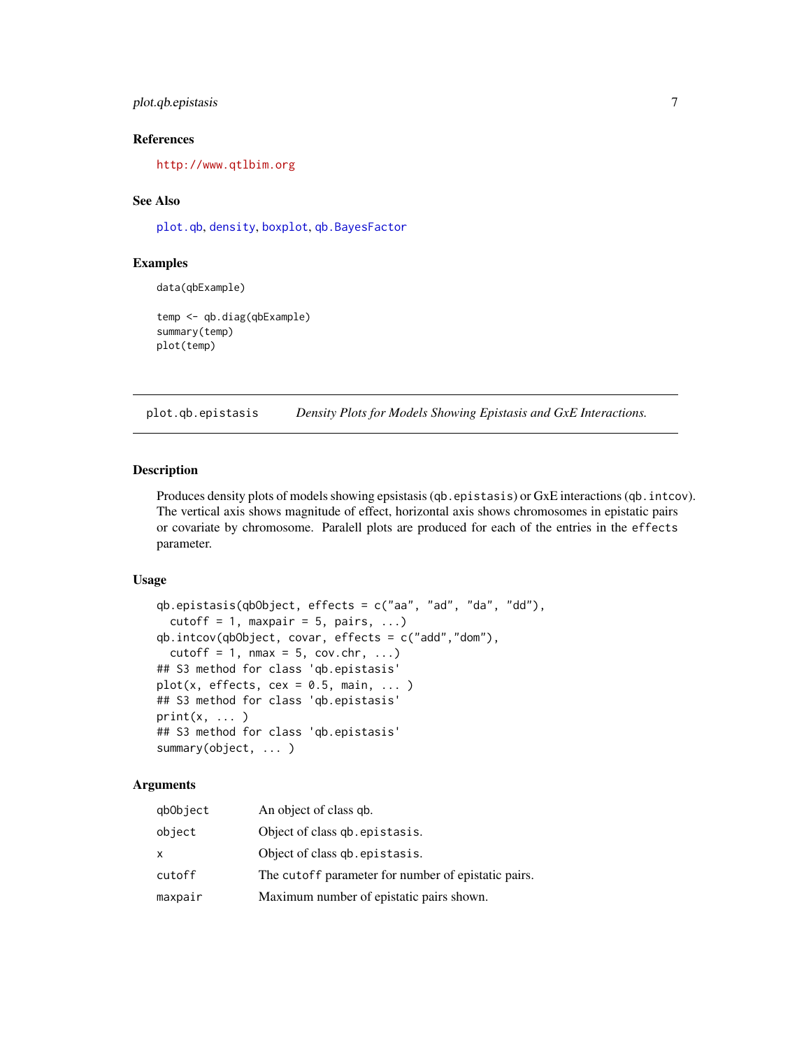### References

http://www.qtlbim.org

### See Also

plot.qb, density, boxplot, qb.BayesFactor

### Examples

```
data(qbExample)

temp <- qb.diag(qbExample)
summary(temp)
plot(temp)
```

---

## plot.qb.epistasis — *Density Plots for Models Showing Epistasis and GxE Interactions.*

### Description

Produces density plots of models showing epsistasis (`qb.epistasis`) or GxE interactions (`qb.intcov`). The vertical axis shows magnitude of effect, horizontal axis shows chromosomes in epistatic pairs or covariate by chromosome. Paralell plots are produced for each of the entries in the `effects` parameter.

### Usage

```
qb.epistasis(qbObject, effects = c("aa", "ad", "da", "dd"),
  cutoff = 1, maxpair = 5, pairs, ...)
qb.intcov(qbObject, covar, effects = c("add","dom"),
  cutoff = 1, nmax = 5, cov.chr, ...)
## S3 method for class 'qb.epistasis'
plot(x, effects, cex = 0.5, main, ... )
## S3 method for class 'qb.epistasis'
print(x, ... )
## S3 method for class 'qb.epistasis'
summary(object, ... )
```

### Arguments

| | |
|---|---|
| `qbObject` | An object of class qb. |
| `object` | Object of class `qb.epistasis`. |
| `x` | Object of class `qb.epistasis`. |
| `cutoff` | The `cutoff` parameter for number of epistatic pairs. |
| `maxpair` | Maximum number of epistatic pairs shown. |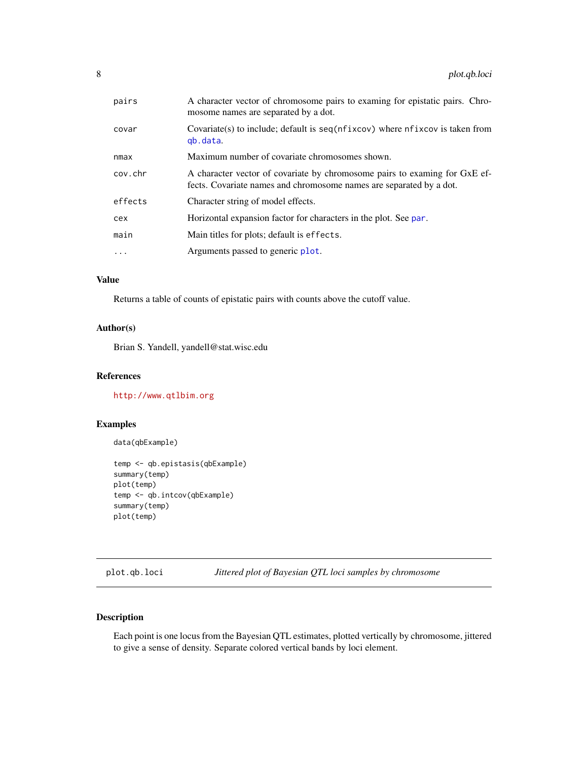| | |
|---|---|
| pairs | A character vector of chromosome pairs to examing for epistatic pairs. Chromosome names are separated by a dot. |
| covar | Covariate(s) to include; default is seq(nfixcov) where nfixcov is taken from qb.data. |
| nmax | Maximum number of covariate chromosomes shown. |
| cov.chr | A character vector of covariate by chromosome pairs to examing for GxE effects. Covariate names and chromosome names are separated by a dot. |
| effects | Character string of model effects. |
| cex | Horizontal expansion factor for characters in the plot. See par. |
| main | Main titles for plots; default is effects. |
| ... | Arguments passed to generic plot. |

### Value

Returns a table of counts of epistatic pairs with counts above the cutoff value.

### Author(s)

Brian S. Yandell, yandell@stat.wisc.edu

### References

http://www.qtlbim.org

### Examples

```
data(qbExample)

temp <- qb.epistasis(qbExample)
summary(temp)
plot(temp)
temp <- qb.intcov(qbExample)
summary(temp)
plot(temp)
```

---

## plot.qb.loci — *Jittered plot of Bayesian QTL loci samples by chromosome*

---

### Description

Each point is one locus from the Bayesian QTL estimates, plotted vertically by chromosome, jittered to give a sense of density. Separate colored vertical bands by loci element.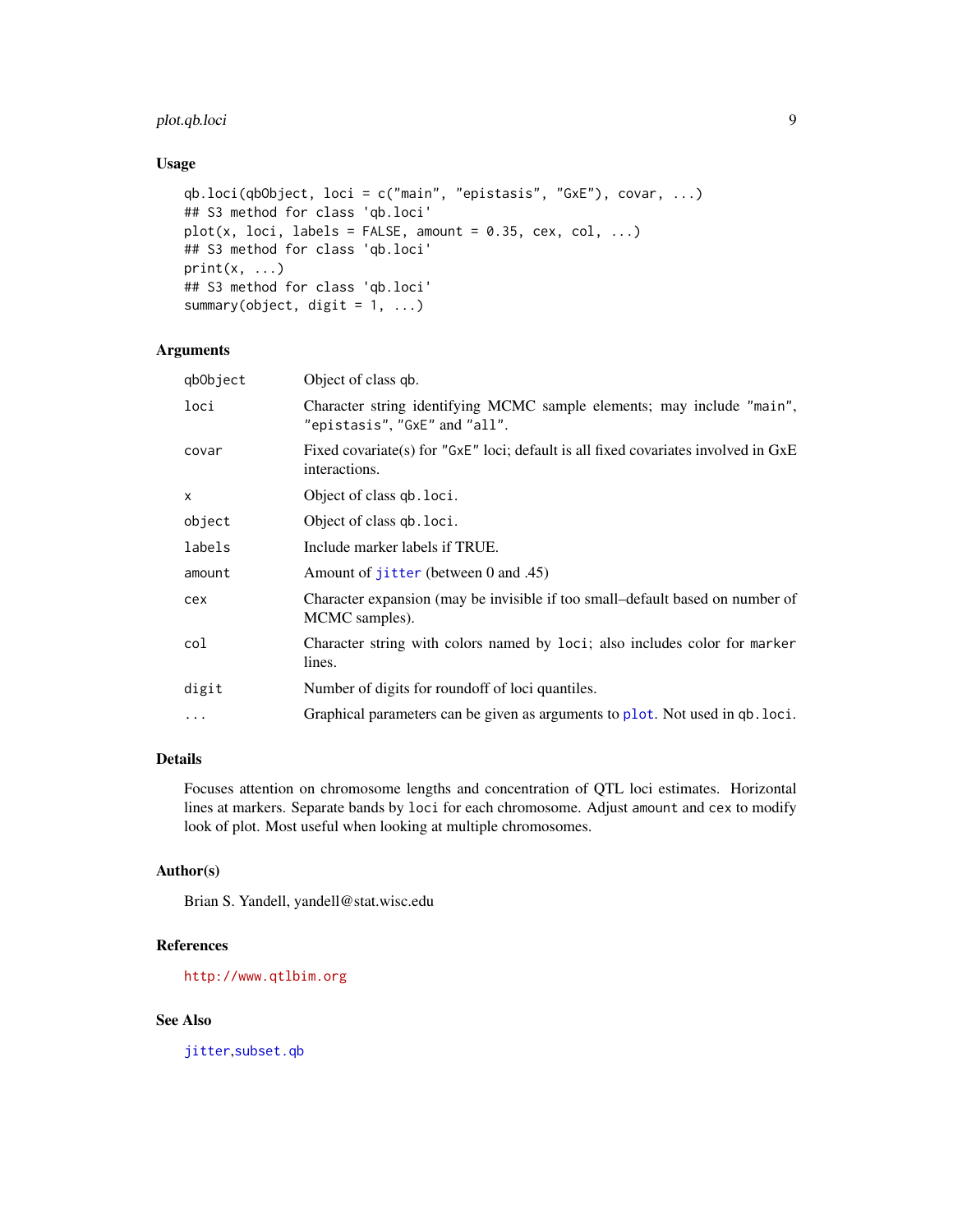### Usage

```
qb.loci(qbObject, loci = c("main", "epistasis", "GxE"), covar, ...)
## S3 method for class 'qb.loci'
plot(x, loci, labels = FALSE, amount = 0.35, cex, col, ...)
## S3 method for class 'qb.loci'
print(x, ...)
## S3 method for class 'qb.loci'
summary(object, digit = 1, ...)
```

### Arguments

| | |
|---|---|
| qbObject | Object of class qb. |
| loci | Character string identifying MCMC sample elements; may include "main", "epistasis", "GxE" and "all". |
| covar | Fixed covariate(s) for "GxE" loci; default is all fixed covariates involved in GxE interactions. |
| x | Object of class qb.loci. |
| object | Object of class qb.loci. |
| labels | Include marker labels if TRUE. |
| amount | Amount of jitter (between 0 and .45) |
| cex | Character expansion (may be invisible if too small–default based on number of MCMC samples). |
| col | Character string with colors named by loci; also includes color for marker lines. |
| digit | Number of digits for roundoff of loci quantiles. |
| ... | Graphical parameters can be given as arguments to plot. Not used in qb.loci. |

### Details

Focuses attention on chromosome lengths and concentration of QTL loci estimates. Horizontal lines at markers. Separate bands by loci for each chromosome. Adjust amount and cex to modify look of plot. Most useful when looking at multiple chromosomes.

### Author(s)

Brian S. Yandell, yandell@stat.wisc.edu

### References

http://www.qtlbim.org

### See Also

jitter,subset.qb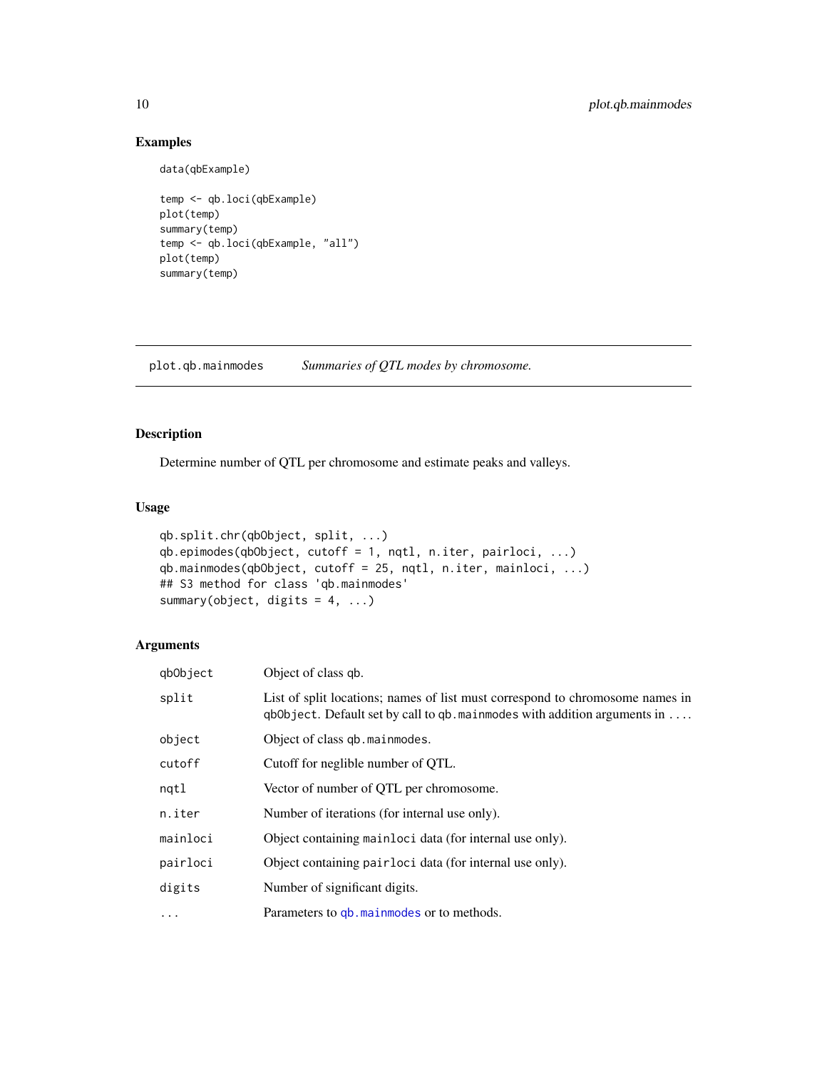## Examples

```
data(qbExample)

temp <- qb.loci(qbExample)
plot(temp)
summary(temp)
temp <- qb.loci(qbExample, "all")
plot(temp)
summary(temp)
```

---

## plot.qb.mainmodes — *Summaries of QTL modes by chromosome.*

### Description

Determine number of QTL per chromosome and estimate peaks and valleys.

### Usage

```
qb.split.chr(qbObject, split, ...)
qb.epimodes(qbObject, cutoff = 1, nqtl, n.iter, pairloci, ...)
qb.mainmodes(qbObject, cutoff = 25, nqtl, n.iter, mainloci, ...)
## S3 method for class 'qb.mainmodes'
summary(object, digits = 4, ...)
```

### Arguments

| | |
|---|---|
| `qbObject` | Object of class qb. |
| `split` | List of split locations; names of list must correspond to chromosome names in `qbObject`. Default set by call to `qb.mainmodes` with addition arguments in `...`. |
| `object` | Object of class `qb.mainmodes`. |
| `cutoff` | Cutoff for neglible number of QTL. |
| `nqtl` | Vector of number of QTL per chromosome. |
| `n.iter` | Number of iterations (for internal use only). |
| `mainloci` | Object containing `mainloci` data (for internal use only). |
| `pairloci` | Object containing `pairloci` data (for internal use only). |
| `digits` | Number of significant digits. |
| `...` | Parameters to `qb.mainmodes` or to methods. |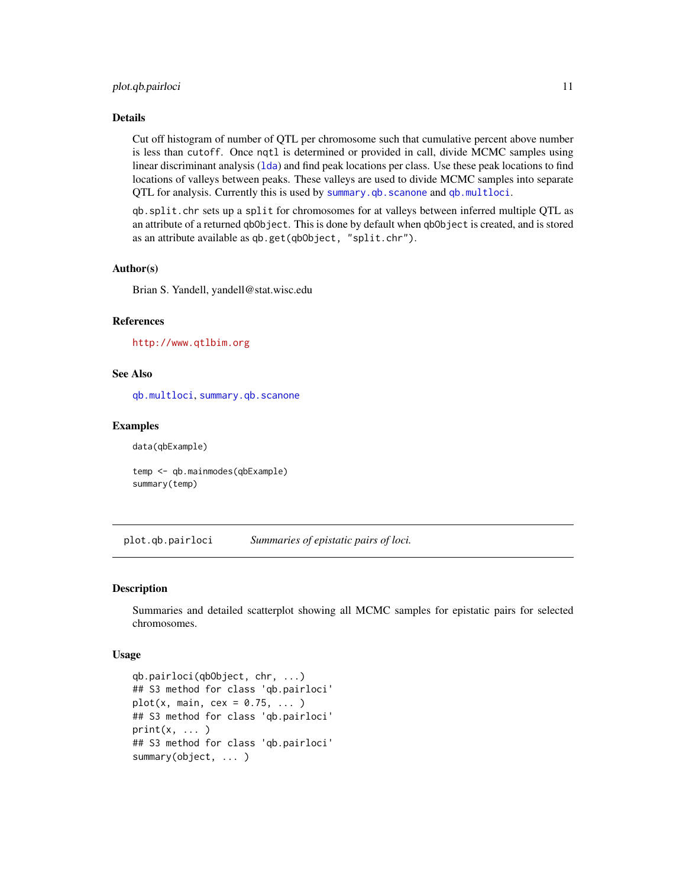## Details

Cut off histogram of number of QTL per chromosome such that cumulative percent above number is less than `cutoff`. Once `nqtl` is determined or provided in call, divide MCMC samples using linear discriminant analysis (`lda`) and find peak locations per class. Use these peak locations to find locations of valleys between peaks. These valleys are used to divide MCMC samples into separate QTL for analysis. Currently this is used by `summary.qb.scanone` and `qb.multloci`.

`qb.split.chr` sets up a `split` for chromosomes for at valleys between inferred multiple QTL as an attribute of a returned `qbObject`. This is done by default when `qbObject` is created, and is stored as an attribute available as `qb.get(qbObject, "split.chr")`.

## Author(s)

Brian S. Yandell, yandell@stat.wisc.edu

## References

http://www.qtlbim.org

## See Also

`qb.multloci`, `summary.qb.scanone`

## Examples

```
data(qbExample)

temp <- qb.mainmodes(qbExample)
summary(temp)
```

---

# plot.qb.pairloci — *Summaries of epistatic pairs of loci.*

## Description

Summaries and detailed scatterplot showing all MCMC samples for epistatic pairs for selected chromosomes.

## Usage

```
qb.pairloci(qbObject, chr, ...)
## S3 method for class 'qb.pairloci'
plot(x, main, cex = 0.75, ... )
## S3 method for class 'qb.pairloci'
print(x, ... )
## S3 method for class 'qb.pairloci'
summary(object, ... )
```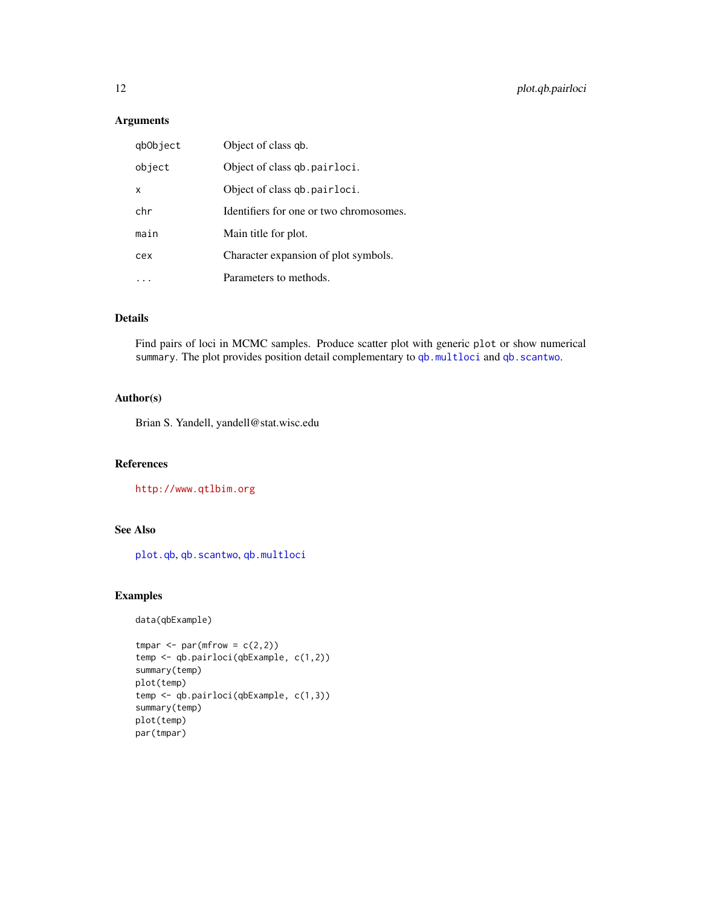## Arguments

| | |
|---|---|
| qbObject | Object of class qb. |
| object | Object of class qb.pairloci. |
| x | Object of class qb.pairloci. |
| chr | Identifiers for one or two chromosomes. |
| main | Main title for plot. |
| cex | Character expansion of plot symbols. |
| ... | Parameters to methods. |

## Details

Find pairs of loci in MCMC samples. Produce scatter plot with generic `plot` or show numerical `summary`. The plot provides position detail complementary to `qb.multloci` and `qb.scantwo`.

## Author(s)

Brian S. Yandell, yandell@stat.wisc.edu

## References

http://www.qtlbim.org

## See Also

`plot.qb`, `qb.scantwo`, `qb.multloci`

## Examples

```
data(qbExample)

tmpar <- par(mfrow = c(2,2))
temp <- qb.pairloci(qbExample, c(1,2))
summary(temp)
plot(temp)
temp <- qb.pairloci(qbExample, c(1,3))
summary(temp)
plot(temp)
par(tmpar)
```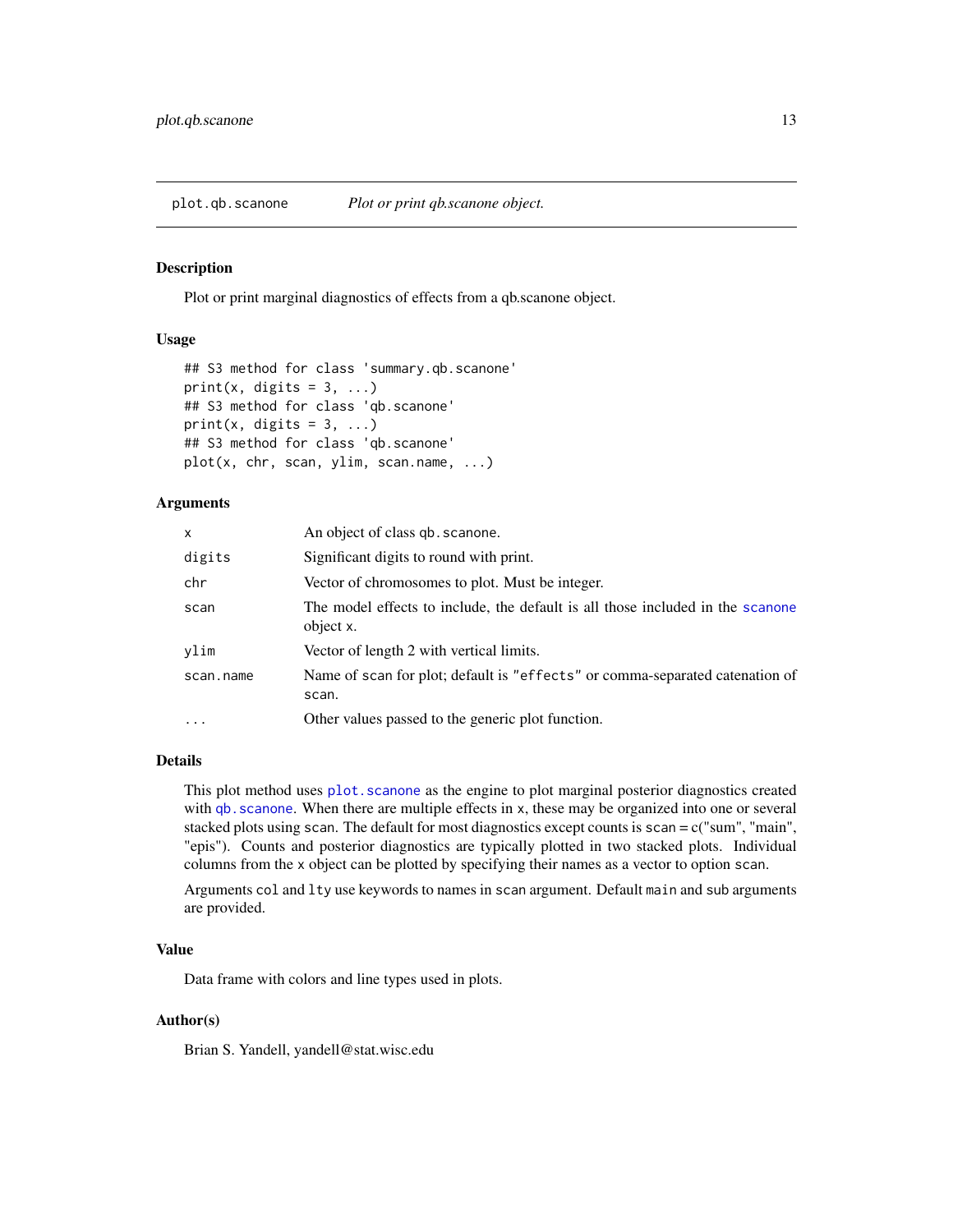plot.qb.scanone *Plot or print qb.scanone object.*

## Description

Plot or print marginal diagnostics of effects from a qb.scanone object.

## Usage

```
## S3 method for class 'summary.qb.scanone'
print(x, digits = 3, ...)
## S3 method for class 'qb.scanone'
print(x, digits = 3, ...)
## S3 method for class 'qb.scanone'
plot(x, chr, scan, ylim, scan.name, ...)
```

## Arguments

| | |
|---|---|
| `x` | An object of class `qb.scanone`. |
| `digits` | Significant digits to round with print. |
| `chr` | Vector of chromosomes to plot. Must be integer. |
| `scan` | The model effects to include, the default is all those included in the `scanone` object `x`. |
| `ylim` | Vector of length 2 with vertical limits. |
| `scan.name` | Name of scan for plot; default is `"effects"` or comma-separated catenation of `scan`. |
| `...` | Other values passed to the generic plot function. |

## Details

This plot method uses `plot.scanone` as the engine to plot marginal posterior diagnostics created with `qb.scanone`. When there are multiple effects in `x`, these may be organized into one or several stacked plots using `scan`. The default for most diagnostics except counts is scan = c("sum", "main", "epis"). Counts and posterior diagnostics are typically plotted in two stacked plots. Individual columns from the `x` object can be plotted by specifying their names as a vector to option `scan`.

Arguments `col` and `lty` use keywords to names in `scan` argument. Default `main` and `sub` arguments are provided.

## Value

Data frame with colors and line types used in plots.

## Author(s)

Brian S. Yandell, yandell@stat.wisc.edu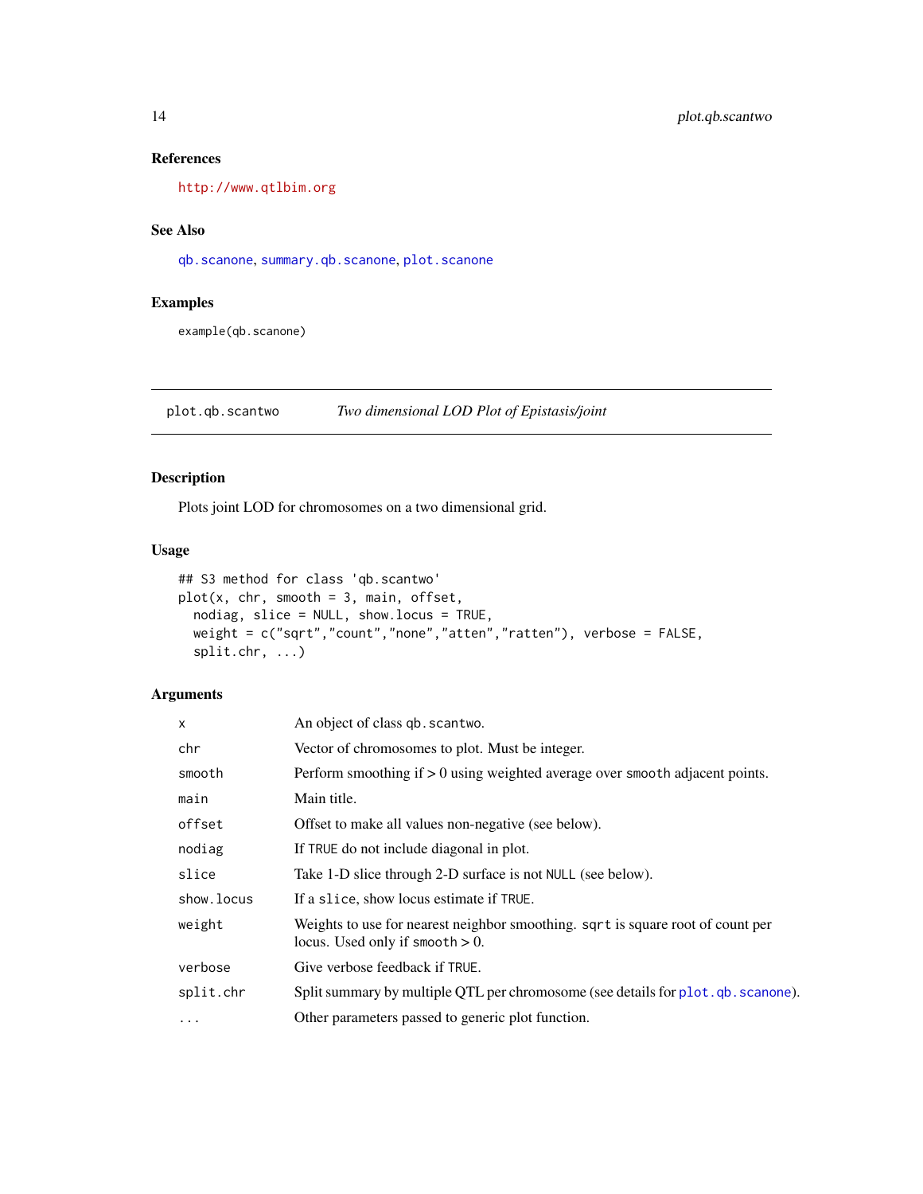### References

http://www.qtlbim.org

### See Also

qb.scanone, summary.qb.scanone, plot.scanone

### Examples

```
example(qb.scanone)
```

---

## plot.qb.scantwo &nbsp;&nbsp;&nbsp; *Two dimensional LOD Plot of Epistasis/joint*

---

### Description

Plots joint LOD for chromosomes on a two dimensional grid.

### Usage

```
## S3 method for class 'qb.scantwo'
plot(x, chr, smooth = 3, main, offset,
  nodiag, slice = NULL, show.locus = TRUE,
  weight = c("sqrt","count","none","atten","ratten"), verbose = FALSE,
  split.chr, ...)
```

### Arguments

| | |
|---|---|
| x | An object of class qb.scantwo. |
| chr | Vector of chromosomes to plot. Must be integer. |
| smooth | Perform smoothing if > 0 using weighted average over smooth adjacent points. |
| main | Main title. |
| offset | Offset to make all values non-negative (see below). |
| nodiag | If TRUE do not include diagonal in plot. |
| slice | Take 1-D slice through 2-D surface is not NULL (see below). |
| show.locus | If a slice, show locus estimate if TRUE. |
| weight | Weights to use for nearest neighbor smoothing. sqrt is square root of count per locus. Used only if smooth > 0. |
| verbose | Give verbose feedback if TRUE. |
| split.chr | Split summary by multiple QTL per chromosome (see details for plot.qb.scanone). |
| ... | Other parameters passed to generic plot function. |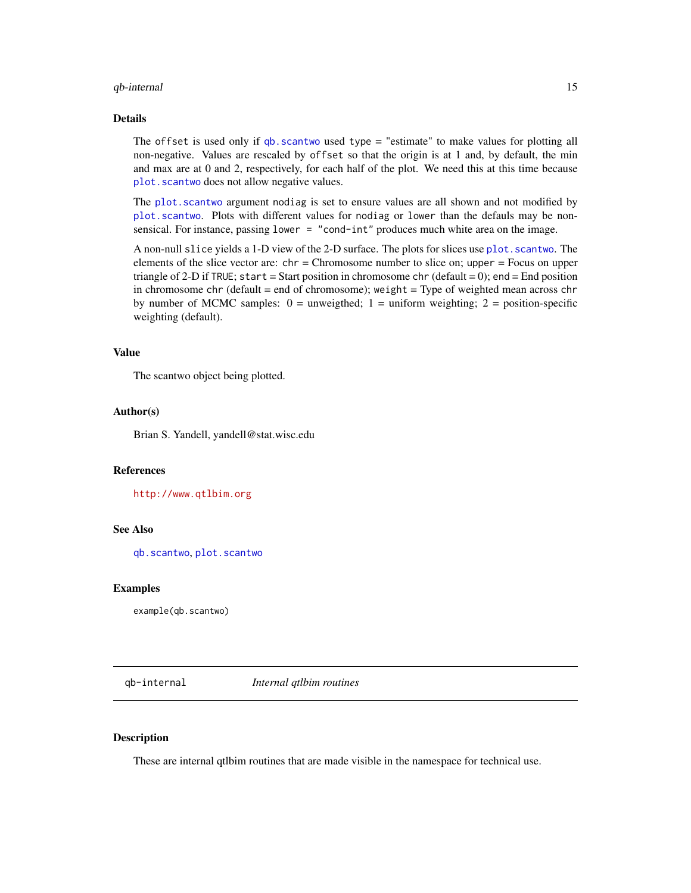### Details

The `offset` is used only if `qb.scantwo` used `type` = "estimate" to make values for plotting all non-negative. Values are rescaled by `offset` so that the origin is at 1 and, by default, the min and max are at 0 and 2, respectively, for each half of the plot. We need this at this time because `plot.scantwo` does not allow negative values.

The `plot.scantwo` argument `nodiag` is set to ensure values are all shown and not modified by `plot.scantwo`. Plots with different values for `nodiag` or `lower` than the defauls may be nonsensical. For instance, passing `lower = "cond-int"` produces much white area on the image.

A non-null `slice` yields a 1-D view of the 2-D surface. The plots for slices use `plot.scantwo`. The elements of the slice vector are: `chr` = Chromosome number to slice on; `upper` = Focus on upper triangle of 2-D if `TRUE`; `start` = Start position in chromosome `chr` (default = 0); `end` = End position in chromosome `chr` (default = end of chromosome); `weight` = Type of weighted mean across `chr` by number of MCMC samples: 0 = unweigthed; 1 = uniform weighting; 2 = position-specific weighting (default).

### Value

The scantwo object being plotted.

### Author(s)

Brian S. Yandell, yandell@stat.wisc.edu

### References

http://www.qtlbim.org

### See Also

`qb.scantwo`, `plot.scantwo`

### Examples

```
example(qb.scantwo)
```

---

## qb-internal *Internal qtlbim routines*

---

### Description

These are internal qtlbim routines that are made visible in the namespace for technical use.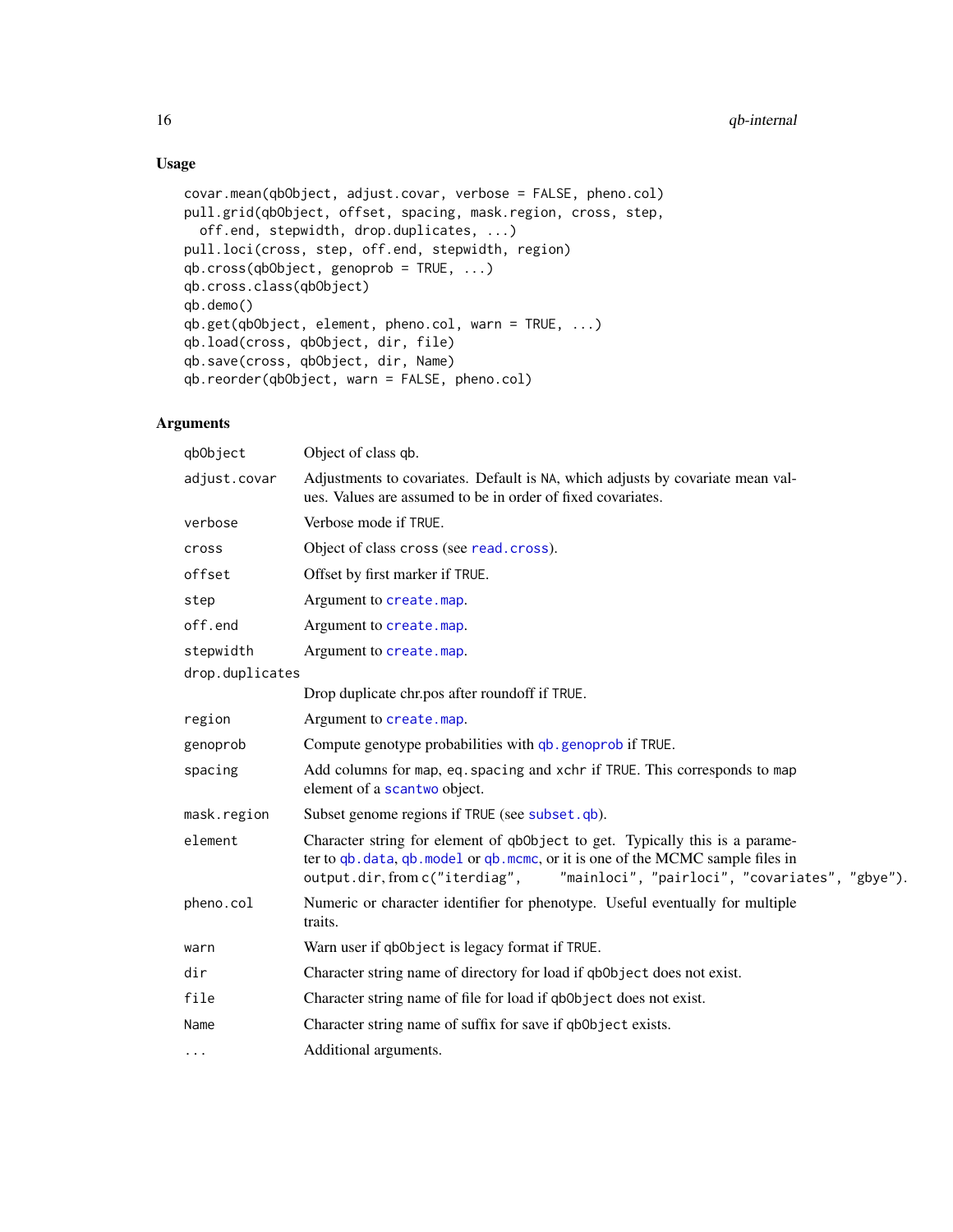## Usage

```
covar.mean(qbObject, adjust.covar, verbose = FALSE, pheno.col)
pull.grid(qbObject, offset, spacing, mask.region, cross, step,
  off.end, stepwidth, drop.duplicates, ...)
pull.loci(cross, step, off.end, stepwidth, region)
qb.cross(qbObject, genoprob = TRUE, ...)
qb.cross.class(qbObject)
qb.demo()
qb.get(qbObject, element, pheno.col, warn = TRUE, ...)
qb.load(cross, qbObject, dir, file)
qb.save(cross, qbObject, dir, Name)
qb.reorder(qbObject, warn = FALSE, pheno.col)
```

## Arguments

| | |
|---|---|
| qbObject | Object of class qb. |
| adjust.covar | Adjustments to covariates. Default is NA, which adjusts by covariate mean values. Values are assumed to be in order of fixed covariates. |
| verbose | Verbose mode if TRUE. |
| cross | Object of class cross (see read.cross). |
| offset | Offset by first marker if TRUE. |
| step | Argument to create.map. |
| off.end | Argument to create.map. |
| stepwidth | Argument to create.map. |
| drop.duplicates | Drop duplicate chr.pos after roundoff if TRUE. |
| region | Argument to create.map. |
| genoprob | Compute genotype probabilities with qb.genoprob if TRUE. |
| spacing | Add columns for map, eq.spacing and xchr if TRUE. This corresponds to map element of a scantwo object. |
| mask.region | Subset genome regions if TRUE (see subset.qb). |
| element | Character string for element of qbObject to get. Typically this is a parameter to qb.data, qb.model or qb.mcmc, or it is one of the MCMC sample files in output.dir, from c("iterdiag", "mainloci", "pairloci", "covariates", "gbye"). |
| pheno.col | Numeric or character identifier for phenotype. Useful eventually for multiple traits. |
| warn | Warn user if qbObject is legacy format if TRUE. |
| dir | Character string name of directory for load if qbObject does not exist. |
| file | Character string name of file for load if qbObject does not exist. |
| Name | Character string name of suffix for save if qbObject exists. |
| ... | Additional arguments. |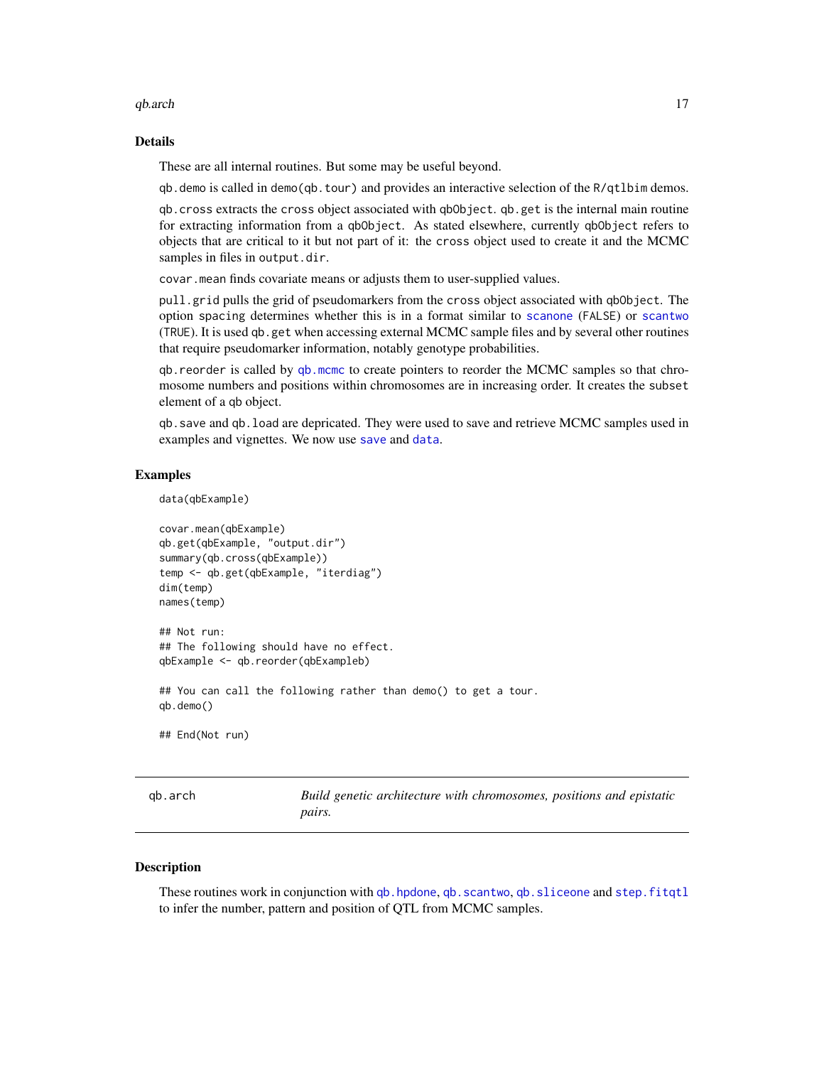## Details

These are all internal routines. But some may be useful beyond.

`qb.demo` is called in `demo(qb.tour)` and provides an interactive selection of the `R/qtlbim` demos.

`qb.cross` extracts the `cross` object associated with `qbObject`. `qb.get` is the internal main routine for extracting information from a `qbObject`. As stated elsewhere, currently `qbObject` refers to objects that are critical to it but not part of it: the `cross` object used to create it and the MCMC samples in files in `output.dir`.

`covar.mean` finds covariate means or adjusts them to user-supplied values.

`pull.grid` pulls the grid of pseudomarkers from the `cross` object associated with `qbObject`. The option `spacing` determines whether this is in a format similar to `scanone` (`FALSE`) or `scantwo` (`TRUE`). It is used `qb.get` when accessing external MCMC sample files and by several other routines that require pseudomarker information, notably genotype probabilities.

`qb.reorder` is called by `qb.mcmc` to create pointers to reorder the MCMC samples so that chromosome numbers and positions within chromosomes are in increasing order. It creates the `subset` element of a qb object.

`qb.save` and `qb.load` are depricated. They were used to save and retrieve MCMC samples used in examples and vignettes. We now use `save` and `data`.

## Examples

```
data(qbExample)

covar.mean(qbExample)
qb.get(qbExample, "output.dir")
summary(qb.cross(qbExample))
temp <- qb.get(qbExample, "iterdiag")
dim(temp)
names(temp)

## Not run:
## The following should have no effect.
qbExample <- qb.reorder(qbExampleb)

## You can call the following rather than demo() to get a tour.
qb.demo()

## End(Not run)
```

---

# qb.arch — *Build genetic architecture with chromosomes, positions and epistatic pairs.*

## Description

These routines work in conjunction with `qb.hpdone`, `qb.scantwo`, `qb.sliceone` and `step.fitqtl` to infer the number, pattern and position of QTL from MCMC samples.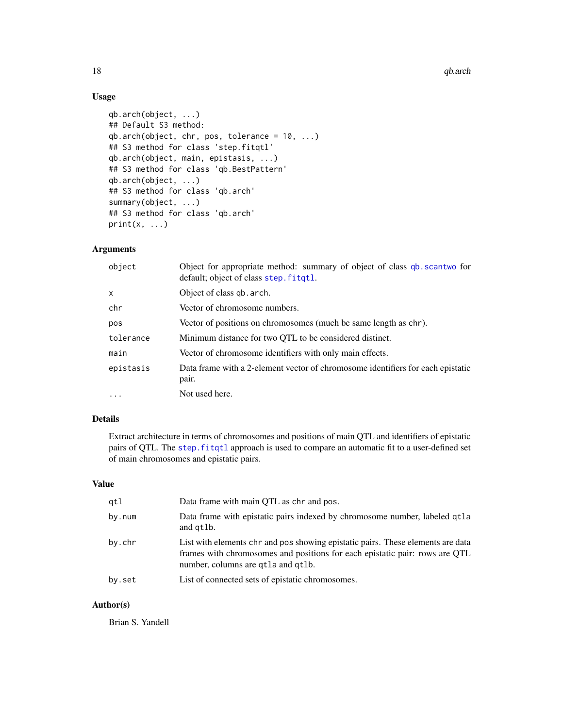## Usage

```
qb.arch(object, ...)
## Default S3 method:
qb.arch(object, chr, pos, tolerance = 10, ...)
## S3 method for class 'step.fitqtl'
qb.arch(object, main, epistasis, ...)
## S3 method for class 'qb.BestPattern'
qb.arch(object, ...)
## S3 method for class 'qb.arch'
summary(object, ...)
## S3 method for class 'qb.arch'
print(x, ...)
```

## Arguments

| | |
|---|---|
| object | Object for appropriate method: summary of object of class qb.scantwo for default; object of class step.fitqtl. |
| x | Object of class qb.arch. |
| chr | Vector of chromosome numbers. |
| pos | Vector of positions on chromosomes (much be same length as chr). |
| tolerance | Minimum distance for two QTL to be considered distinct. |
| main | Vector of chromosome identifiers with only main effects. |
| epistasis | Data frame with a 2-element vector of chromosome identifiers for each epistatic pair. |
| ... | Not used here. |

## Details

Extract architecture in terms of chromosomes and positions of main QTL and identifiers of epistatic pairs of QTL. The step.fitqtl approach is used to compare an automatic fit to a user-defined set of main chromosomes and epistatic pairs.

## Value

| | |
|---|---|
| qtl | Data frame with main QTL as chr and pos. |
| by.num | Data frame with epistatic pairs indexed by chromosome number, labeled qtla and qtlb. |
| by.chr | List with elements chr and pos showing epistatic pairs. These elements are data frames with chromosomes and positions for each epistatic pair: rows are QTL number, columns are qtla and qtlb. |
| by.set | List of connected sets of epistatic chromosomes. |

## Author(s)

Brian S. Yandell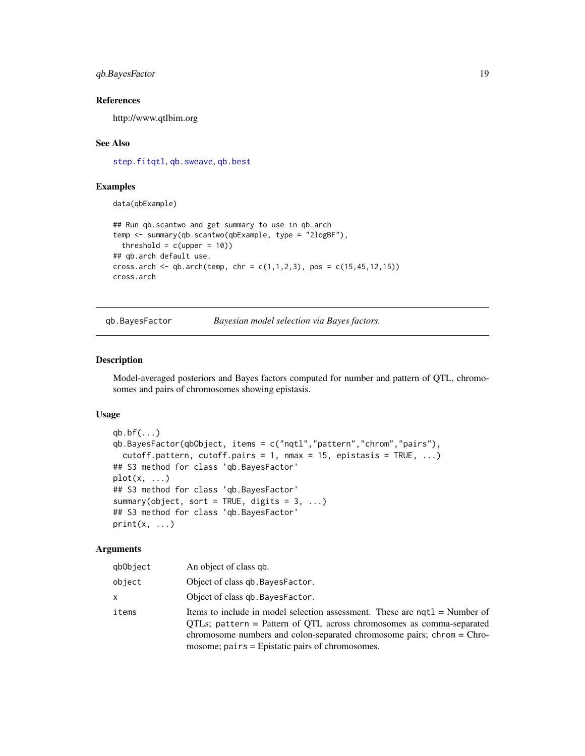### References

http://www.qtlbim.org

### See Also

`step.fitqtl`, `qb.sweave`, `qb.best`

### Examples

```
data(qbExample)

## Run qb.scantwo and get summary to use in qb.arch
temp <- summary(qb.scantwo(qbExample, type = "2logBF"),
  threshold = c(upper = 10))
## qb.arch default use.
cross.arch <- qb.arch(temp, chr = c(1,1,2,3), pos = c(15,45,12,15))
cross.arch
```

---

## qb.BayesFactor — *Bayesian model selection via Bayes factors.*

### Description

Model-averaged posteriors and Bayes factors computed for number and pattern of QTL, chromosomes and pairs of chromosomes showing epistasis.

### Usage

```
qb.bf(...)
qb.BayesFactor(qbObject, items = c("nqtl","pattern","chrom","pairs"),
  cutoff.pattern, cutoff.pairs = 1, nmax = 15, epistasis = TRUE, ...)
## S3 method for class 'qb.BayesFactor'
plot(x, ...)
## S3 method for class 'qb.BayesFactor'
summary(object, sort = TRUE, digits = 3, ...)
## S3 method for class 'qb.BayesFactor'
print(x, ...)
```

### Arguments

| | |
|---|---|
| `qbObject` | An object of class qb. |
| `object` | Object of class `qb.BayesFactor`. |
| `x` | Object of class `qb.BayesFactor`. |
| `items` | Items to include in model selection assessment. These are `nqtl` = Number of QTLs; `pattern` = Pattern of QTL across chromosomes as comma-separated chromosome numbers and colon-separated chromosome pairs; `chrom` = Chromosome; `pairs` = Epistatic pairs of chromosomes. |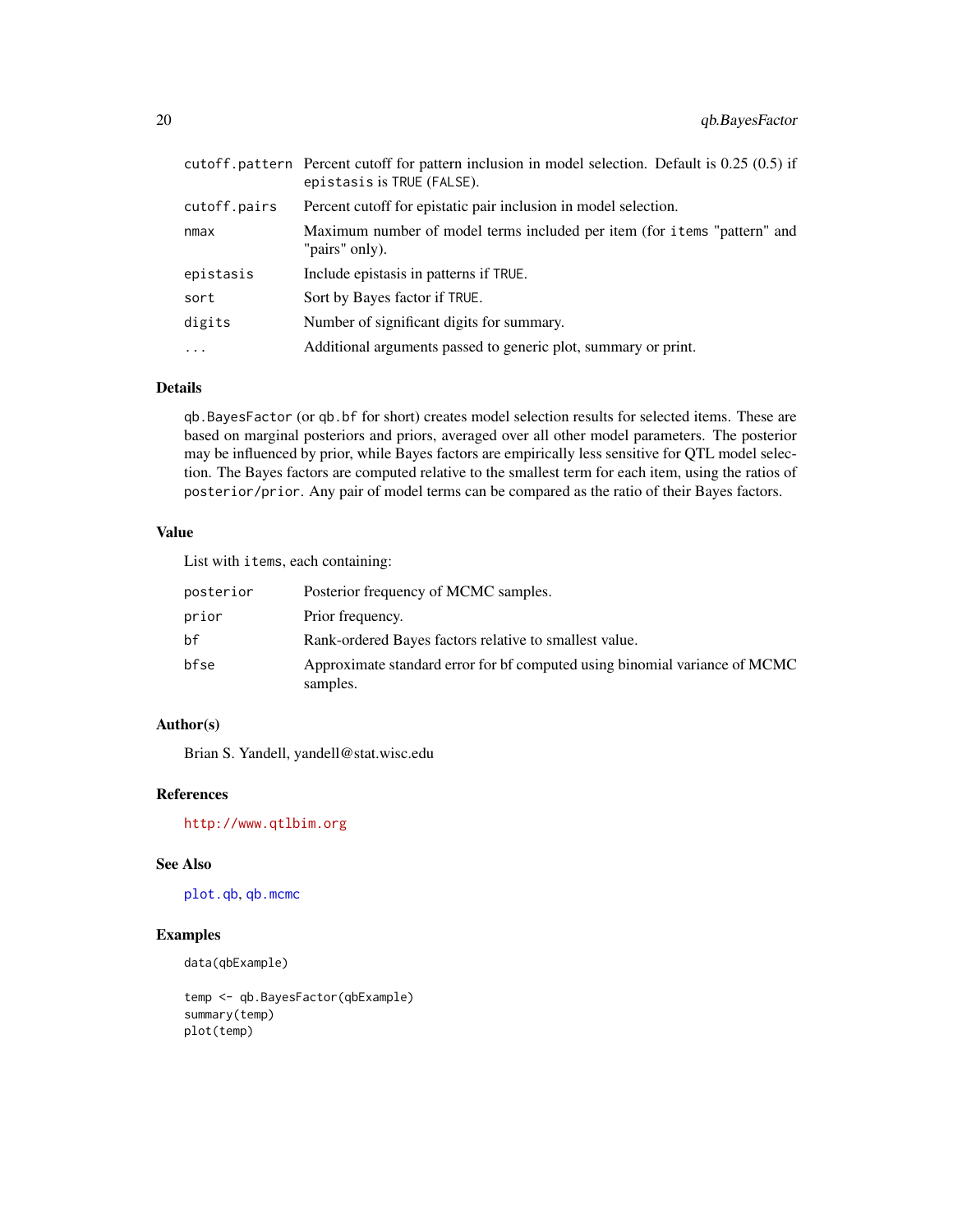| | |
|---|---|
| cutoff.pattern | Percent cutoff for pattern inclusion in model selection. Default is 0.25 (0.5) if epistasis is TRUE (FALSE). |
| cutoff.pairs | Percent cutoff for epistatic pair inclusion in model selection. |
| nmax | Maximum number of model terms included per item (for items "pattern" and "pairs" only). |
| epistasis | Include epistasis in patterns if TRUE. |
| sort | Sort by Bayes factor if TRUE. |
| digits | Number of significant digits for summary. |
| ... | Additional arguments passed to generic plot, summary or print. |

## Details

qb.BayesFactor (or qb.bf for short) creates model selection results for selected items. These are based on marginal posteriors and priors, averaged over all other model parameters. The posterior may be influenced by prior, while Bayes factors are empirically less sensitive for QTL model selection. The Bayes factors are computed relative to the smallest term for each item, using the ratios of posterior/prior. Any pair of model terms can be compared as the ratio of their Bayes factors.

## Value

List with items, each containing:

| | |
|---|---|
| posterior | Posterior frequency of MCMC samples. |
| prior | Prior frequency. |
| bf | Rank-ordered Bayes factors relative to smallest value. |
| bfse | Approximate standard error for bf computed using binomial variance of MCMC samples. |

## Author(s)

Brian S. Yandell, yandell@stat.wisc.edu

## References

http://www.qtlbim.org

## See Also

plot.qb, qb.mcmc

## Examples

```
data(qbExample)

temp <- qb.BayesFactor(qbExample)
summary(temp)
plot(temp)
```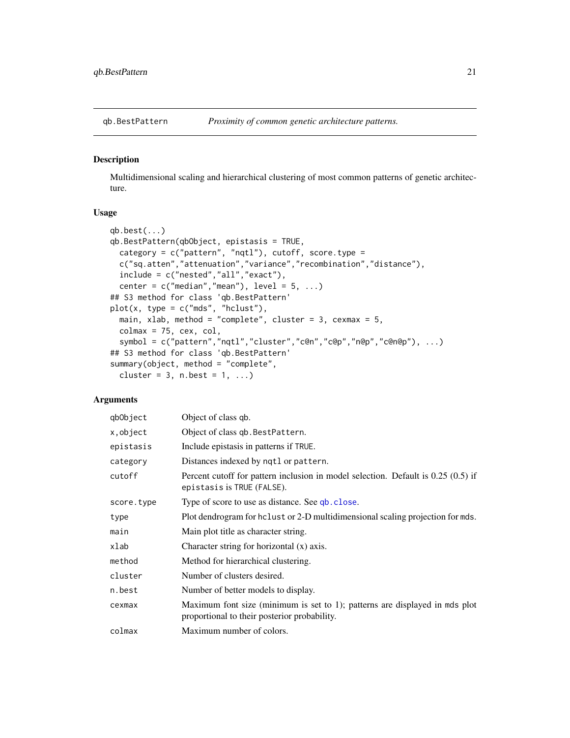qb.BestPattern *Proximity of common genetic architecture patterns.*

## Description

Multidimensional scaling and hierarchical clustering of most common patterns of genetic architecture.

## Usage

```
qb.best(...)
qb.BestPattern(qbObject, epistasis = TRUE,
  category = c("pattern", "nqtl"), cutoff, score.type =
  c("sq.atten","attenuation","variance","recombination","distance"),
  include = c("nested","all","exact"),
  center = c("median","mean"), level = 5, ...)
## S3 method for class 'qb.BestPattern'
plot(x, type = c("mds", "hclust"),
  main, xlab, method = "complete", cluster = 3, cexmax = 5,
  colmax = 75, cex, col,
  symbol = c("pattern","nqtl","cluster","c@n","c@p","n@p","c@n@p"), ...)
## S3 method for class 'qb.BestPattern'
summary(object, method = "complete",
  cluster = 3, n.best = 1, ...)
```

## Arguments

| | |
|---|---|
| qbObject | Object of class qb. |
| x,object | Object of class qb.BestPattern. |
| epistasis | Include epistasis in patterns if TRUE. |
| category | Distances indexed by nqtl or pattern. |
| cutoff | Percent cutoff for pattern inclusion in model selection. Default is 0.25 (0.5) if epistasis is TRUE (FALSE). |
| score.type | Type of score to use as distance. See qb.close. |
| type | Plot dendrogram for hclust or 2-D multidimensional scaling projection for mds. |
| main | Main plot title as character string. |
| xlab | Character string for horizontal (x) axis. |
| method | Method for hierarchical clustering. |
| cluster | Number of clusters desired. |
| n.best | Number of better models to display. |
| cexmax | Maximum font size (minimum is set to 1); patterns are displayed in mds plot proportional to their posterior probability. |
| colmax | Maximum number of colors. |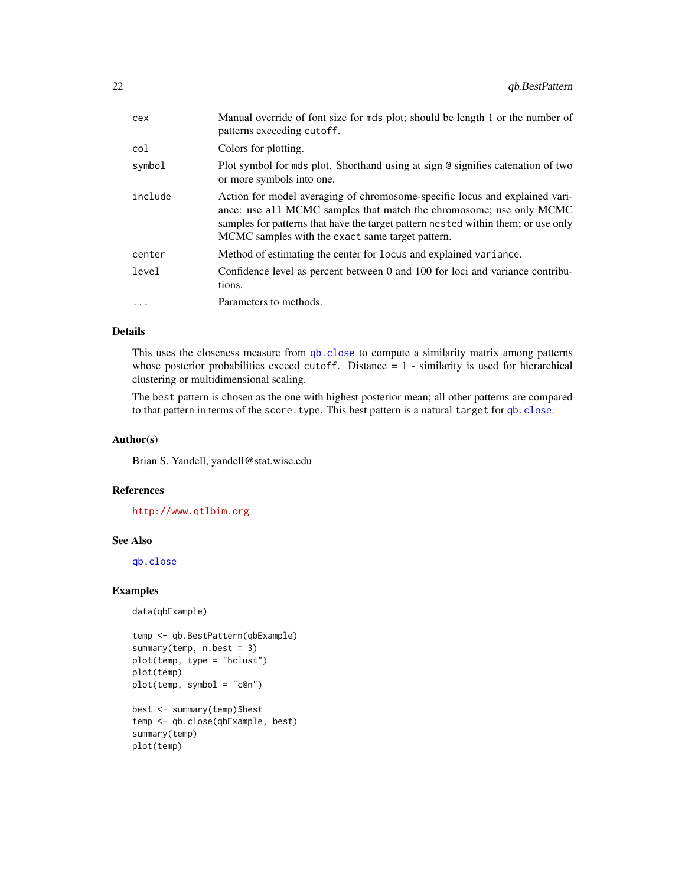| | |
|---|---|
| cex | Manual override of font size for mds plot; should be length 1 or the number of patterns exceeding cutoff. |
| col | Colors for plotting. |
| symbol | Plot symbol for mds plot. Shorthand using at sign @ signifies catenation of two or more symbols into one. |
| include | Action for model averaging of chromosome-specific locus and explained variance: use all MCMC samples that match the chromosome; use only MCMC samples for patterns that have the target pattern nested within them; or use only MCMC samples with the exact same target pattern. |
| center | Method of estimating the center for locus and explained variance. |
| level | Confidence level as percent between 0 and 100 for loci and variance contributions. |
| ... | Parameters to methods. |

## Details

This uses the closeness measure from qb.close to compute a similarity matrix among patterns whose posterior probabilities exceed cutoff. Distance = 1 - similarity is used for hierarchical clustering or multidimensional scaling.

The best pattern is chosen as the one with highest posterior mean; all other patterns are compared to that pattern in terms of the score.type. This best pattern is a natural target for qb.close.

## Author(s)

Brian S. Yandell, yandell@stat.wisc.edu

## References

http://www.qtlbim.org

## See Also

qb.close

## Examples

```
data(qbExample)

temp <- qb.BestPattern(qbExample)
summary(temp, n.best = 3)
plot(temp, type = "hclust")
plot(temp)
plot(temp, symbol = "c@n")

best <- summary(temp)$best
temp <- qb.close(qbExample, best)
summary(temp)
plot(temp)
```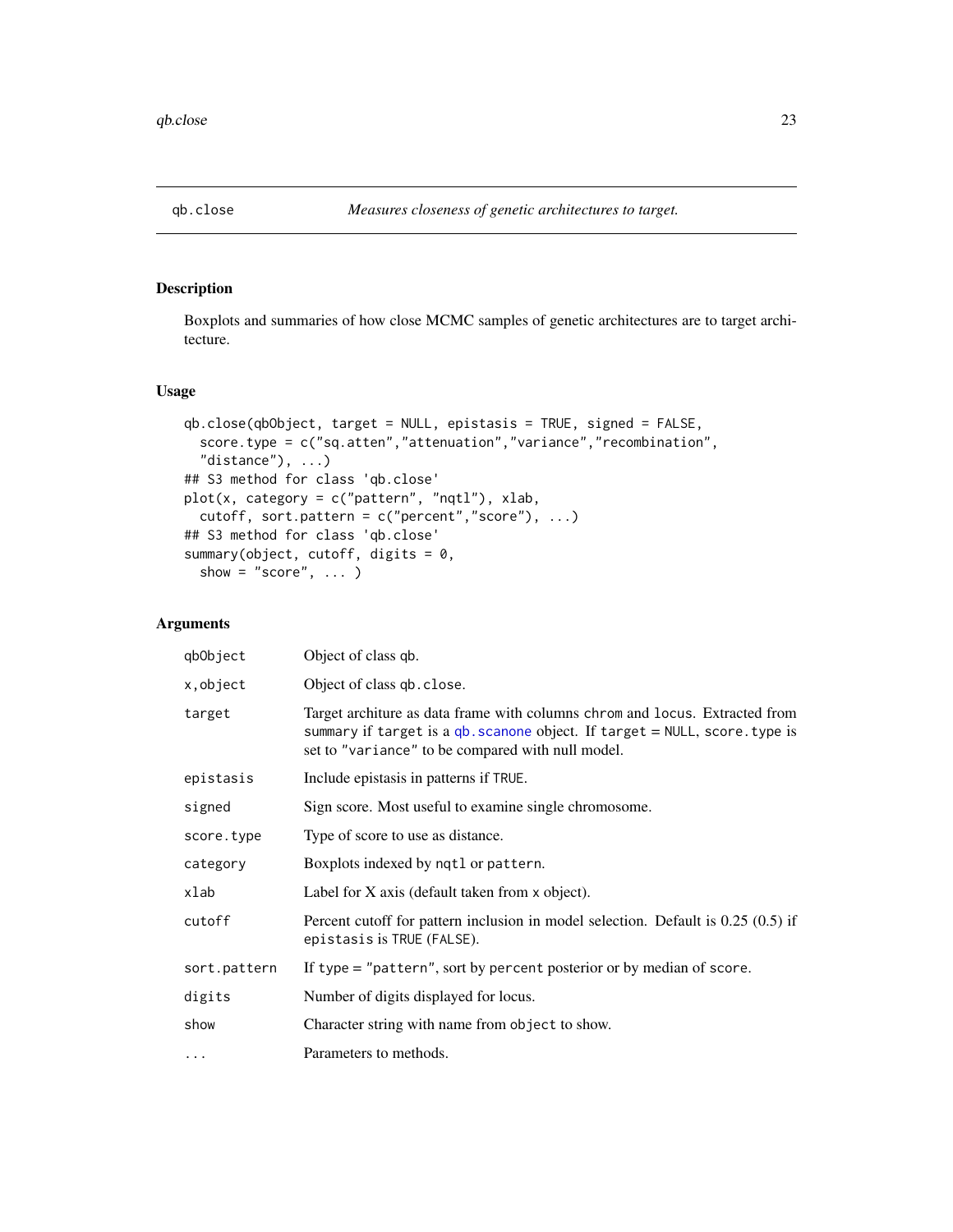## qb.close

*Measures closeness of genetic architectures to target.*

### Description

Boxplots and summaries of how close MCMC samples of genetic architectures are to target architecture.

### Usage

```
qb.close(qbObject, target = NULL, epistasis = TRUE, signed = FALSE,
  score.type = c("sq.atten","attenuation","variance","recombination",
  "distance"), ...)
## S3 method for class 'qb.close'
plot(x, category = c("pattern", "nqtl"), xlab,
  cutoff, sort.pattern = c("percent","score"), ...)
## S3 method for class 'qb.close'
summary(object, cutoff, digits = 0,
  show = "score", ... )
```

### Arguments

| | |
|---|---|
| `qbObject` | Object of class qb. |
| `x,object` | Object of class `qb.close`. |
| `target` | Target architure as data frame with columns `chrom` and `locus`. Extracted from `summary` if `target` is a `qb.scanone` object. If `target` = `NULL`, `score.type` is set to `"variance"` to be compared with null model. |
| `epistasis` | Include epistasis in patterns if `TRUE`. |
| `signed` | Sign score. Most useful to examine single chromosome. |
| `score.type` | Type of score to use as distance. |
| `category` | Boxplots indexed by `nqtl` or `pattern`. |
| `xlab` | Label for X axis (default taken from `x` object). |
| `cutoff` | Percent cutoff for pattern inclusion in model selection. Default is 0.25 (0.5) if `epistasis` is `TRUE` (`FALSE`). |
| `sort.pattern` | If `type` = `"pattern"`, sort by `percent` posterior or by median of `score`. |
| `digits` | Number of digits displayed for locus. |
| `show` | Character string with name from `object` to show. |
| `...` | Parameters to methods. |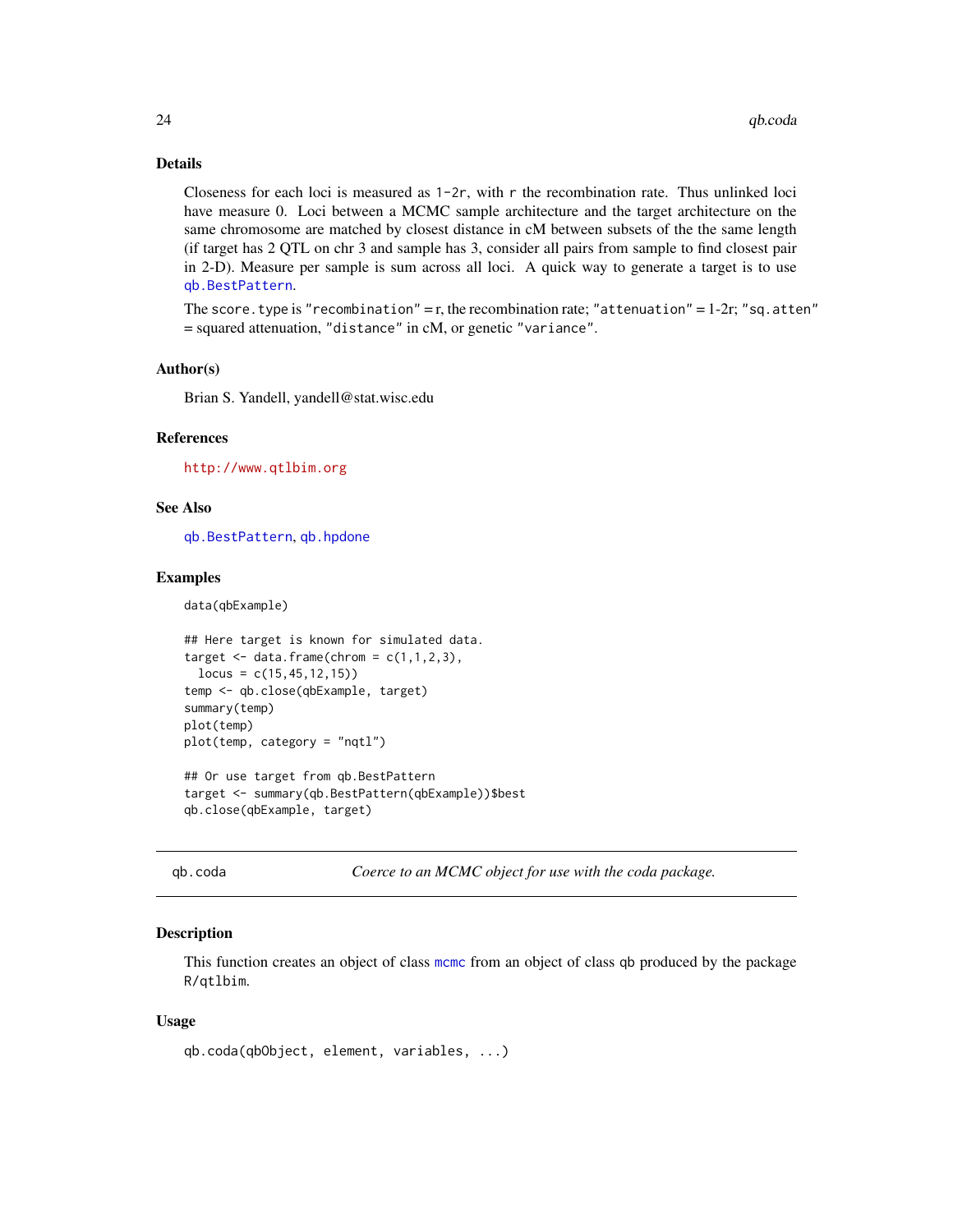### Details

Closeness for each loci is measured as `1-2r`, with `r` the recombination rate. Thus unlinked loci have measure 0. Loci between a MCMC sample architecture and the target architecture on the same chromosome are matched by closest distance in cM between subsets of the the same length (if target has 2 QTL on chr 3 and sample has 3, consider all pairs from sample to find closest pair in 2-D). Measure per sample is sum across all loci. A quick way to generate a target is to use `qb.BestPattern`.

The `score.type` is `"recombination"` = r, the recombination rate; `"attenuation"` = 1-2r; `"sq.atten"` = squared attenuation, `"distance"` in cM, or genetic `"variance"`.

### Author(s)

Brian S. Yandell, yandell@stat.wisc.edu

### References

http://www.qtlbim.org

### See Also

`qb.BestPattern`, `qb.hpdone`

### Examples

```
data(qbExample)

## Here target is known for simulated data.
target <- data.frame(chrom = c(1,1,2,3),
  locus = c(15,45,12,15))
temp <- qb.close(qbExample, target)
summary(temp)
plot(temp)
plot(temp, category = "nqtl")

## Or use target from qb.BestPattern
target <- summary(qb.BestPattern(qbExample))$best
qb.close(qbExample, target)
```

---

## qb.coda — *Coerce to an MCMC object for use with the coda package.*

### Description

This function creates an object of class `mcmc` from an object of class qb produced by the package `R/qtlbim`.

### Usage

```
qb.coda(qbObject, element, variables, ...)
```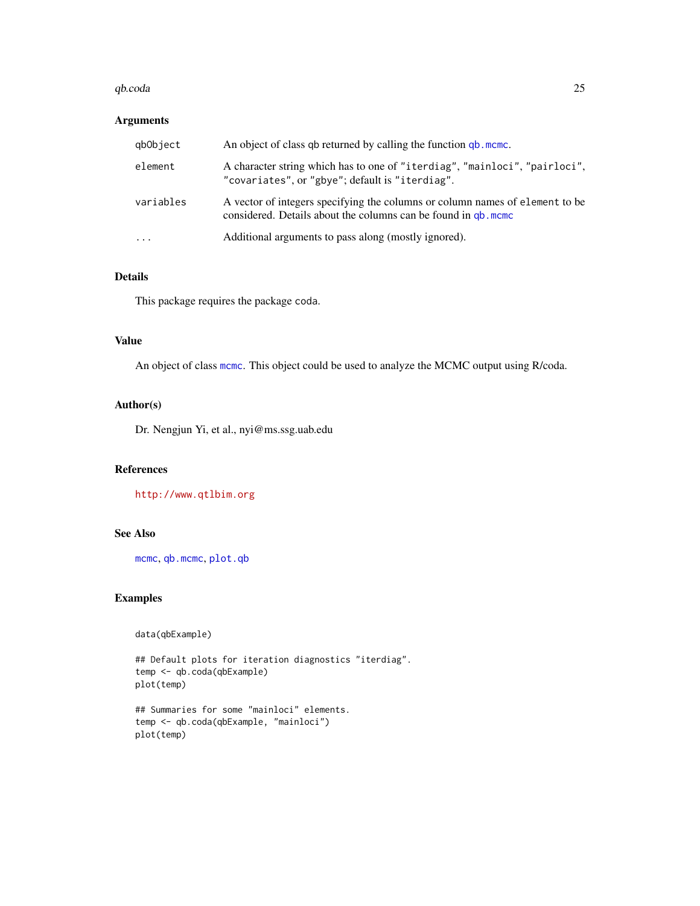## Arguments

| | |
|---|---|
| qbObject | An object of class qb returned by calling the function qb.mcmc. |
| element | A character string which has to one of "iterdiag", "mainloci", "pairloci", "covariates", or "gbye"; default is "iterdiag". |
| variables | A vector of integers specifying the columns or column names of element to be considered. Details about the columns can be found in qb.mcmc |
| ... | Additional arguments to pass along (mostly ignored). |

## Details

This package requires the package coda.

## Value

An object of class mcmc. This object could be used to analyze the MCMC output using R/coda.

## Author(s)

Dr. Nengjun Yi, et al., nyi@ms.ssg.uab.edu

## References

http://www.qtlbim.org

## See Also

mcmc, qb.mcmc, plot.qb

## Examples

```
data(qbExample)

## Default plots for iteration diagnostics "iterdiag".
temp <- qb.coda(qbExample)
plot(temp)

## Summaries for some "mainloci" elements.
temp <- qb.coda(qbExample, "mainloci")
plot(temp)
```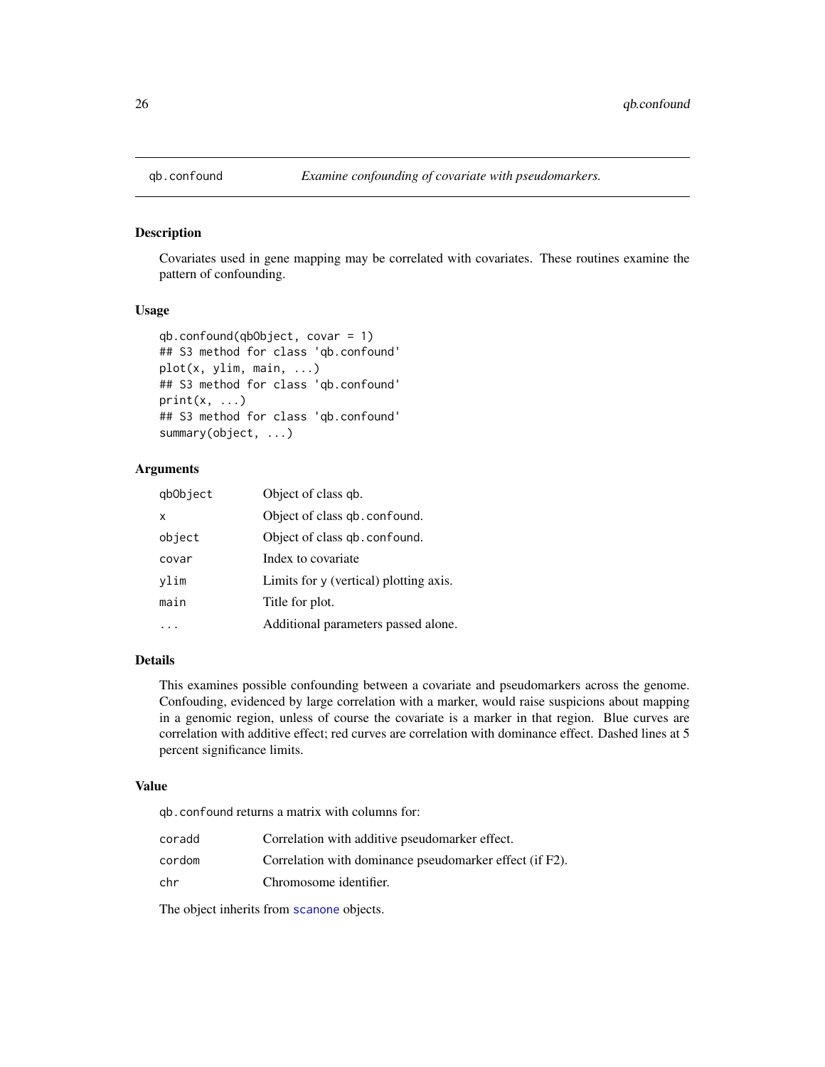## qb.confound — *Examine confounding of covariate with pseudomarkers.*

### Description

Covariates used in gene mapping may be correlated with covariates. These routines examine the pattern of confounding.

### Usage

```
qb.confound(qbObject, covar = 1)
## S3 method for class 'qb.confound'
plot(x, ylim, main, ...)
## S3 method for class 'qb.confound'
print(x, ...)
## S3 method for class 'qb.confound'
summary(object, ...)
```

### Arguments

| | |
|---|---|
| qbObject | Object of class qb. |
| x | Object of class qb.confound. |
| object | Object of class qb.confound. |
| covar | Index to covariate |
| ylim | Limits for y (vertical) plotting axis. |
| main | Title for plot. |
| ... | Additional parameters passed alone. |

### Details

This examines possible confounding between a covariate and pseudomarkers across the genome. Confouding, evidenced by large correlation with a marker, would raise suspicions about mapping in a genomic region, unless of course the covariate is a marker in that region. Blue curves are correlation with additive effect; red curves are correlation with dominance effect. Dashed lines at 5 percent significance limits.

### Value

qb.confound returns a matrix with columns for:

| | |
|---|---|
| coradd | Correlation with additive pseudomarker effect. |
| cordom | Correlation with dominance pseudomarker effect (if F2). |
| chr | Chromosome identifier. |

The object inherits from scanone objects.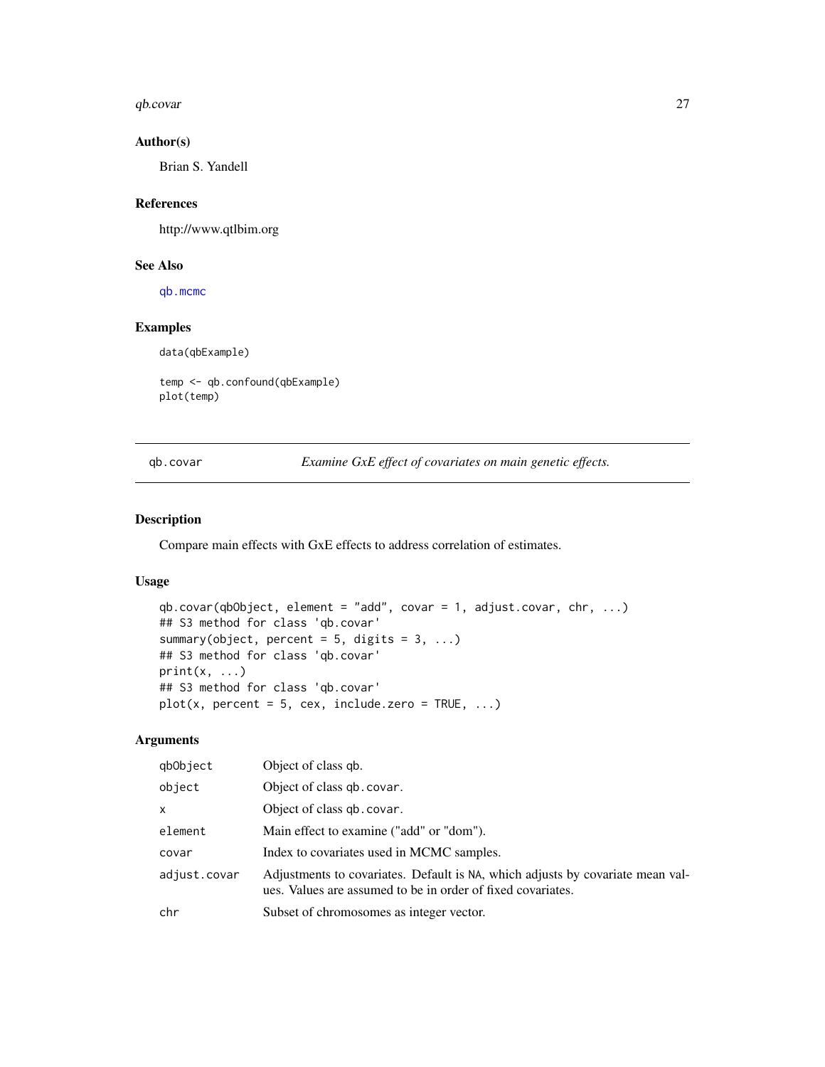## Author(s)

Brian S. Yandell

## References

http://www.qtlbim.org

## See Also

qb.mcmc

## Examples

```
data(qbExample)

temp <- qb.confound(qbExample)
plot(temp)
```

---

# qb.covar — *Examine GxE effect of covariates on main genetic effects.*

## Description

Compare main effects with GxE effects to address correlation of estimates.

## Usage

```
qb.covar(qbObject, element = "add", covar = 1, adjust.covar, chr, ...)
## S3 method for class 'qb.covar'
summary(object, percent = 5, digits = 3, ...)
## S3 method for class 'qb.covar'
print(x, ...)
## S3 method for class 'qb.covar'
plot(x, percent = 5, cex, include.zero = TRUE, ...)
```

## Arguments

| | |
|---|---|
| qbObject | Object of class qb. |
| object | Object of class qb.covar. |
| x | Object of class qb.covar. |
| element | Main effect to examine ("add" or "dom"). |
| covar | Index to covariates used in MCMC samples. |
| adjust.covar | Adjustments to covariates. Default is NA, which adjusts by covariate mean values. Values are assumed to be in order of fixed covariates. |
| chr | Subset of chromosomes as integer vector. |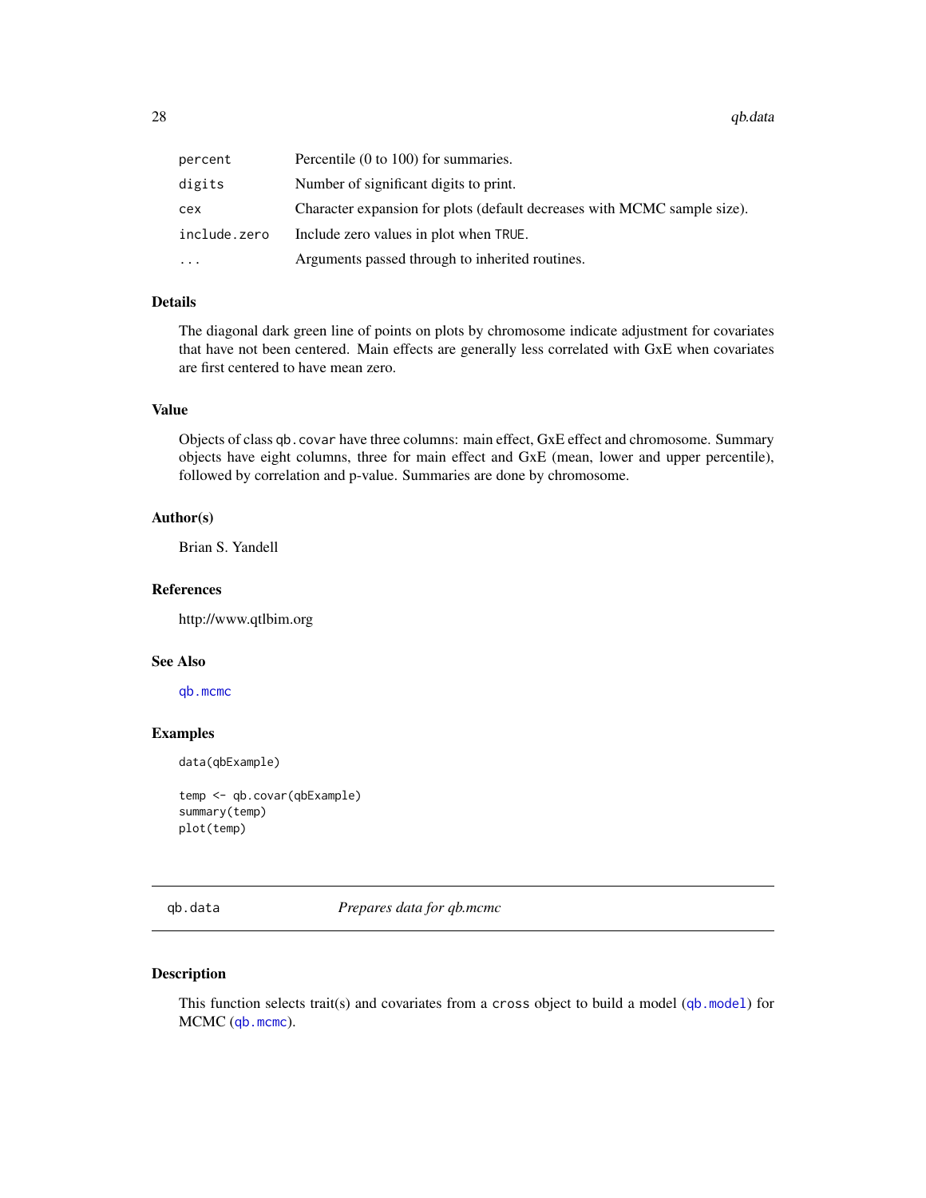| | |
|---|---|
| percent | Percentile (0 to 100) for summaries. |
| digits | Number of significant digits to print. |
| cex | Character expansion for plots (default decreases with MCMC sample size). |
| include.zero | Include zero values in plot when TRUE. |
| ... | Arguments passed through to inherited routines. |

### Details

The diagonal dark green line of points on plots by chromosome indicate adjustment for covariates that have not been centered. Main effects are generally less correlated with GxE when covariates are first centered to have mean zero.

### Value

Objects of class qb.covar have three columns: main effect, GxE effect and chromosome. Summary objects have eight columns, three for main effect and GxE (mean, lower and upper percentile), followed by correlation and p-value. Summaries are done by chromosome.

### Author(s)

Brian S. Yandell

### References

http://www.qtlbim.org

### See Also

qb.mcmc

### Examples

```
data(qbExample)

temp <- qb.covar(qbExample)
summary(temp)
plot(temp)
```

---

## qb.data — *Prepares data for qb.mcmc*

### Description

This function selects trait(s) and covariates from a cross object to build a model (qb.model) for MCMC (qb.mcmc).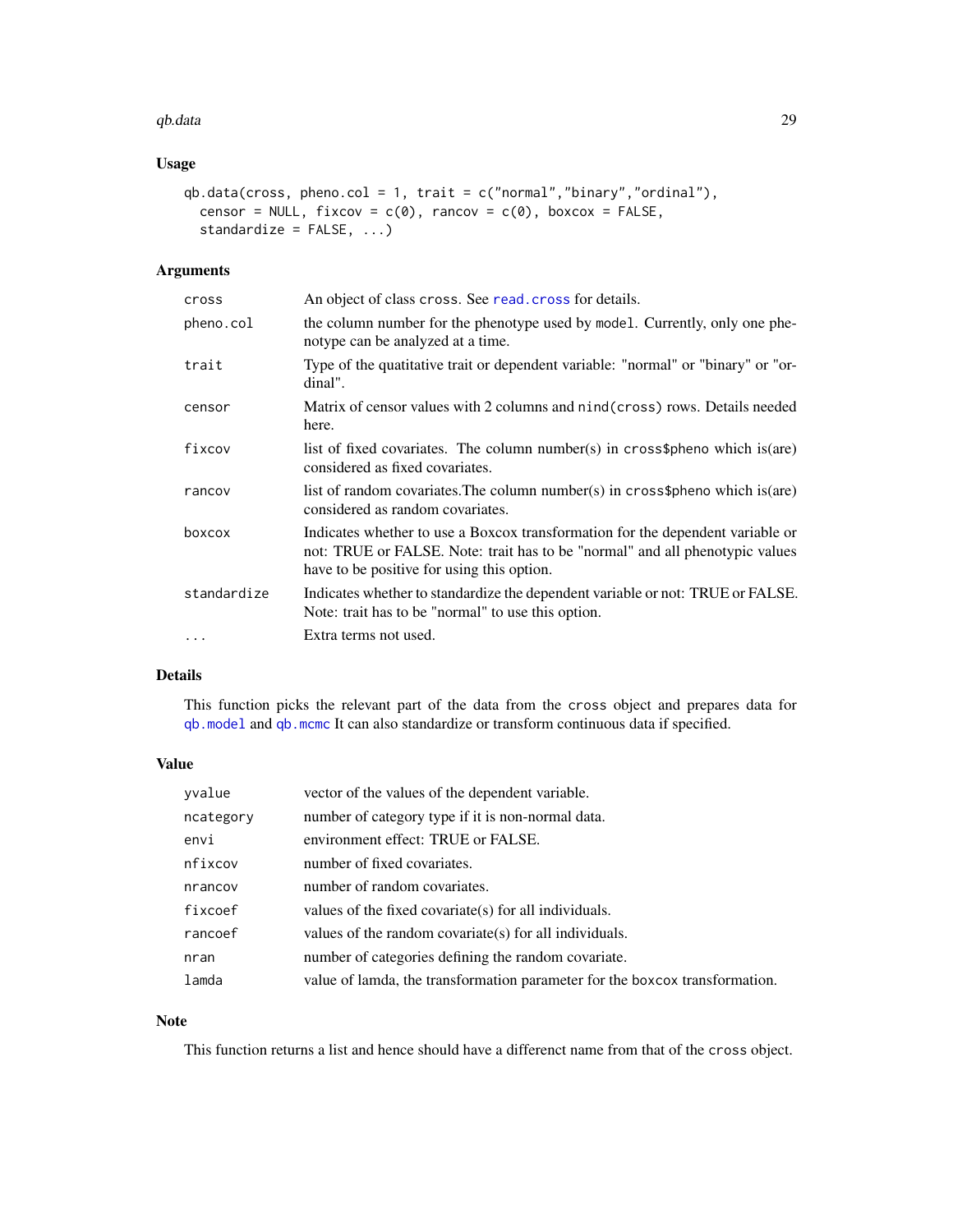## Usage

```
qb.data(cross, pheno.col = 1, trait = c("normal","binary","ordinal"),
  censor = NULL, fixcov = c(0), rancov = c(0), boxcox = FALSE,
  standardize = FALSE, ...)
```

## Arguments

| | |
|---|---|
| cross | An object of class cross. See read.cross for details. |
| pheno.col | the column number for the phenotype used by model. Currently, only one phenotype can be analyzed at a time. |
| trait | Type of the quatitative trait or dependent variable: "normal" or "binary" or "ordinal". |
| censor | Matrix of censor values with 2 columns and nind(cross) rows. Details needed here. |
| fixcov | list of fixed covariates. The column number(s) in cross$pheno which is(are) considered as fixed covariates. |
| rancov | list of random covariates.The column number(s) in cross$pheno which is(are) considered as random covariates. |
| boxcox | Indicates whether to use a Boxcox transformation for the dependent variable or not: TRUE or FALSE. Note: trait has to be "normal" and all phenotypic values have to be positive for using this option. |
| standardize | Indicates whether to standardize the dependent variable or not: TRUE or FALSE. Note: trait has to be "normal" to use this option. |
| ... | Extra terms not used. |

## Details

This function picks the relevant part of the data from the cross object and prepares data for qb.model and qb.mcmc It can also standardize or transform continuous data if specified.

## Value

| | |
|---|---|
| yvalue | vector of the values of the dependent variable. |
| ncategory | number of category type if it is non-normal data. |
| envi | environment effect: TRUE or FALSE. |
| nfixcov | number of fixed covariates. |
| nrancov | number of random covariates. |
| fixcoef | values of the fixed covariate(s) for all individuals. |
| rancoef | values of the random covariate(s) for all individuals. |
| nran | number of categories defining the random covariate. |
| lamda | value of lamda, the transformation parameter for the boxcox transformation. |

## Note

This function returns a list and hence should have a differenct name from that of the cross object.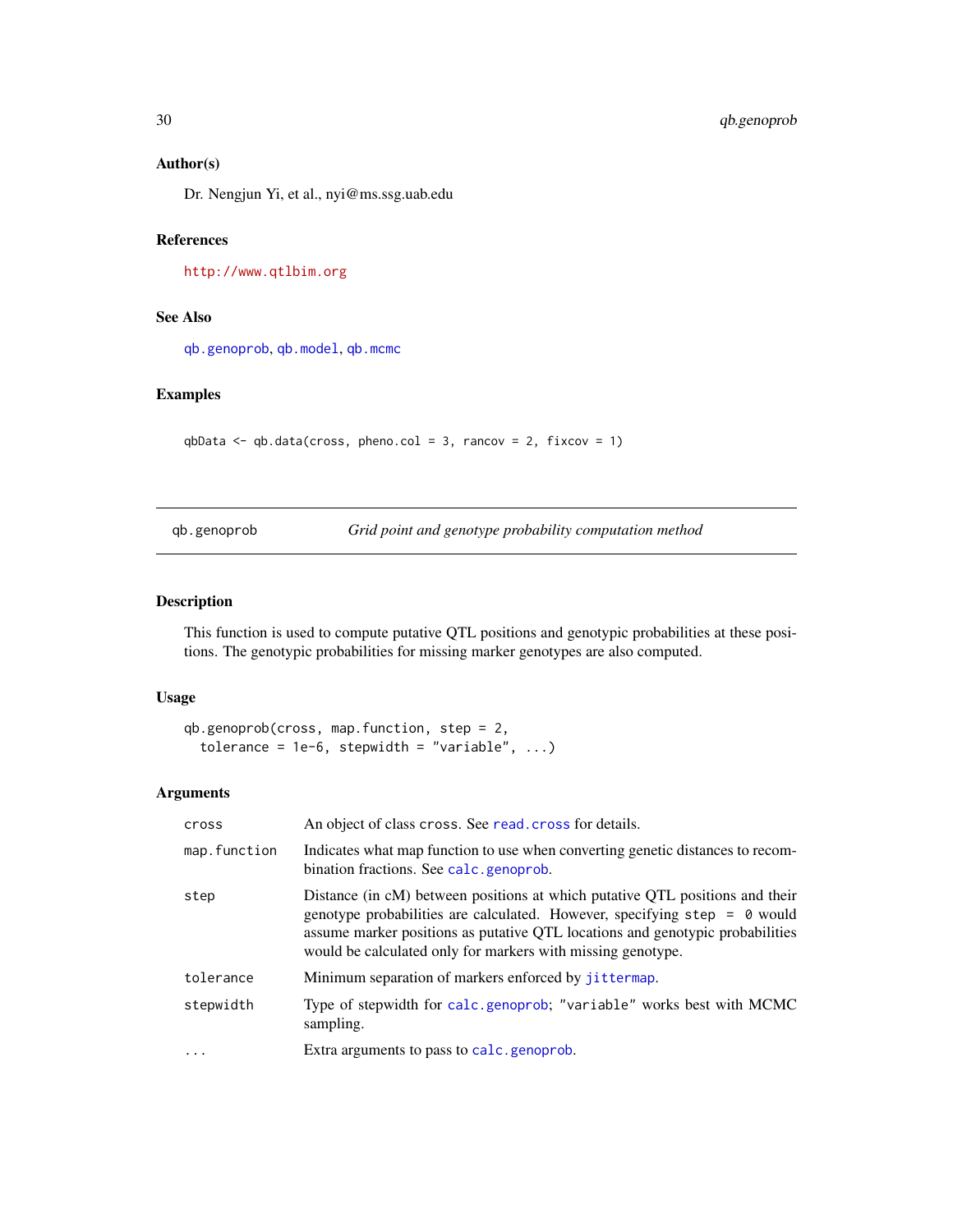### Author(s)

Dr. Nengjun Yi, et al., nyi@ms.ssg.uab.edu

### References

http://www.qtlbim.org

### See Also

qb.genoprob, qb.model, qb.mcmc

### Examples

```
qbData <- qb.data(cross, pheno.col = 3, rancov = 2, fixcov = 1)
```

---

## qb.genoprob — *Grid point and genotype probability computation method*

---

### Description

This function is used to compute putative QTL positions and genotypic probabilities at these positions. The genotypic probabilities for missing marker genotypes are also computed.

### Usage

```
qb.genoprob(cross, map.function, step = 2,
  tolerance = 1e-6, stepwidth = "variable", ...)
```

### Arguments

| | |
|---|---|
| `cross` | An object of class `cross`. See `read.cross` for details. |
| `map.function` | Indicates what map function to use when converting genetic distances to recombination fractions. See `calc.genoprob`. |
| `step` | Distance (in cM) between positions at which putative QTL positions and their genotype probabilities are calculated. However, specifying `step = 0` would assume marker positions as putative QTL locations and genotypic probabilities would be calculated only for markers with missing genotype. |
| `tolerance` | Minimum separation of markers enforced by `jittermap`. |
| `stepwidth` | Type of stepwidth for `calc.genoprob`; `"variable"` works best with MCMC sampling. |
| `...` | Extra arguments to pass to `calc.genoprob`. |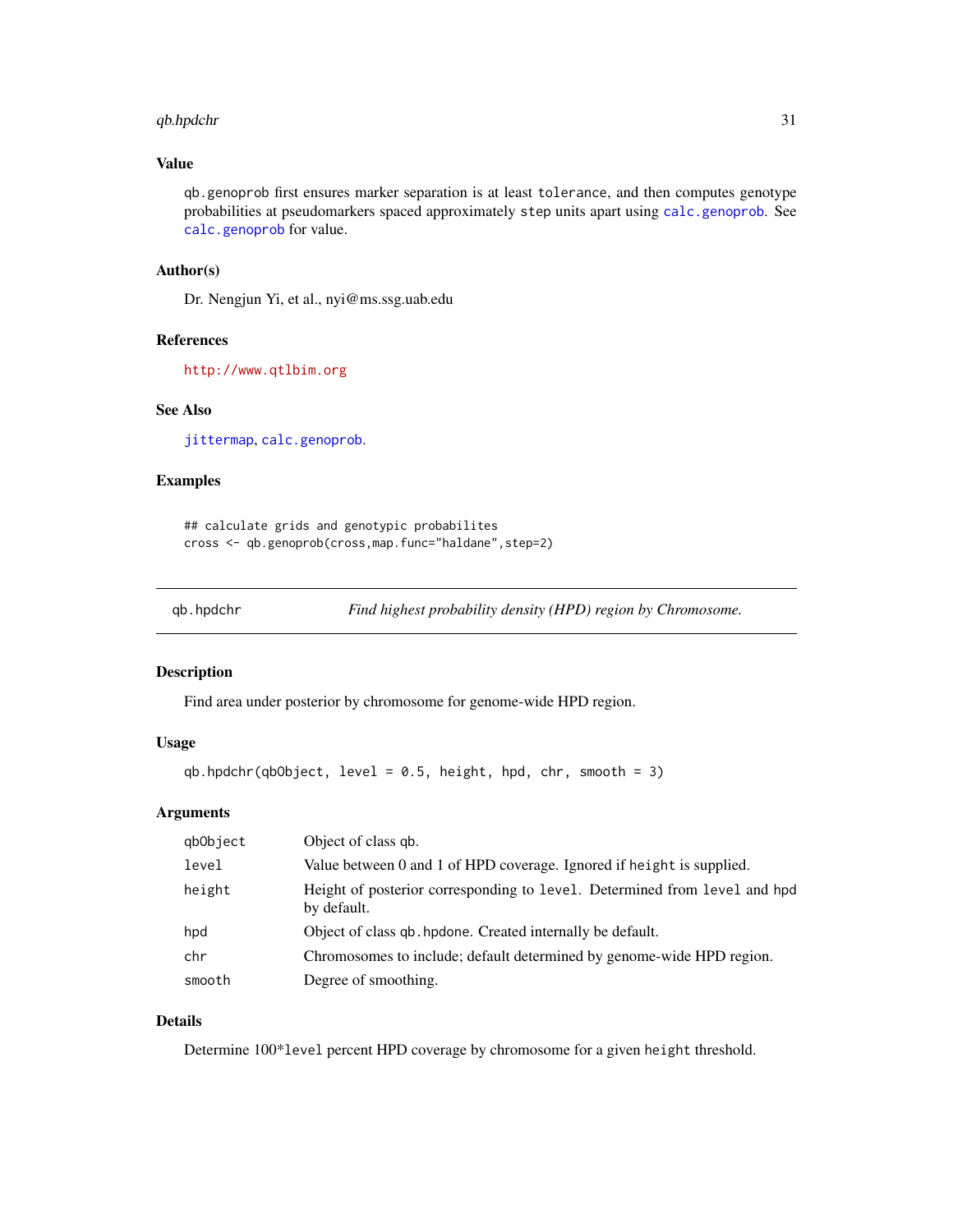### Value

qb.genoprob first ensures marker separation is at least tolerance, and then computes genotype probabilities at pseudomarkers spaced approximately step units apart using calc.genoprob. See calc.genoprob for value.

### Author(s)

Dr. Nengjun Yi, et al., nyi@ms.ssg.uab.edu

### References

http://www.qtlbim.org

### See Also

jittermap, calc.genoprob.

### Examples

```
## calculate grids and genotypic probabilites
cross <- qb.genoprob(cross,map.func="haldane",step=2)
```

---

## qb.hpdchr — *Find highest probability density (HPD) region by Chromosome.*

### Description

Find area under posterior by chromosome for genome-wide HPD region.

### Usage

```
qb.hpdchr(qbObject, level = 0.5, height, hpd, chr, smooth = 3)
```

### Arguments

| | |
|---|---|
| qbObject | Object of class qb. |
| level | Value between 0 and 1 of HPD coverage. Ignored if height is supplied. |
| height | Height of posterior corresponding to level. Determined from level and hpd by default. |
| hpd | Object of class qb.hpdone. Created internally be default. |
| chr | Chromosomes to include; default determined by genome-wide HPD region. |
| smooth | Degree of smoothing. |

### Details

Determine 100*level percent HPD coverage by chromosome for a given height threshold.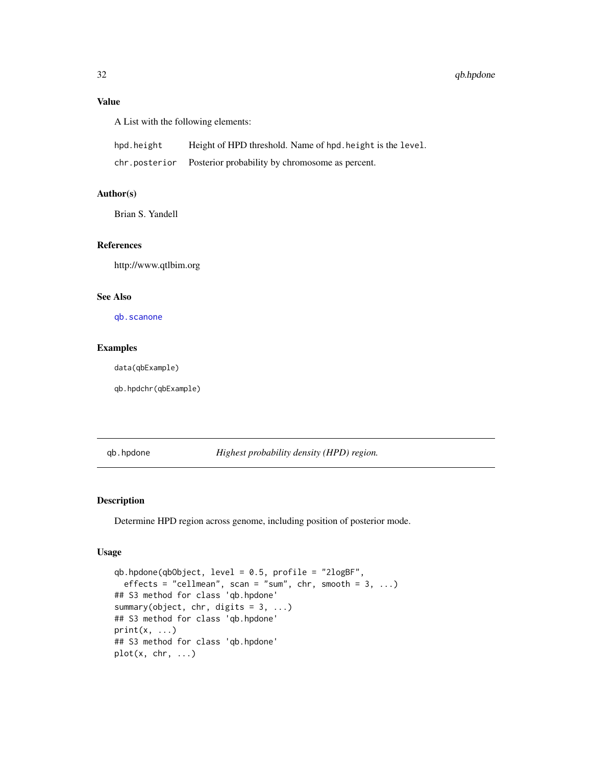### Value

A List with the following elements:

| | |
|---|---|
| `hpd.height` | Height of HPD threshold. Name of `hpd.height` is the `level`. |
| `chr.posterior` | Posterior probability by chromosome as percent. |

### Author(s)

Brian S. Yandell

### References

http://www.qtlbim.org

### See Also

`qb.scanone`

### Examples

```
data(qbExample)

qb.hpdchr(qbExample)
```

---

## qb.hpdone — *Highest probability density (HPD) region.*

---

### Description

Determine HPD region across genome, including position of posterior mode.

### Usage

```
qb.hpdone(qbObject, level = 0.5, profile = "2logBF",
  effects = "cellmean", scan = "sum", chr, smooth = 3, ...)
## S3 method for class 'qb.hpdone'
summary(object, chr, digits = 3, ...)
## S3 method for class 'qb.hpdone'
print(x, ...)
## S3 method for class 'qb.hpdone'
plot(x, chr, ...)
```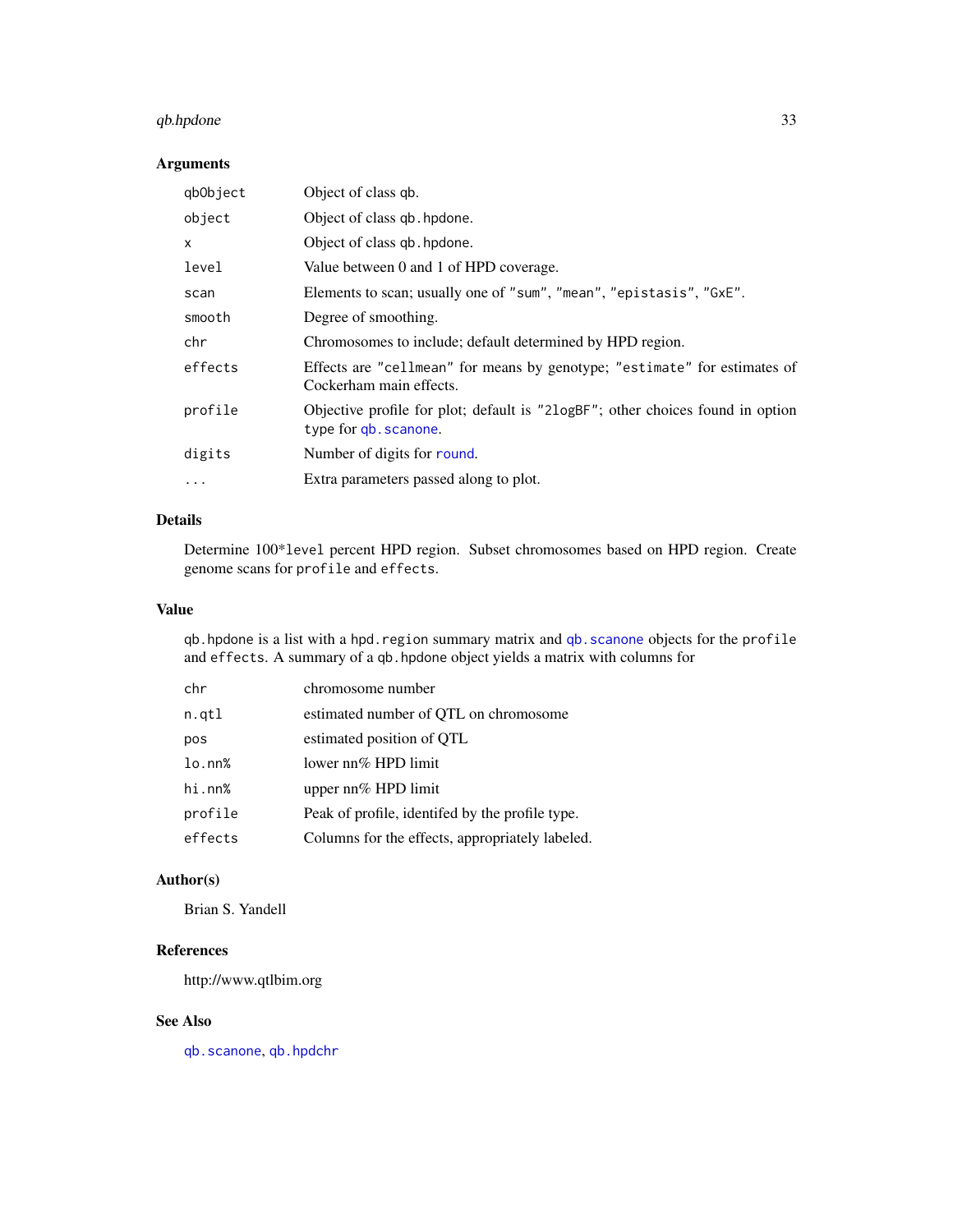## Arguments

| | |
|---|---|
| `qbObject` | Object of class qb. |
| `object` | Object of class `qb.hpdone`. |
| `x` | Object of class `qb.hpdone`. |
| `level` | Value between 0 and 1 of HPD coverage. |
| `scan` | Elements to scan; usually one of `"sum"`, `"mean"`, `"epistasis"`, `"GxE"`. |
| `smooth` | Degree of smoothing. |
| `chr` | Chromosomes to include; default determined by HPD region. |
| `effects` | Effects are `"cellmean"` for means by genotype; `"estimate"` for estimates of Cockerham main effects. |
| `profile` | Objective profile for plot; default is `"2logBF"`; other choices found in option `type` for `qb.scanone`. |
| `digits` | Number of digits for `round`. |
| `...` | Extra parameters passed along to plot. |

## Details

Determine 100\*`level` percent HPD region. Subset chromosomes based on HPD region. Create genome scans for `profile` and `effects`.

## Value

`qb.hpdone` is a list with a `hpd.region` summary matrix and `qb.scanone` objects for the `profile` and `effects`. A summary of a `qb.hpdone` object yields a matrix with columns for

| | |
|---|---|
| `chr` | chromosome number |
| `n.qtl` | estimated number of QTL on chromosome |
| `pos` | estimated position of QTL |
| `lo.nn%` | lower nn% HPD limit |
| `hi.nn%` | upper nn% HPD limit |
| `profile` | Peak of profile, identifed by the profile type. |
| `effects` | Columns for the effects, appropriately labeled. |

## Author(s)

Brian S. Yandell

## References

http://www.qtlbim.org

## See Also

`qb.scanone`, `qb.hpdchr`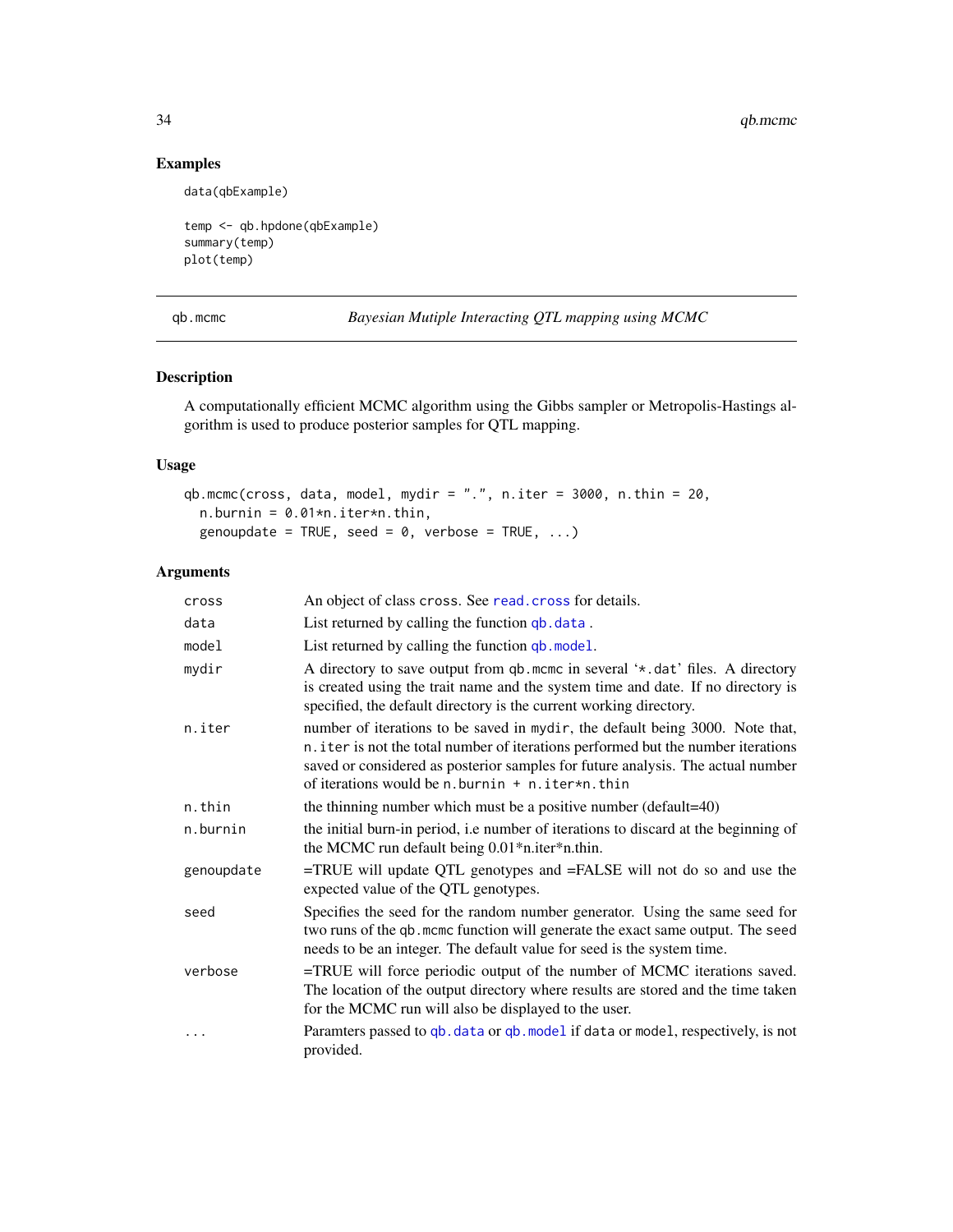## Examples

```
data(qbExample)

temp <- qb.hpdone(qbExample)
summary(temp)
plot(temp)
```

---

qb.mcmc *Bayesian Mutiple Interacting QTL mapping using MCMC*

---

### Description

A computationally efficient MCMC algorithm using the Gibbs sampler or Metropolis-Hastings algorithm is used to produce posterior samples for QTL mapping.

### Usage

```
qb.mcmc(cross, data, model, mydir = ".", n.iter = 3000, n.thin = 20,
  n.burnin = 0.01*n.iter*n.thin,
  genoupdate = TRUE, seed = 0, verbose = TRUE, ...)
```

### Arguments

| | |
|---|---|
| cross | An object of class cross. See read.cross for details. |
| data | List returned by calling the function qb.data . |
| model | List returned by calling the function qb.model. |
| mydir | A directory to save output from qb.mcmc in several '*.dat' files. A directory is created using the trait name and the system time and date. If no directory is specified, the default directory is the current working directory. |
| n.iter | number of iterations to be saved in mydir, the default being 3000. Note that, n.iter is not the total number of iterations performed but the number iterations saved or considered as posterior samples for future analysis. The actual number of iterations would be n.burnin + n.iter*n.thin |
| n.thin | the thinning number which must be a positive number (default=40) |
| n.burnin | the initial burn-in period, i.e number of iterations to discard at the beginning of the MCMC run default being 0.01*n.iter*n.thin. |
| genoupdate | =TRUE will update QTL genotypes and =FALSE will not do so and use the expected value of the QTL genotypes. |
| seed | Specifies the seed for the random number generator. Using the same seed for two runs of the qb.mcmc function will generate the exact same output. The seed needs to be an integer. The default value for seed is the system time. |
| verbose | =TRUE will force periodic output of the number of MCMC iterations saved. The location of the output directory where results are stored and the time taken for the MCMC run will also be displayed to the user. |
| ... | Paramters passed to qb.data or qb.model if data or model, respectively, is not provided. |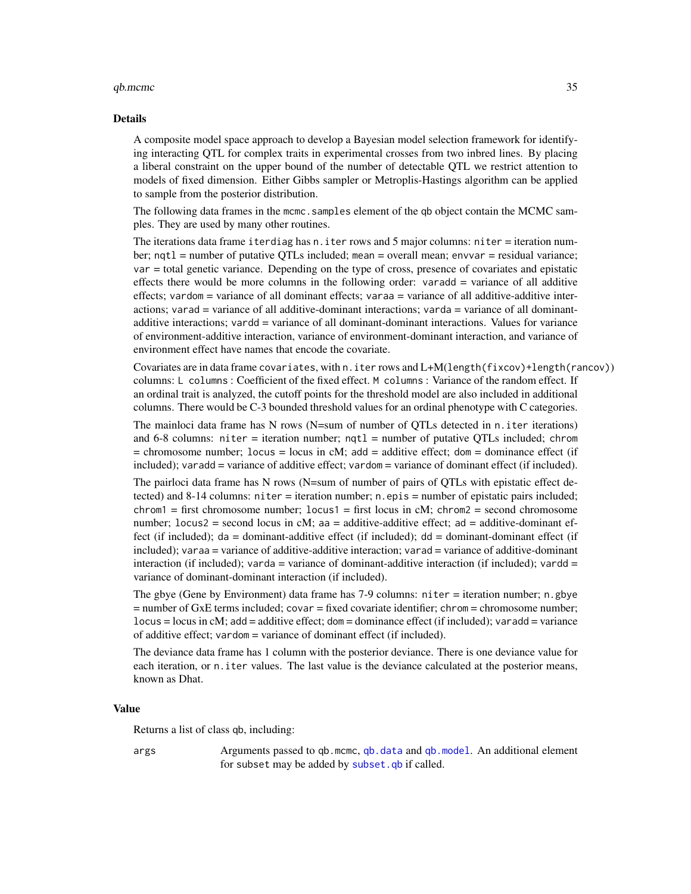### Details

A composite model space approach to develop a Bayesian model selection framework for identifying interacting QTL for complex traits in experimental crosses from two inbred lines. By placing a liberal constraint on the upper bound of the number of detectable QTL we restrict attention to models of fixed dimension. Either Gibbs sampler or Metroplis-Hastings algorithm can be applied to sample from the posterior distribution.

The following data frames in the `mcmc.samples` element of the `qb` object contain the MCMC samples. They are used by many other routines.

The iterations data frame `iterdiag` has `n.iter` rows and 5 major columns: `niter` = iteration number; `nqtl` = number of putative QTLs included; `mean` = overall mean; `envvar` = residual variance; `var` = total genetic variance. Depending on the type of cross, presence of covariates and epistatic effects there would be more columns in the following order: `varadd` = variance of all additive effects; `vardom` = variance of all dominant effects; `varaa` = variance of all additive-additive interactions; `varad` = variance of all additive-dominant interactions; `varda` = variance of all dominant-additive interactions; `vardd` = variance of all dominant-dominant interactions. Values for variance of environment-additive interaction, variance of environment-dominant interaction, and variance of environment effect have names that encode the covariate.

Covariates are in data frame `covariates`, with `n.iter` rows and L+M(`length(fixcov)+length(rancov)`) columns: `L columns` : Coefficient of the fixed effect. `M columns` : Variance of the random effect. If an ordinal trait is analyzed, the cutoff points for the threshold model are also included in additional columns. There would be C-3 bounded threshold values for an ordinal phenotype with C categories.

The mainloci data frame has N rows (N=sum of number of QTLs detected in `n.iter` iterations) and 6-8 columns: `niter` = iteration number; `nqtl` = number of putative QTLs included; `chrom` = chromosome number; `locus` = locus in cM; `add` = additive effect; `dom` = dominance effect (if included); `varadd` = variance of additive effect; `vardom` = variance of dominant effect (if included).

The pairloci data frame has N rows (N=sum of number of pairs of QTLs with epistatic effect detected) and 8-14 columns: `niter` = iteration number; `n.epis` = number of epistatic pairs included; `chrom1` = first chromosome number; `locus1` = first locus in cM; `chrom2` = second chromosome number; `locus2` = second locus in cM; `aa` = additive-additive effect; `ad` = additive-dominant effect (if included); `da` = dominant-additive effect (if included); `dd` = dominant-dominant effect (if included); `varaa` = variance of additive-additive interaction; `varad` = variance of additive-dominant interaction (if included); `varda` = variance of dominant-additive interaction (if included); `vardd` = variance of dominant-dominant interaction (if included).

The gbye (Gene by Environment) data frame has 7-9 columns: `niter` = iteration number; `n.gbye` = number of GxE terms included; `covar` = fixed covariate identifier; `chrom` = chromosome number; `locus` = locus in cM; `add` = additive effect; `dom` = dominance effect (if included); `varadd` = variance of additive effect; `vardom` = variance of dominant effect (if included).

The deviance data frame has 1 column with the posterior deviance. There is one deviance value for each iteration, or `n.iter` values. The last value is the deviance calculated at the posterior means, known as Dhat.

### Value

Returns a list of class `qb`, including:

`args` Arguments passed to `qb.mcmc`, `qb.data` and `qb.model`. An additional element for `subset` may be added by `subset.qb` if called.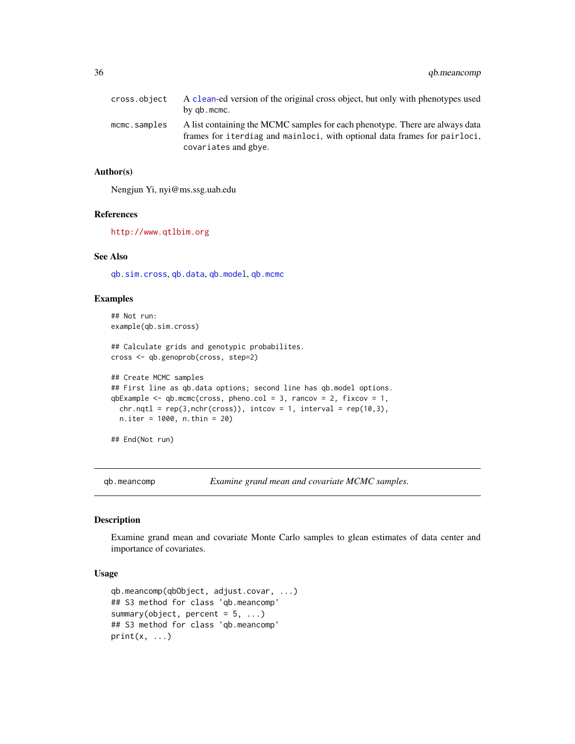| | |
|---|---|
| cross.object | A clean-ed version of the original cross object, but only with phenotypes used by qb.mcmc. |
| mcmc.samples | A list containing the MCMC samples for each phenotype. There are always data frames for iterdiag and mainloci, with optional data frames for pairloci, covariates and gbye. |

### Author(s)

Nengjun Yi, nyi@ms.ssg.uab.edu

### References

http://www.qtlbim.org

### See Also

qb.sim.cross, qb.data, qb.model, qb.mcmc

### Examples

```
## Not run:
example(qb.sim.cross)

## Calculate grids and genotypic probabilites.
cross <- qb.genoprob(cross, step=2)

## Create MCMC samples
## First line as qb.data options; second line has qb.model options.
qbExample <- qb.mcmc(cross, pheno.col = 3, rancov = 2, fixcov = 1,
  chr.nqtl = rep(3,nchr(cross)), intcov = 1, interval = rep(10,3),
  n.iter = 1000, n.thin = 20)

## End(Not run)
```

---

## qb.meancomp — *Examine grand mean and covariate MCMC samples.*

### Description

Examine grand mean and covariate Monte Carlo samples to glean estimates of data center and importance of covariates.

### Usage

```
qb.meancomp(qbObject, adjust.covar, ...)
## S3 method for class 'qb.meancomp'
summary(object, percent = 5, ...)
## S3 method for class 'qb.meancomp'
print(x, ...)
```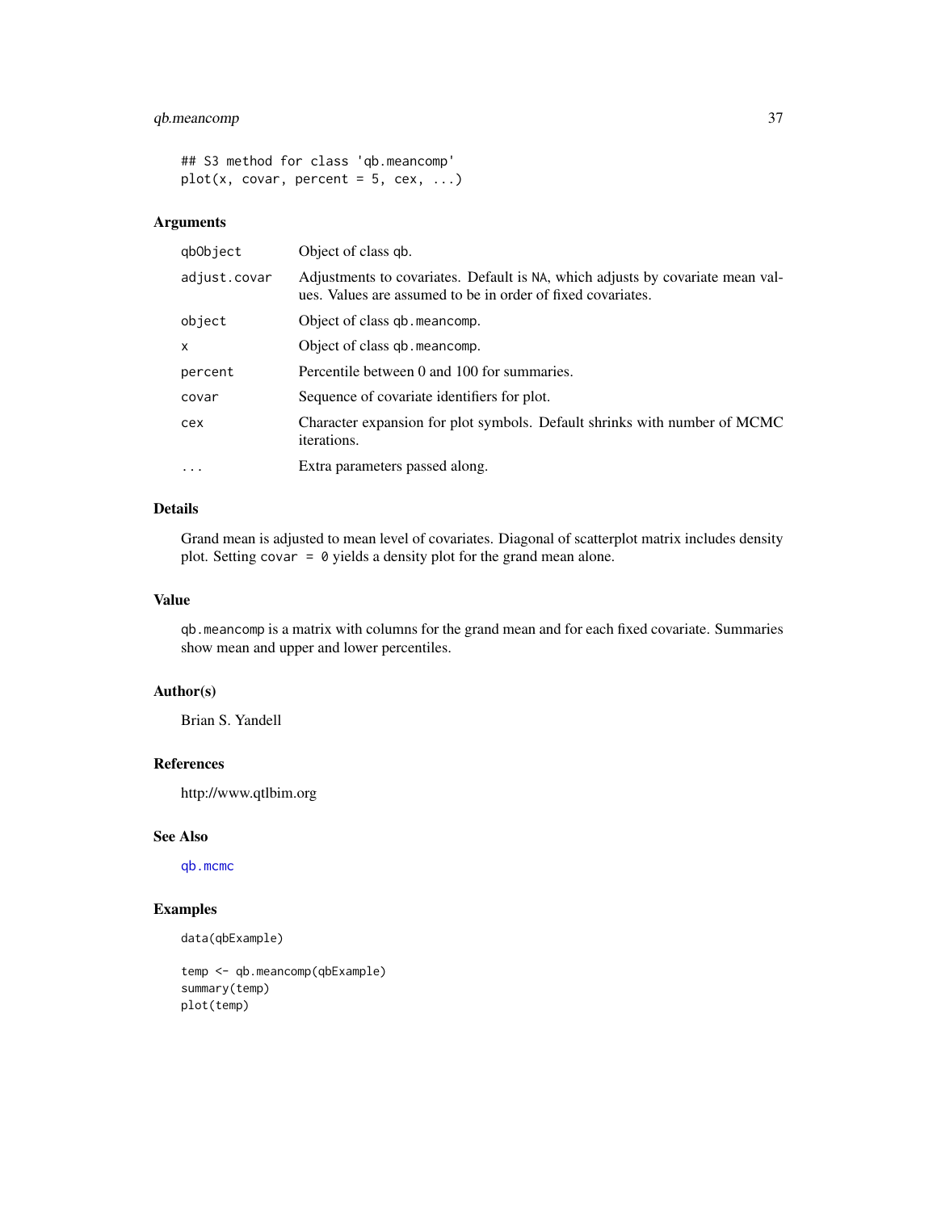```
## S3 method for class 'qb.meancomp'
plot(x, covar, percent = 5, cex, ...)
```

### Arguments

| | |
|---|---|
| qbObject | Object of class qb. |
| adjust.covar | Adjustments to covariates. Default is NA, which adjusts by covariate mean values. Values are assumed to be in order of fixed covariates. |
| object | Object of class qb.meancomp. |
| x | Object of class qb.meancomp. |
| percent | Percentile between 0 and 100 for summaries. |
| covar | Sequence of covariate identifiers for plot. |
| cex | Character expansion for plot symbols. Default shrinks with number of MCMC iterations. |
| ... | Extra parameters passed along. |

### Details

Grand mean is adjusted to mean level of covariates. Diagonal of scatterplot matrix includes density plot. Setting `covar = 0` yields a density plot for the grand mean alone.

### Value

qb.meancomp is a matrix with columns for the grand mean and for each fixed covariate. Summaries show mean and upper and lower percentiles.

### Author(s)

Brian S. Yandell

### References

http://www.qtlbim.org

### See Also

qb.mcmc

### Examples

```
data(qbExample)

temp <- qb.meancomp(qbExample)
summary(temp)
plot(temp)
```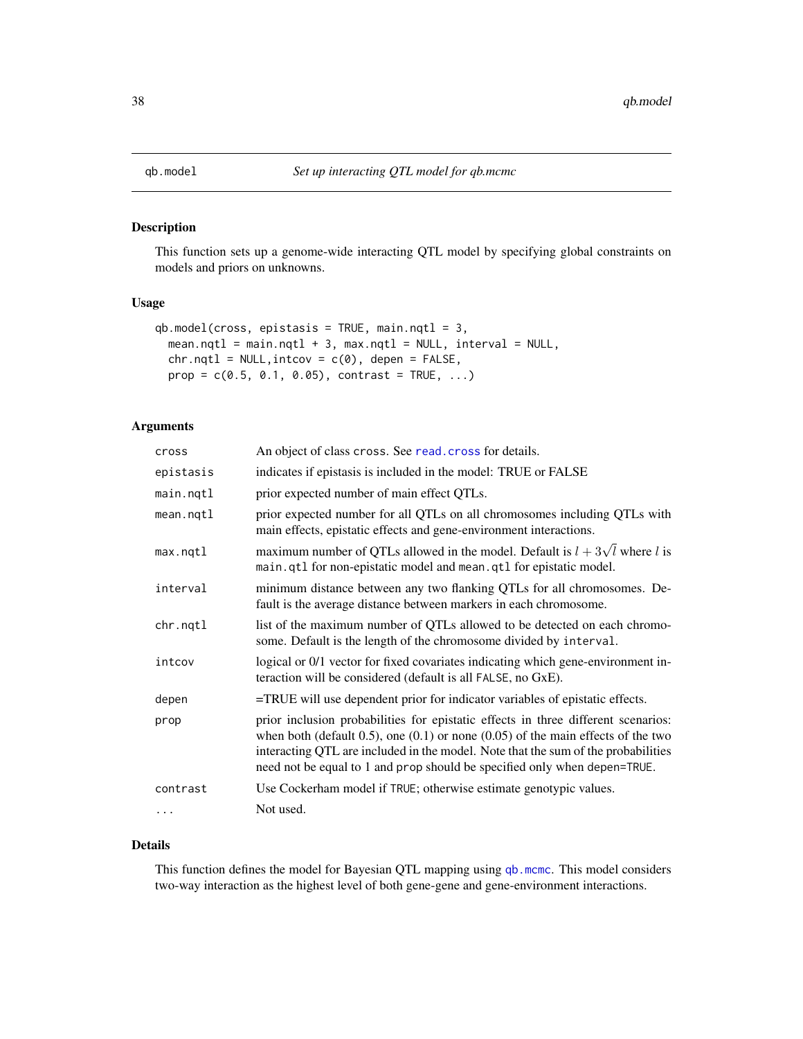## qb.model *Set up interacting QTL model for qb.mcmc*

### Description

This function sets up a genome-wide interacting QTL model by specifying global constraints on models and priors on unknowns.

### Usage

```
qb.model(cross, epistasis = TRUE, main.nqtl = 3,
  mean.nqtl = main.nqtl + 3, max.nqtl = NULL, interval = NULL,
  chr.nqtl = NULL,intcov = c(0), depen = FALSE,
  prop = c(0.5, 0.1, 0.05), contrast = TRUE, ...)
```

### Arguments

| | |
|---|---|
| `cross` | An object of class `cross`. See `read.cross` for details. |
| `epistasis` | indicates if epistasis is included in the model: TRUE or FALSE |
| `main.nqtl` | prior expected number of main effect QTLs. |
| `mean.nqtl` | prior expected number for all QTLs on all chromosomes including QTLs with main effects, epistatic effects and gene-environment interactions. |
| `max.nqtl` | maximum number of QTLs allowed in the model. Default is $l + 3\sqrt{l}$ where $l$ is `main.qtl` for non-epistatic model and `mean.qtl` for epistatic model. |
| `interval` | minimum distance between any two flanking QTLs for all chromosomes. Default is the average distance between markers in each chromosome. |
| `chr.nqtl` | list of the maximum number of QTLs allowed to be detected on each chromosome. Default is the length of the chromosome divided by `interval`. |
| `intcov` | logical or 0/1 vector for fixed covariates indicating which gene-environment interaction will be considered (default is all `FALSE`, no GxE). |
| `depen` | =TRUE will use dependent prior for indicator variables of epistatic effects. |
| `prop` | prior inclusion probabilities for epistatic effects in three different scenarios: when both (default 0.5), one (0.1) or none (0.05) of the main effects of the two interacting QTL are included in the model. Note that the sum of the probabilities need not be equal to 1 and `prop` should be specified only when `depen=TRUE`. |
| `contrast` | Use Cockerham model if `TRUE`; otherwise estimate genotypic values. |
| `...` | Not used. |

### Details

This function defines the model for Bayesian QTL mapping using `qb.mcmc`. This model considers two-way interaction as the highest level of both gene-gene and gene-environment interactions.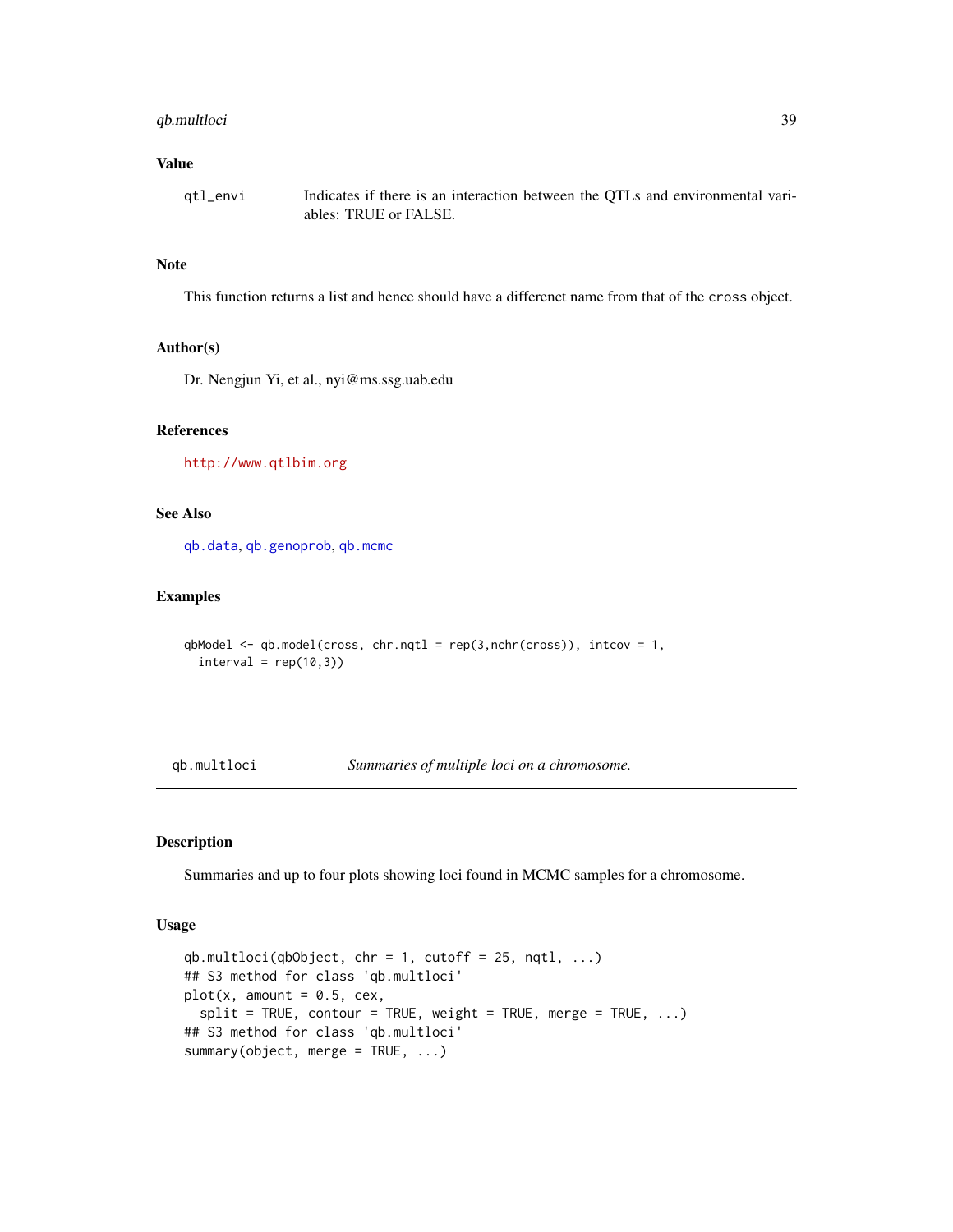### Value

| | |
|---|---|
| qtl_envi | Indicates if there is an interaction between the QTLs and environmental variables: TRUE or FALSE. |

### Note

This function returns a list and hence should have a differenct name from that of the `cross` object.

### Author(s)

Dr. Nengjun Yi, et al., nyi@ms.ssg.uab.edu

### References

http://www.qtlbim.org

### See Also

qb.data, qb.genoprob, qb.mcmc

### Examples

```
qbModel <- qb.model(cross, chr.nqtl = rep(3,nchr(cross)), intcov = 1,
  interval = rep(10,3))
```

---

## qb.multloci — *Summaries of multiple loci on a chromosome.*

---

### Description

Summaries and up to four plots showing loci found in MCMC samples for a chromosome.

### Usage

```
qb.multloci(qbObject, chr = 1, cutoff = 25, nqtl, ...)
## S3 method for class 'qb.multloci'
plot(x, amount = 0.5, cex,
  split = TRUE, contour = TRUE, weight = TRUE, merge = TRUE, ...)
## S3 method for class 'qb.multloci'
summary(object, merge = TRUE, ...)
```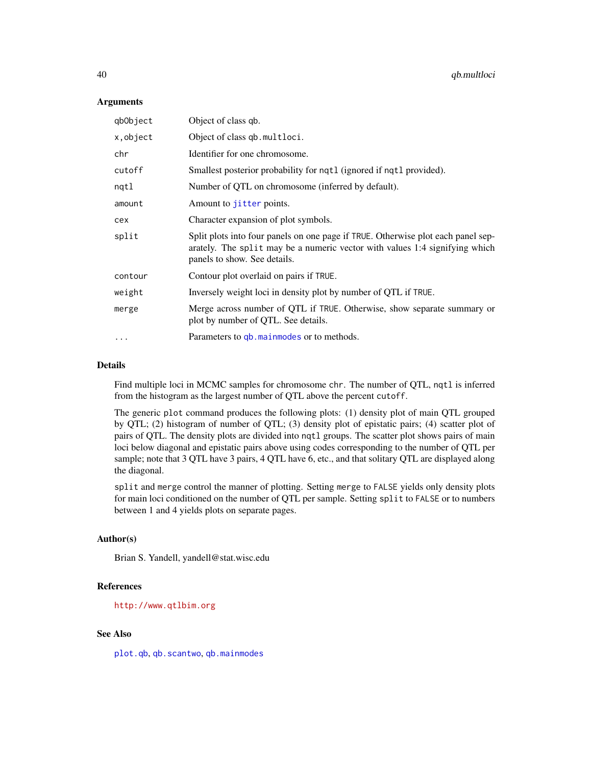## Arguments

| | |
|---|---|
| qbObject | Object of class qb. |
| x,object | Object of class qb.multloci. |
| chr | Identifier for one chromosome. |
| cutoff | Smallest posterior probability for nqtl (ignored if nqtl provided). |
| nqtl | Number of QTL on chromosome (inferred by default). |
| amount | Amount to jitter points. |
| cex | Character expansion of plot symbols. |
| split | Split plots into four panels on one page if TRUE. Otherwise plot each panel separately. The split may be a numeric vector with values 1:4 signifying which panels to show. See details. |
| contour | Contour plot overlaid on pairs if TRUE. |
| weight | Inversely weight loci in density plot by number of QTL if TRUE. |
| merge | Merge across number of QTL if TRUE. Otherwise, show separate summary or plot by number of QTL. See details. |
| ... | Parameters to qb.mainmodes or to methods. |

## Details

Find multiple loci in MCMC samples for chromosome chr. The number of QTL, nqtl is inferred from the histogram as the largest number of QTL above the percent cutoff.

The generic plot command produces the following plots: (1) density plot of main QTL grouped by QTL; (2) histogram of number of QTL; (3) density plot of epistatic pairs; (4) scatter plot of pairs of QTL. The density plots are divided into nqtl groups. The scatter plot shows pairs of main loci below diagonal and epistatic pairs above using codes corresponding to the number of QTL per sample; note that 3 QTL have 3 pairs, 4 QTL have 6, etc., and that solitary QTL are displayed along the diagonal.

split and merge control the manner of plotting. Setting merge to FALSE yields only density plots for main loci conditioned on the number of QTL per sample. Setting split to FALSE or to numbers between 1 and 4 yields plots on separate pages.

## Author(s)

Brian S. Yandell, yandell@stat.wisc.edu

## References

http://www.qtlbim.org

## See Also

plot.qb, qb.scantwo, qb.mainmodes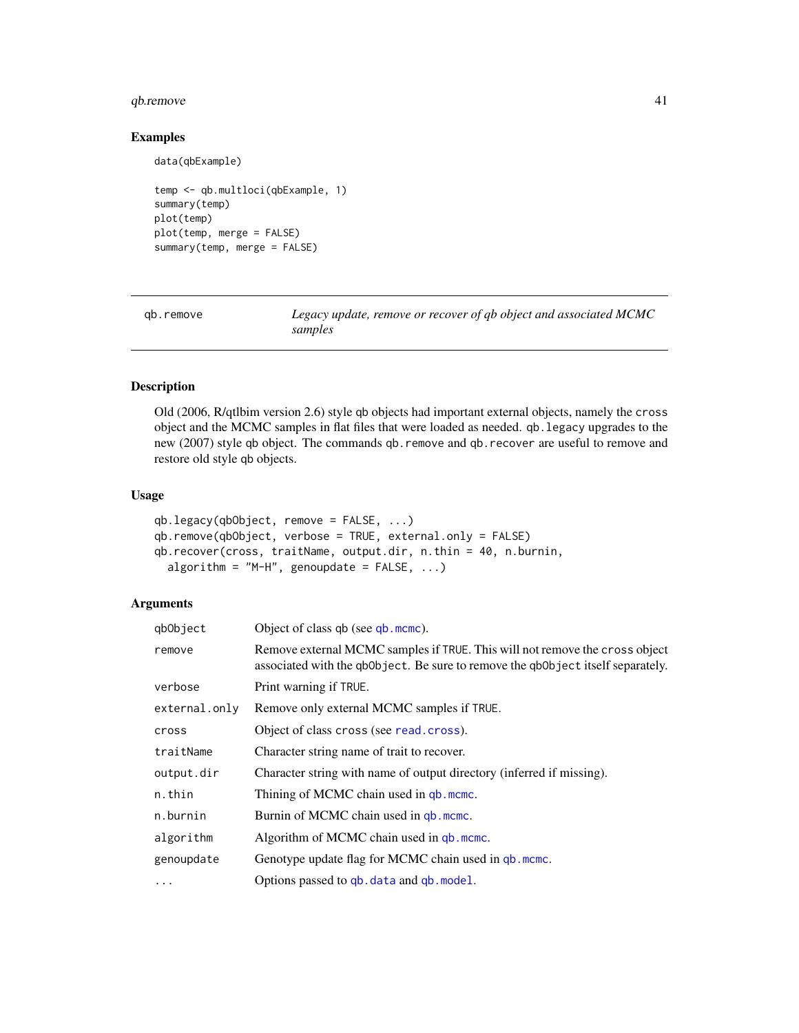## Examples

```
data(qbExample)

temp <- qb.multloci(qbExample, 1)
summary(temp)
plot(temp)
plot(temp, merge = FALSE)
summary(temp, merge = FALSE)
```

---

qb.remove — *Legacy update, remove or recover of qb object and associated MCMC samples*

---

## Description

Old (2006, R/qtlbim version 2.6) style qb objects had important external objects, namely the cross object and the MCMC samples in flat files that were loaded as needed. qb.legacy upgrades to the new (2007) style qb object. The commands qb.remove and qb.recover are useful to remove and restore old style qb objects.

## Usage

```
qb.legacy(qbObject, remove = FALSE, ...)
qb.remove(qbObject, verbose = TRUE, external.only = FALSE)
qb.recover(cross, traitName, output.dir, n.thin = 40, n.burnin,
  algorithm = "M-H", genoupdate = FALSE, ...)
```

## Arguments

| | |
|---|---|
| qbObject | Object of class qb (see qb.mcmc). |
| remove | Remove external MCMC samples if TRUE. This will not remove the cross object associated with the qbObject. Be sure to remove the qbObject itself separately. |
| verbose | Print warning if TRUE. |
| external.only | Remove only external MCMC samples if TRUE. |
| cross | Object of class cross (see read.cross). |
| traitName | Character string name of trait to recover. |
| output.dir | Character string with name of output directory (inferred if missing). |
| n.thin | Thining of MCMC chain used in qb.mcmc. |
| n.burnin | Burnin of MCMC chain used in qb.mcmc. |
| algorithm | Algorithm of MCMC chain used in qb.mcmc. |
| genoupdate | Genotype update flag for MCMC chain used in qb.mcmc. |
| ... | Options passed to qb.data and qb.model. |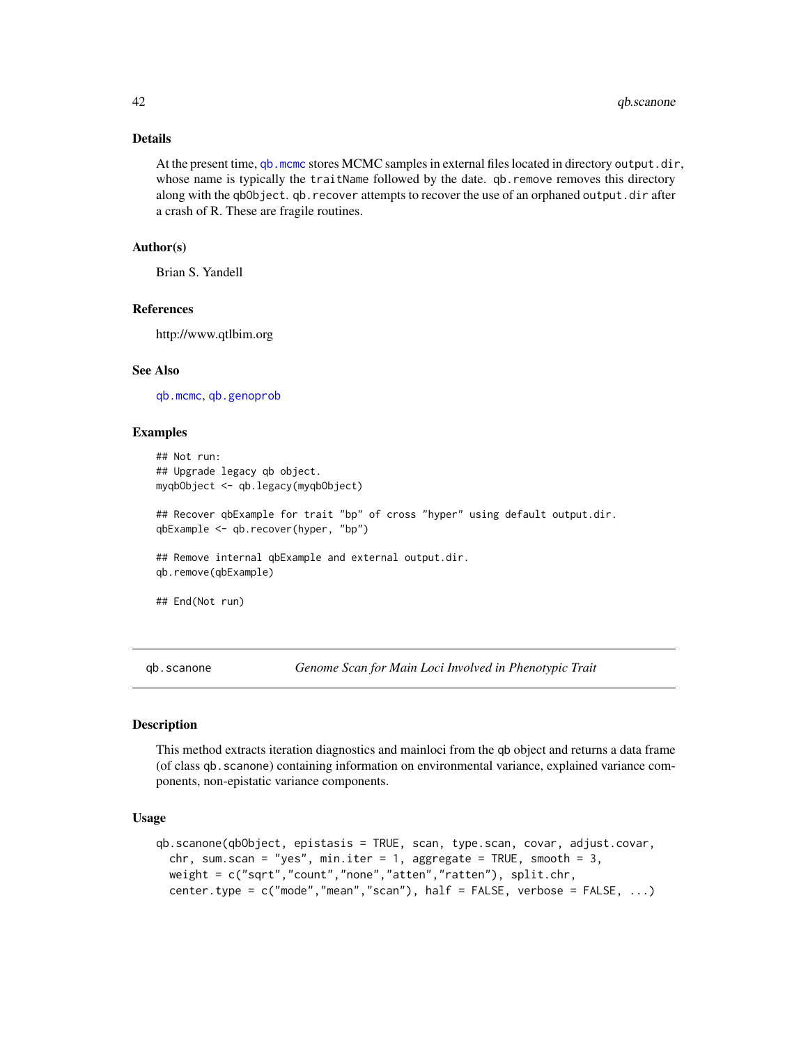### Details

At the present time, qb.mcmc stores MCMC samples in external files located in directory output.dir, whose name is typically the traitName followed by the date. qb.remove removes this directory along with the qbObject. qb.recover attempts to recover the use of an orphaned output.dir after a crash of R. These are fragile routines.

### Author(s)

Brian S. Yandell

### References

http://www.qtlbim.org

### See Also

qb.mcmc, qb.genoprob

### Examples

```
## Not run:
## Upgrade legacy qb object.
myqbObject <- qb.legacy(myqbObject)

## Recover qbExample for trait "bp" of cross "hyper" using default output.dir.
qbExample <- qb.recover(hyper, "bp")

## Remove internal qbExample and external output.dir.
qb.remove(qbExample)

## End(Not run)
```

---

## qb.scanone — *Genome Scan for Main Loci Involved in Phenotypic Trait*

### Description

This method extracts iteration diagnostics and mainloci from the qb object and returns a data frame (of class qb.scanone) containing information on environmental variance, explained variance components, non-epistatic variance components.

### Usage

```
qb.scanone(qbObject, epistasis = TRUE, scan, type.scan, covar, adjust.covar,
  chr, sum.scan = "yes", min.iter = 1, aggregate = TRUE, smooth = 3,
  weight = c("sqrt","count","none","atten","ratten"), split.chr,
  center.type = c("mode","mean","scan"), half = FALSE, verbose = FALSE, ...)
```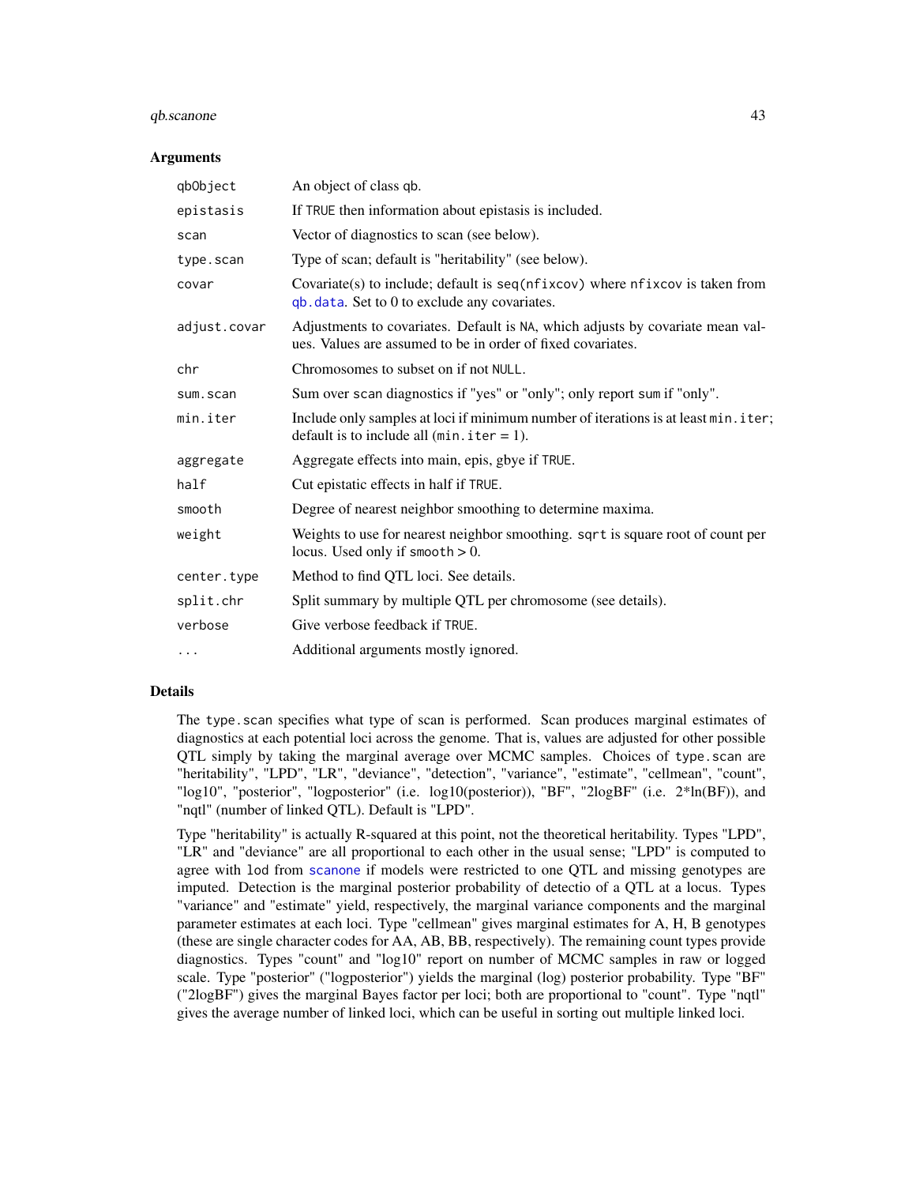## Arguments

| | |
|---|---|
| `qbObject` | An object of class qb. |
| `epistasis` | If TRUE then information about epistasis is included. |
| `scan` | Vector of diagnostics to scan (see below). |
| `type.scan` | Type of scan; default is "heritability" (see below). |
| `covar` | Covariate(s) to include; default is seq(nfixcov) where nfixcov is taken from qb.data. Set to 0 to exclude any covariates. |
| `adjust.covar` | Adjustments to covariates. Default is NA, which adjusts by covariate mean values. Values are assumed to be in order of fixed covariates. |
| `chr` | Chromosomes to subset on if not NULL. |
| `sum.scan` | Sum over scan diagnostics if "yes" or "only"; only report sum if "only". |
| `min.iter` | Include only samples at loci if minimum number of iterations is at least min.iter; default is to include all (min.iter = 1). |
| `aggregate` | Aggregate effects into main, epis, gbye if TRUE. |
| `half` | Cut epistatic effects in half if TRUE. |
| `smooth` | Degree of nearest neighbor smoothing to determine maxima. |
| `weight` | Weights to use for nearest neighbor smoothing. sqrt is square root of count per locus. Used only if smooth > 0. |
| `center.type` | Method to find QTL loci. See details. |
| `split.chr` | Split summary by multiple QTL per chromosome (see details). |
| `verbose` | Give verbose feedback if TRUE. |
| `...` | Additional arguments mostly ignored. |

## Details

The type.scan specifies what type of scan is performed. Scan produces marginal estimates of diagnostics at each potential loci across the genome. That is, values are adjusted for other possible QTL simply by taking the marginal average over MCMC samples. Choices of type.scan are "heritability", "LPD", "LR", "deviance", "detection", "variance", "estimate", "cellmean", "count", "log10", "posterior", "logposterior" (i.e. log10(posterior)), "BF", "2logBF" (i.e. 2*ln(BF)), and "nqtl" (number of linked QTL). Default is "LPD".

Type "heritability" is actually R-squared at this point, not the theoretical heritability. Types "LPD", "LR" and "deviance" are all proportional to each other in the usual sense; "LPD" is computed to agree with lod from scanone if models were restricted to one QTL and missing genotypes are imputed. Detection is the marginal posterior probability of detectio of a QTL at a locus. Types "variance" and "estimate" yield, respectively, the marginal variance components and the marginal parameter estimates at each loci. Type "cellmean" gives marginal estimates for A, H, B genotypes (these are single character codes for AA, AB, BB, respectively). The remaining count types provide diagnostics. Types "count" and "log10" report on number of MCMC samples in raw or logged scale. Type "posterior" ("logposterior") yields the marginal (log) posterior probability. Type "BF" ("2logBF") gives the marginal Bayes factor per loci; both are proportional to "count". Type "nqtl" gives the average number of linked loci, which can be useful in sorting out multiple linked loci.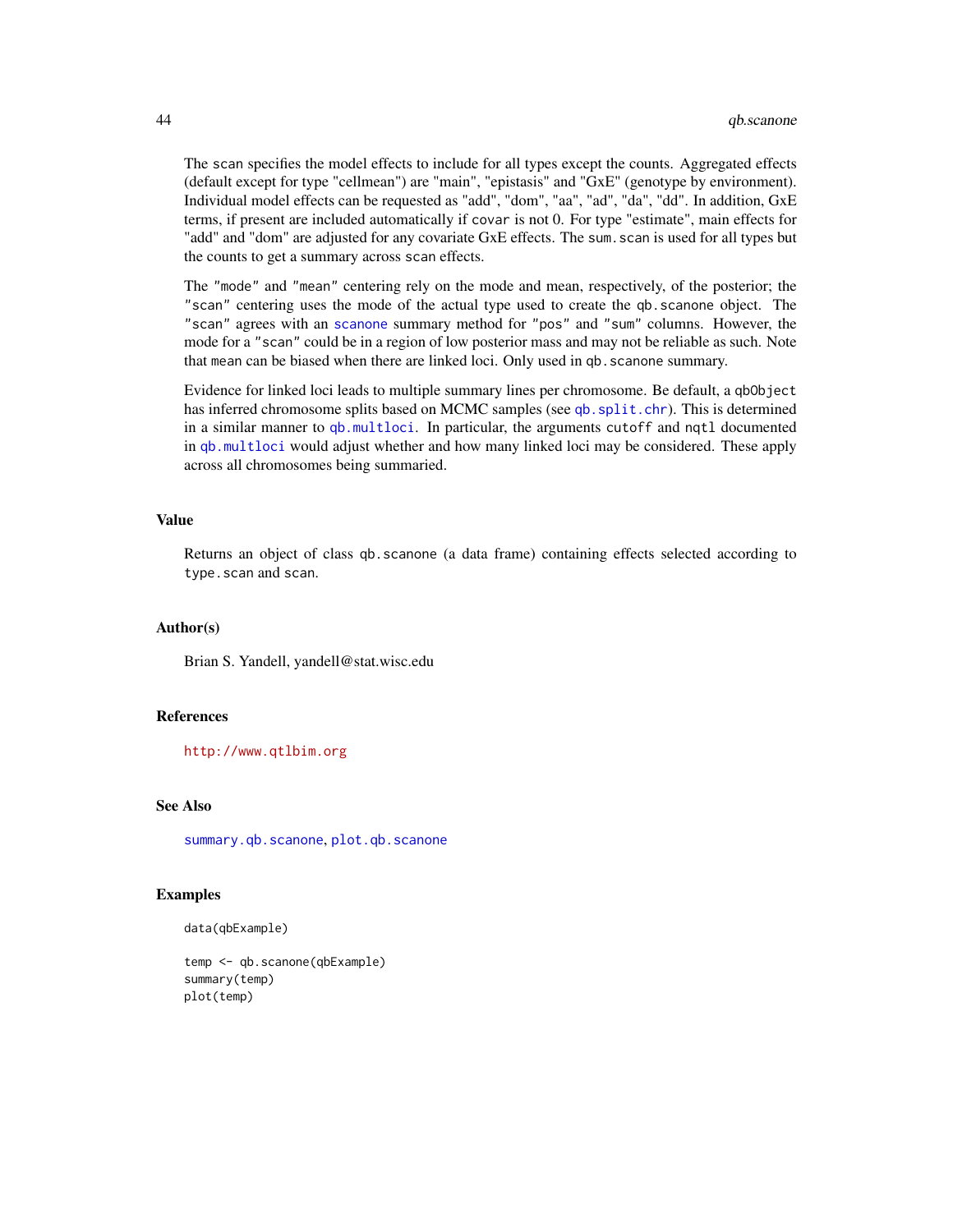The scan specifies the model effects to include for all types except the counts. Aggregated effects (default except for type "cellmean") are "main", "epistasis" and "GxE" (genotype by environment). Individual model effects can be requested as "add", "dom", "aa", "ad", "da", "dd". In addition, GxE terms, if present are included automatically if covar is not 0. For type "estimate", main effects for "add" and "dom" are adjusted for any covariate GxE effects. The sum.scan is used for all types but the counts to get a summary across scan effects.

The "mode" and "mean" centering rely on the mode and mean, respectively, of the posterior; the "scan" centering uses the mode of the actual type used to create the qb.scanone object. The "scan" agrees with an scanone summary method for "pos" and "sum" columns. However, the mode for a "scan" could be in a region of low posterior mass and may not be reliable as such. Note that mean can be biased when there are linked loci. Only used in qb.scanone summary.

Evidence for linked loci leads to multiple summary lines per chromosome. Be default, a qbObject has inferred chromosome splits based on MCMC samples (see qb.split.chr). This is determined in a similar manner to qb.multloci. In particular, the arguments cutoff and nqtl documented in qb.multloci would adjust whether and how many linked loci may be considered. These apply across all chromosomes being summaried.

## Value

Returns an object of class qb.scanone (a data frame) containing effects selected according to type.scan and scan.

## Author(s)

Brian S. Yandell, yandell@stat.wisc.edu

## References

http://www.qtlbim.org

## See Also

summary.qb.scanone, plot.qb.scanone

## Examples

```
data(qbExample)

temp <- qb.scanone(qbExample)
summary(temp)
plot(temp)
```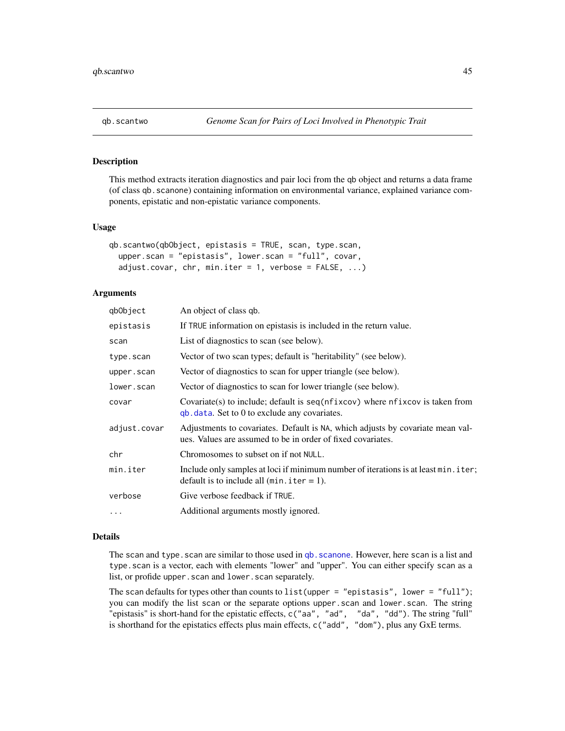## qb.scantwo — *Genome Scan for Pairs of Loci Involved in Phenotypic Trait*

### Description

This method extracts iteration diagnostics and pair loci from the qb object and returns a data frame (of class qb.scanone) containing information on environmental variance, explained variance components, epistatic and non-epistatic variance components.

### Usage

```
qb.scantwo(qbObject, epistasis = TRUE, scan, type.scan,
  upper.scan = "epistasis", lower.scan = "full", covar,
  adjust.covar, chr, min.iter = 1, verbose = FALSE, ...)
```

### Arguments

| | |
|---|---|
| qbObject | An object of class qb. |
| epistasis | If TRUE information on epistasis is included in the return value. |
| scan | List of diagnostics to scan (see below). |
| type.scan | Vector of two scan types; default is "heritability" (see below). |
| upper.scan | Vector of diagnostics to scan for upper triangle (see below). |
| lower.scan | Vector of diagnostics to scan for lower triangle (see below). |
| covar | Covariate(s) to include; default is seq(nfixcov) where nfixcov is taken from qb.data. Set to 0 to exclude any covariates. |
| adjust.covar | Adjustments to covariates. Default is NA, which adjusts by covariate mean values. Values are assumed to be in order of fixed covariates. |
| chr | Chromosomes to subset on if not NULL. |
| min.iter | Include only samples at loci if minimum number of iterations is at least min.iter; default is to include all (min.iter = 1). |
| verbose | Give verbose feedback if TRUE. |
| ... | Additional arguments mostly ignored. |

### Details

The scan and type.scan are similar to those used in qb.scanone. However, here scan is a list and type.scan is a vector, each with elements "lower" and "upper". You can either specify scan as a list, or profide upper.scan and lower.scan separately.

The scan defaults for types other than counts to list(upper = "epistasis", lower = "full"); you can modify the list scan or the separate options upper.scan and lower.scan. The string "epistasis" is short-hand for the epistatic effects, c("aa", "ad", "da", "dd"). The string "full" is shorthand for the epistatics effects plus main effects, c("add", "dom"), plus any GxE terms.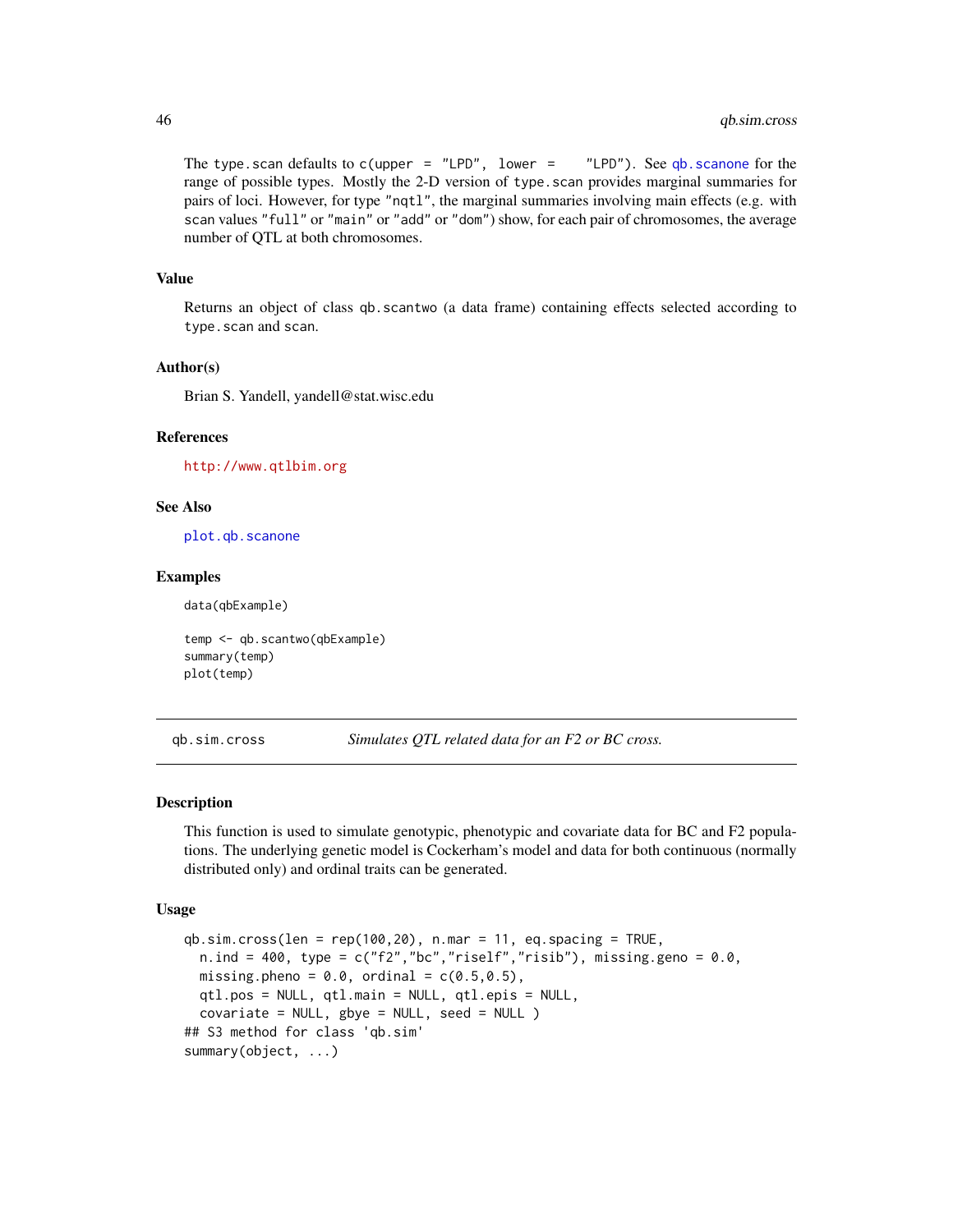The type.scan defaults to c(upper = "LPD", lower = "LPD"). See qb.scanone for the range of possible types. Mostly the 2-D version of type.scan provides marginal summaries for pairs of loci. However, for type "nqtl", the marginal summaries involving main effects (e.g. with scan values "full" or "main" or "add" or "dom") show, for each pair of chromosomes, the average number of QTL at both chromosomes.

### Value

Returns an object of class qb.scantwo (a data frame) containing effects selected according to type.scan and scan.

### Author(s)

Brian S. Yandell, yandell@stat.wisc.edu

### References

http://www.qtlbim.org

### See Also

plot.qb.scanone

### Examples

```
data(qbExample)

temp <- qb.scantwo(qbExample)
summary(temp)
plot(temp)
```

---

## qb.sim.cross — *Simulates QTL related data for an F2 or BC cross.*

### Description

This function is used to simulate genotypic, phenotypic and covariate data for BC and F2 populations. The underlying genetic model is Cockerham's model and data for both continuous (normally distributed only) and ordinal traits can be generated.

### Usage

```
qb.sim.cross(len = rep(100,20), n.mar = 11, eq.spacing = TRUE,
  n.ind = 400, type = c("f2","bc","riself","risib"), missing.geno = 0.0,
  missing.pheno = 0.0, ordinal = c(0.5,0.5),
  qtl.pos = NULL, qtl.main = NULL, qtl.epis = NULL,
  covariate = NULL, gbye = NULL, seed = NULL )
## S3 method for class 'qb.sim'
summary(object, ...)
```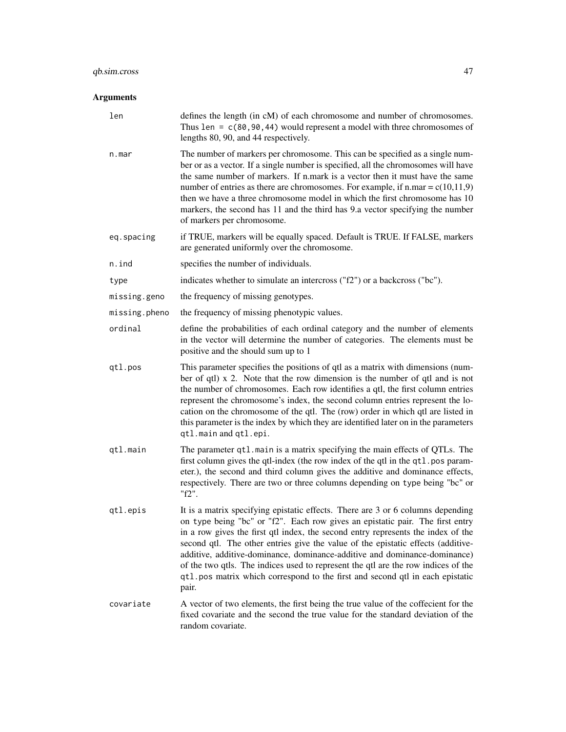## Arguments

| | |
|---|---|
| `len` | defines the length (in cM) of each chromosome and number of chromosomes. Thus `len = c(80,90,44)` would represent a model with three chromosomes of lengths 80, 90, and 44 respectively. |
| `n.mar` | The number of markers per chromosome. This can be specified as a single number or as a vector. If a single number is specified, all the chromosomes will have the same number of markers. If n.mark is a vector then it must have the same number of entries as there are chromosomes. For example, if n.mar = c(10,11,9) then we have a three chromosome model in which the first chromosome has 10 markers, the second has 11 and the third has 9.a vector specifying the number of markers per chromosome. |
| `eq.spacing` | if TRUE, markers will be equally spaced. Default is TRUE. If FALSE, markers are generated uniformly over the chromosome. |
| `n.ind` | specifies the number of individuals. |
| `type` | indicates whether to simulate an intercross ("f2") or a backcross ("bc"). |
| `missing.geno` | the frequency of missing genotypes. |
| `missing.pheno` | the frequency of missing phenotypic values. |
| `ordinal` | define the probabilities of each ordinal category and the number of elements in the vector will determine the number of categories. The elements must be positive and the should sum up to 1 |
| `qtl.pos` | This parameter specifies the positions of qtl as a matrix with dimensions (number of qtl) x 2. Note that the row dimension is the number of qtl and is not the number of chromosomes. Each row identifies a qtl, the first column entries represent the chromosome's index, the second column entries represent the location on the chromosome of the qtl. The (row) order in which qtl are listed in this parameter is the index by which they are identified later on in the parameters `qtl.main` and `qtl.epi`. |
| `qtl.main` | The parameter `qtl.main` is a matrix specifying the main effects of QTLs. The first column gives the qtl-index (the row index of the qtl in the `qtl.pos` parameter.), the second and third column gives the additive and dominance effects, respectively. There are two or three columns depending on `type` being "bc" or "f2". |
| `qtl.epis` | It is a matrix specifying epistatic effects. There are 3 or 6 columns depending on `type` being "bc" or "f2". Each row gives an epistatic pair. The first entry in a row gives the first qtl index, the second entry represents the index of the second qtl. The other entries give the value of the epistatic effects (additive-additive, additive-dominance, dominance-additive and dominance-dominance) of the two qtls. The indices used to represent the qtl are the row indices of the `qtl.pos` matrix which correspond to the first and second qtl in each epistatic pair. |
| `covariate` | A vector of two elements, the first being the true value of the coffecient for the fixed covariate and the second the true value for the standard deviation of the random covariate. |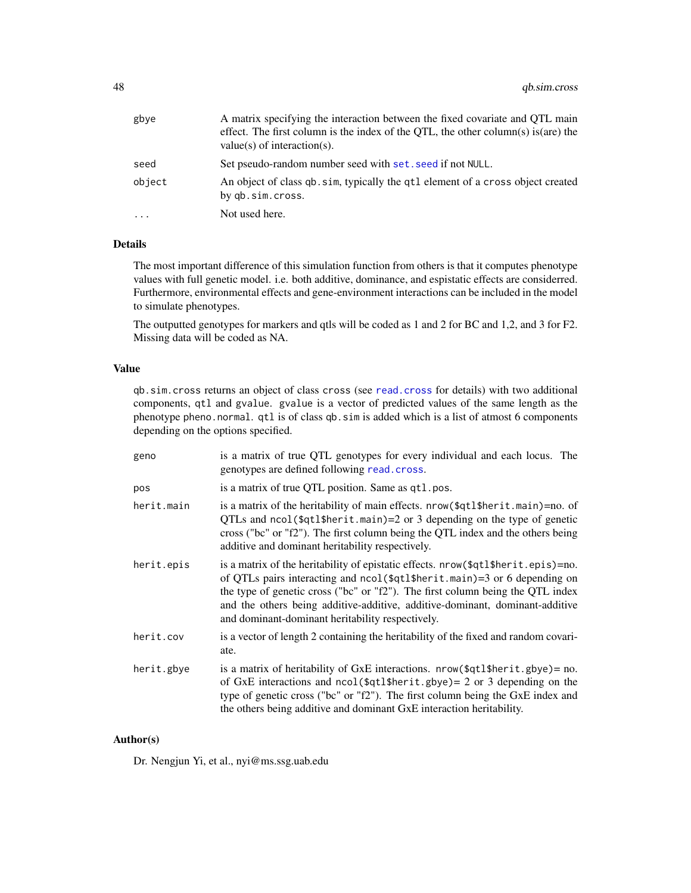gbye
: A matrix specifying the interaction between the fixed covariate and QTL main effect. The first column is the index of the QTL, the other column(s) is(are) the value(s) of interaction(s).

seed
: Set pseudo-random number seed with set.seed if not NULL.

object
: An object of class qb.sim, typically the qtl element of a cross object created by qb.sim.cross.

...
: Not used here.

## Details

The most important difference of this simulation function from others is that it computes phenotype values with full genetic model. i.e. both additive, dominance, and espistatic effects are considerred. Furthermore, environmental effects and gene-environment interactions can be included in the model to simulate phenotypes.

The outputted genotypes for markers and qtls will be coded as 1 and 2 for BC and 1,2, and 3 for F2. Missing data will be coded as NA.

## Value

qb.sim.cross returns an object of class cross (see read.cross for details) with two additional components, qtl and gvalue. gvalue is a vector of predicted values of the same length as the phenotype pheno.normal. qtl is of class qb.sim is added which is a list of atmost 6 components depending on the options specified.

geno
: is a matrix of true QTL genotypes for every individual and each locus. The genotypes are defined following read.cross.

pos
: is a matrix of true QTL position. Same as qtl.pos.

herit.main
: is a matrix of the heritability of main effects. nrow($qtl$herit.main)=no. of QTLs and ncol($qtl$herit.main)=2 or 3 depending on the type of genetic cross ("bc" or "f2"). The first column being the QTL index and the others being additive and dominant heritability respectively.

herit.epis
: is a matrix of the heritability of epistatic effects. nrow($qtl$herit.epis)=no. of QTLs pairs interacting and ncol($qtl$herit.main)=3 or 6 depending on the type of genetic cross ("bc" or "f2"). The first column being the QTL index and the others being additive-additive, additive-dominant, dominant-additive and dominant-dominant heritability respectively.

herit.cov
: is a vector of length 2 containing the heritability of the fixed and random covariate.

herit.gbye
: is a matrix of heritability of GxE interactions. nrow($qtl$herit.gbye)= no. of GxE interactions and ncol($qtl$herit.gbye)= 2 or 3 depending on the type of genetic cross ("bc" or "f2"). The first column being the GxE index and the others being additive and dominant GxE interaction heritability.

## Author(s)

Dr. Nengjun Yi, et al., nyi@ms.ssg.uab.edu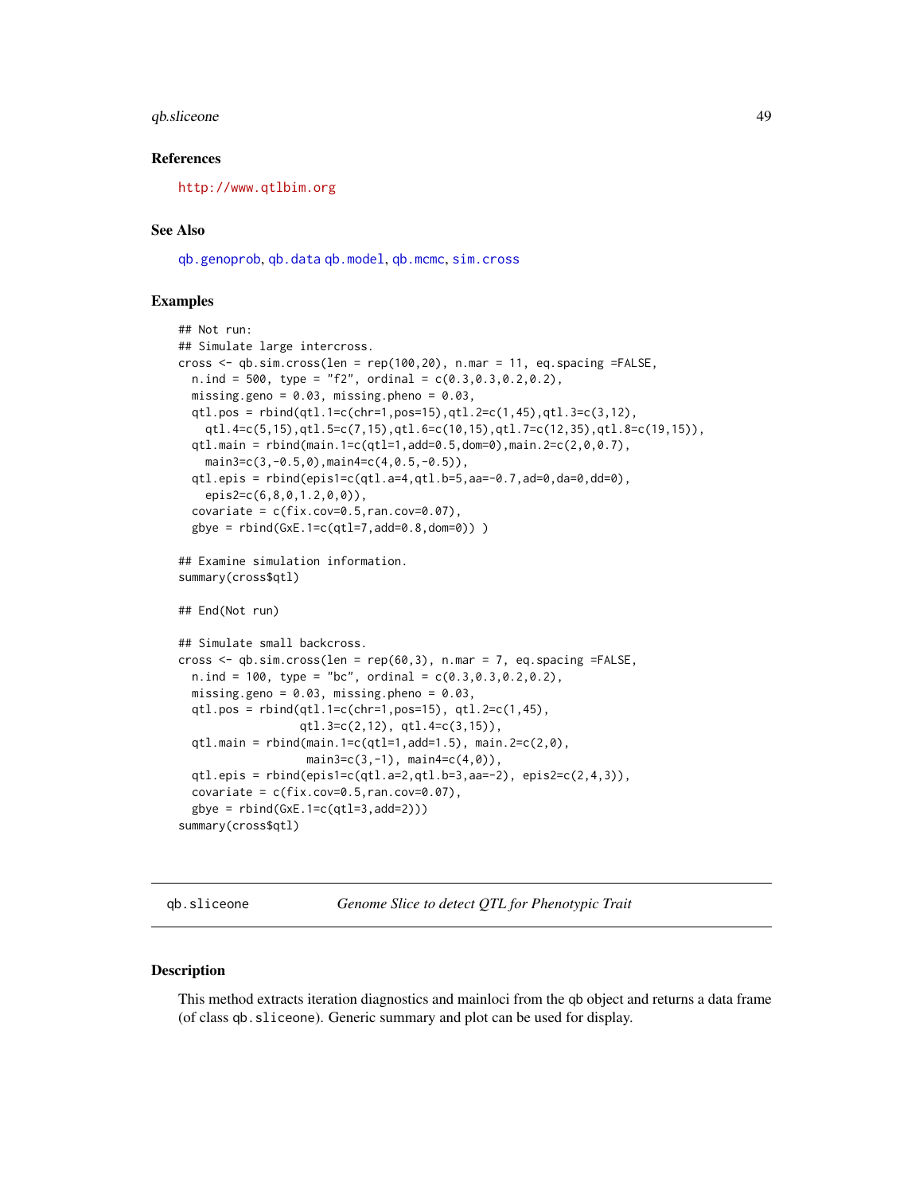## References

http://www.qtlbim.org

## See Also

qb.genoprob, qb.data qb.model, qb.mcmc, sim.cross

## Examples

```
## Not run:
## Simulate large intercross.
cross <- qb.sim.cross(len = rep(100,20), n.mar = 11, eq.spacing =FALSE,
  n.ind = 500, type = "f2", ordinal = c(0.3,0.3,0.2,0.2),
  missing.geno = 0.03, missing.pheno = 0.03,
  qtl.pos = rbind(qtl.1=c(chr=1,pos=15),qtl.2=c(1,45),qtl.3=c(3,12),
    qtl.4=c(5,15),qtl.5=c(7,15),qtl.6=c(10,15),qtl.7=c(12,35),qtl.8=c(19,15)),
  qtl.main = rbind(main.1=c(qtl=1,add=0.5,dom=0),main.2=c(2,0,0.7),
    main3=c(3,-0.5,0),main4=c(4,0.5,-0.5)),
  qtl.epis = rbind(epis1=c(qtl.a=4,qtl.b=5,aa=-0.7,ad=0,da=0,dd=0),
    epis2=c(6,8,0,1.2,0,0)),
  covariate = c(fix.cov=0.5,ran.cov=0.07),
  gbye = rbind(GxE.1=c(qtl=7,add=0.8,dom=0)) )

## Examine simulation information.
summary(cross$qtl)

## End(Not run)

## Simulate small backcross.
cross <- qb.sim.cross(len = rep(60,3), n.mar = 7, eq.spacing =FALSE,
  n.ind = 100, type = "bc", ordinal = c(0.3,0.3,0.2,0.2),
  missing.geno = 0.03, missing.pheno = 0.03,
  qtl.pos = rbind(qtl.1=c(chr=1,pos=15), qtl.2=c(1,45),
                  qtl.3=c(2,12), qtl.4=c(3,15)),
  qtl.main = rbind(main.1=c(qtl=1,add=1.5), main.2=c(2,0),
                   main3=c(3,-1), main4=c(4,0)),
  qtl.epis = rbind(epis1=c(qtl.a=2,qtl.b=3,aa=-2), epis2=c(2,4,3)),
  covariate = c(fix.cov=0.5,ran.cov=0.07),
  gbye = rbind(GxE.1=c(qtl=3,add=2)))
summary(cross$qtl)
```

---

qb.sliceone *Genome Slice to detect QTL for Phenotypic Trait*

## Description

This method extracts iteration diagnostics and mainloci from the qb object and returns a data frame (of class qb.sliceone). Generic summary and plot can be used for display.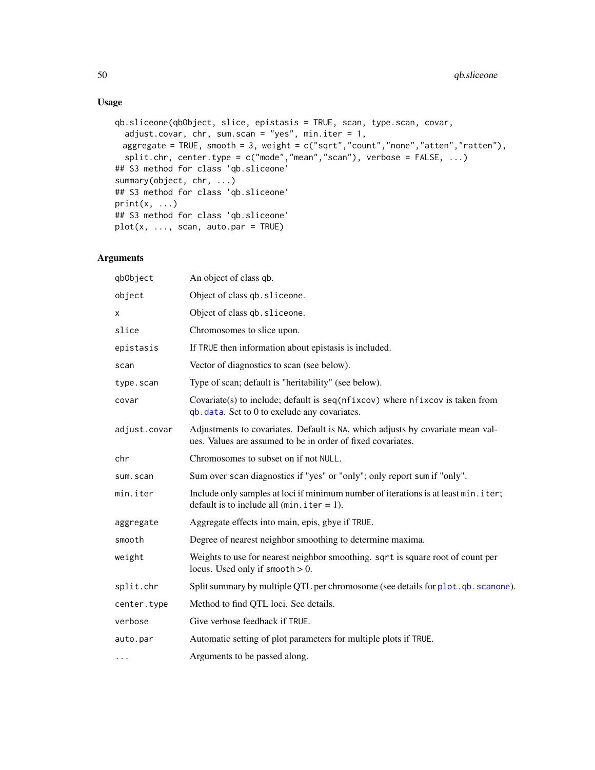## Usage

```
qb.sliceone(qbObject, slice, epistasis = TRUE, scan, type.scan, covar,
  adjust.covar, chr, sum.scan = "yes", min.iter = 1,
 aggregate = TRUE, smooth = 3, weight = c("sqrt","count","none","atten","ratten"),
  split.chr, center.type = c("mode","mean","scan"), verbose = FALSE, ...)
## S3 method for class 'qb.sliceone'
summary(object, chr, ...)
## S3 method for class 'qb.sliceone'
print(x, ...)
## S3 method for class 'qb.sliceone'
plot(x, ..., scan, auto.par = TRUE)
```

## Arguments

| | |
|---|---|
| qbObject | An object of class qb. |
| object | Object of class qb.sliceone. |
| x | Object of class qb.sliceone. |
| slice | Chromosomes to slice upon. |
| epistasis | If TRUE then information about epistasis is included. |
| scan | Vector of diagnostics to scan (see below). |
| type.scan | Type of scan; default is "heritability" (see below). |
| covar | Covariate(s) to include; default is seq(nfixcov) where nfixcov is taken from qb.data. Set to 0 to exclude any covariates. |
| adjust.covar | Adjustments to covariates. Default is NA, which adjusts by covariate mean values. Values are assumed to be in order of fixed covariates. |
| chr | Chromosomes to subset on if not NULL. |
| sum.scan | Sum over scan diagnostics if "yes" or "only"; only report sum if "only". |
| min.iter | Include only samples at loci if minimum number of iterations is at least min.iter; default is to include all (min.iter = 1). |
| aggregate | Aggregate effects into main, epis, gbye if TRUE. |
| smooth | Degree of nearest neighbor smoothing to determine maxima. |
| weight | Weights to use for nearest neighbor smoothing. sqrt is square root of count per locus. Used only if smooth > 0. |
| split.chr | Split summary by multiple QTL per chromosome (see details for plot.qb.scanone). |
| center.type | Method to find QTL loci. See details. |
| verbose | Give verbose feedback if TRUE. |
| auto.par | Automatic setting of plot parameters for multiple plots if TRUE. |
| ... | Arguments to be passed along. |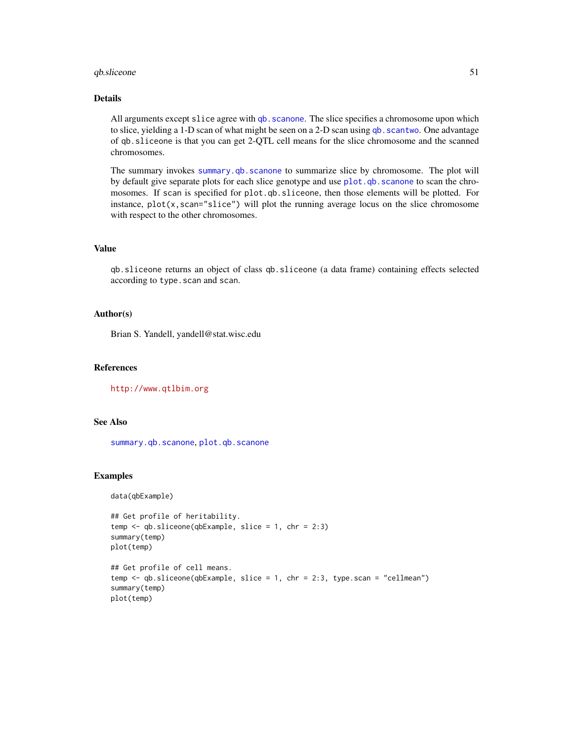## Details

All arguments except `slice` agree with `qb.scanone`. The slice specifies a chromosome upon which to slice, yielding a 1-D scan of what might be seen on a 2-D scan using `qb.scantwo`. One advantage of `qb.sliceone` is that you can get 2-QTL cell means for the slice chromosome and the scanned chromosomes.

The summary invokes `summary.qb.scanone` to summarize slice by chromosome. The plot will by default give separate plots for each slice genotype and use `plot.qb.scanone` to scan the chromosomes. If `scan` is specified for `plot.qb.sliceone`, then those elements will be plotted. For instance, `plot(x,scan="slice")` will plot the running average locus on the slice chromosome with respect to the other chromosomes.

## Value

`qb.sliceone` returns an object of class `qb.sliceone` (a data frame) containing effects selected according to `type.scan` and `scan`.

## Author(s)

Brian S. Yandell, yandell@stat.wisc.edu

## References

http://www.qtlbim.org

## See Also

`summary.qb.scanone`, `plot.qb.scanone`

## Examples

```
data(qbExample)

## Get profile of heritability.
temp <- qb.sliceone(qbExample, slice = 1, chr = 2:3)
summary(temp)
plot(temp)

## Get profile of cell means.
temp <- qb.sliceone(qbExample, slice = 1, chr = 2:3, type.scan = "cellmean")
summary(temp)
plot(temp)
```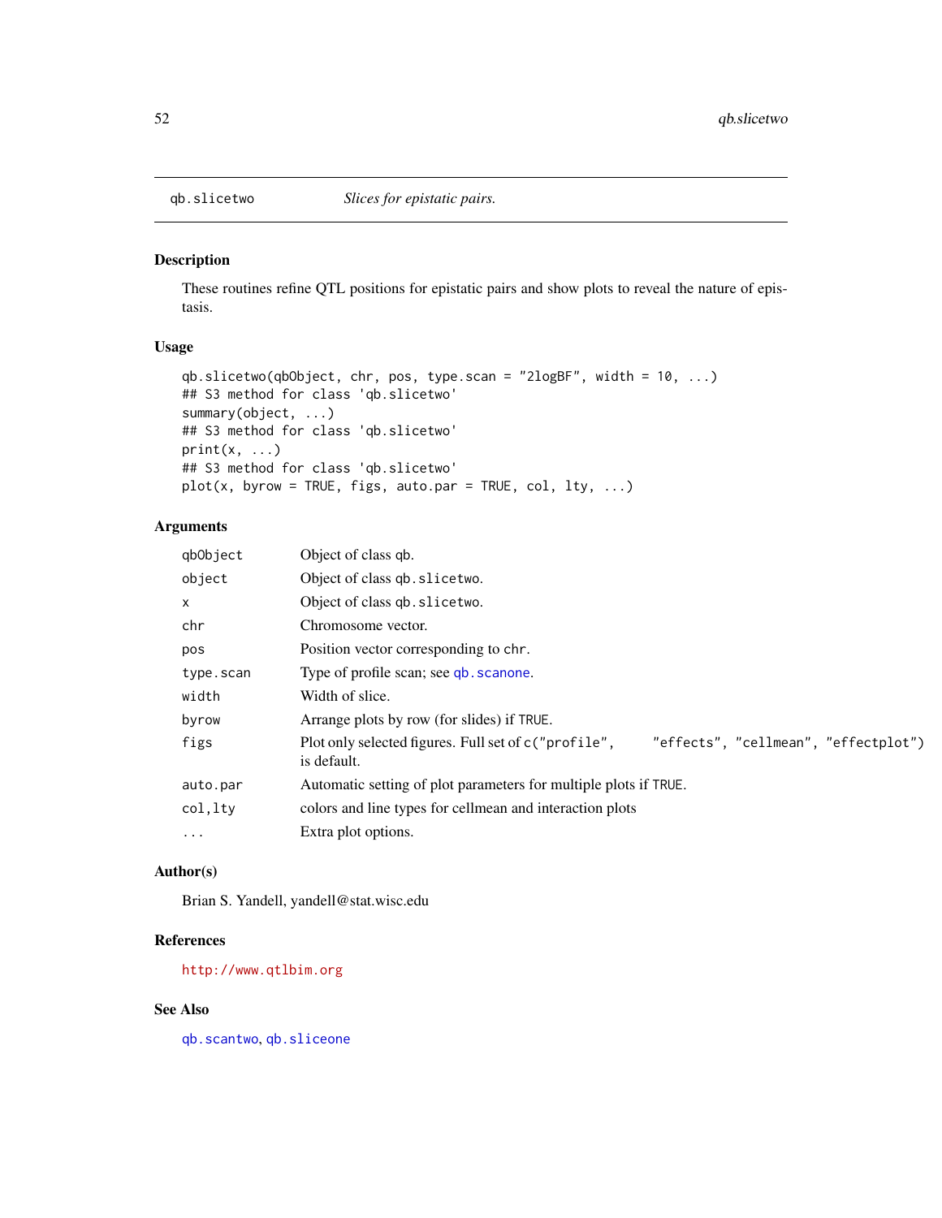qb.slicetwo *Slices for epistatic pairs.*

## Description

These routines refine QTL positions for epistatic pairs and show plots to reveal the nature of epistasis.

## Usage

```
qb.slicetwo(qbObject, chr, pos, type.scan = "2logBF", width = 10, ...)
## S3 method for class 'qb.slicetwo'
summary(object, ...)
## S3 method for class 'qb.slicetwo'
print(x, ...)
## S3 method for class 'qb.slicetwo'
plot(x, byrow = TRUE, figs, auto.par = TRUE, col, lty, ...)
```

## Arguments

| | |
|---|---|
| qbObject | Object of class qb. |
| object | Object of class qb.slicetwo. |
| x | Object of class qb.slicetwo. |
| chr | Chromosome vector. |
| pos | Position vector corresponding to chr. |
| type.scan | Type of profile scan; see qb.scanone. |
| width | Width of slice. |
| byrow | Arrange plots by row (for slides) if TRUE. |
| figs | Plot only selected figures. Full set of c("profile", "effects", "cellmean", "effectplot") is default. |
| auto.par | Automatic setting of plot parameters for multiple plots if TRUE. |
| col,lty | colors and line types for cellmean and interaction plots |
| ... | Extra plot options. |

## Author(s)

Brian S. Yandell, yandell@stat.wisc.edu

## References

http://www.qtlbim.org

## See Also

qb.scantwo, qb.sliceone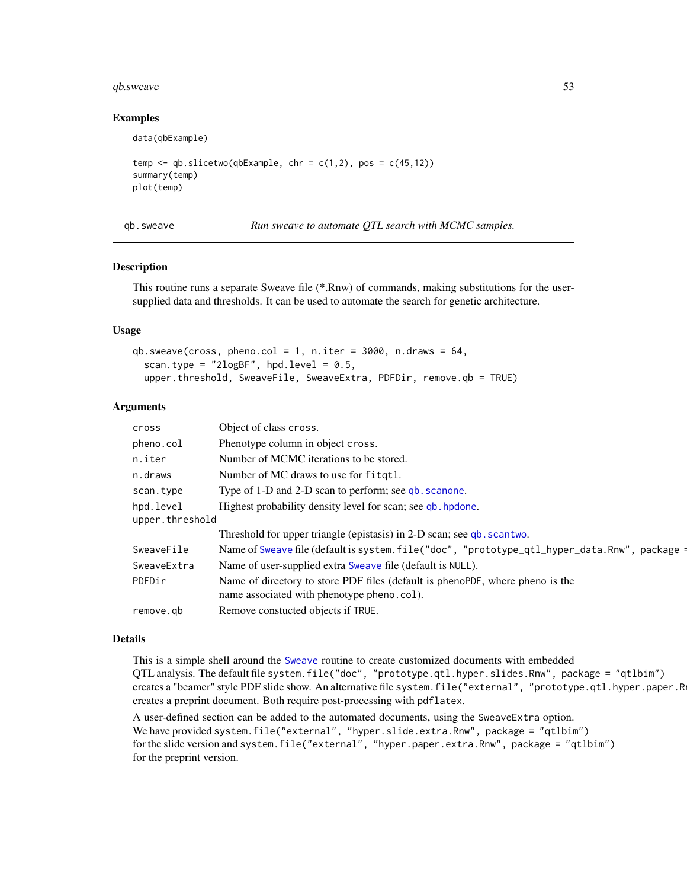### Examples

```
data(qbExample)

temp <- qb.slicetwo(qbExample, chr = c(1,2), pos = c(45,12))
summary(temp)
plot(temp)
```

---

## qb.sweave — *Run sweave to automate QTL search with MCMC samples.*

---

### Description

This routine runs a separate Sweave file (*.Rnw) of commands, making substitutions for the user-supplied data and thresholds. It can be used to automate the search for genetic architecture.

### Usage

```
qb.sweave(cross, pheno.col = 1, n.iter = 3000, n.draws = 64,
  scan.type = "2logBF", hpd.level = 0.5,
  upper.threshold, SweaveFile, SweaveExtra, PDFDir, remove.qb = TRUE)
```

### Arguments

| | |
|---|---|
| `cross` | Object of class `cross`. |
| `pheno.col` | Phenotype column in object `cross`. |
| `n.iter` | Number of MCMC iterations to be stored. |
| `n.draws` | Number of MC draws to use for `fitqtl`. |
| `scan.type` | Type of 1-D and 2-D scan to perform; see `qb.scanone`. |
| `hpd.level` | Highest probability density level for scan; see `qb.hpdone`. |
| `upper.threshold` | Threshold for upper triangle (epistasis) in 2-D scan; see `qb.scantwo`. |
| `SweaveFile` | Name of `Sweave` file (default is `system.file("doc", "prototype_qtl_hyper_data.Rnw", package =` |
| `SweaveExtra` | Name of user-supplied extra `Sweave` file (default is `NULL`). |
| `PDFDir` | Name of directory to store PDF files (default is phenoPDF, where pheno is the name associated with phenotype `pheno.col`). |
| `remove.qb` | Remove constucted objects if `TRUE`. |

### Details

This is a simple shell around the `Sweave` routine to create customized documents with embedded QTL analysis. The default file `system.file("doc", "prototype.qtl.hyper.slides.Rnw", package = "qtlbim")` creates a "beamer" style PDF slide show. An alternative file `system.file("external", "prototype.qtl.hyper.paper.R` creates a preprint document. Both require post-processing with `pdflatex`.

A user-defined section can be added to the automated documents, using the `SweaveExtra` option. We have provided `system.file("external", "hyper.slide.extra.Rnw", package = "qtlbim")` for the slide version and `system.file("external", "hyper.paper.extra.Rnw", package = "qtlbim")` for the preprint version.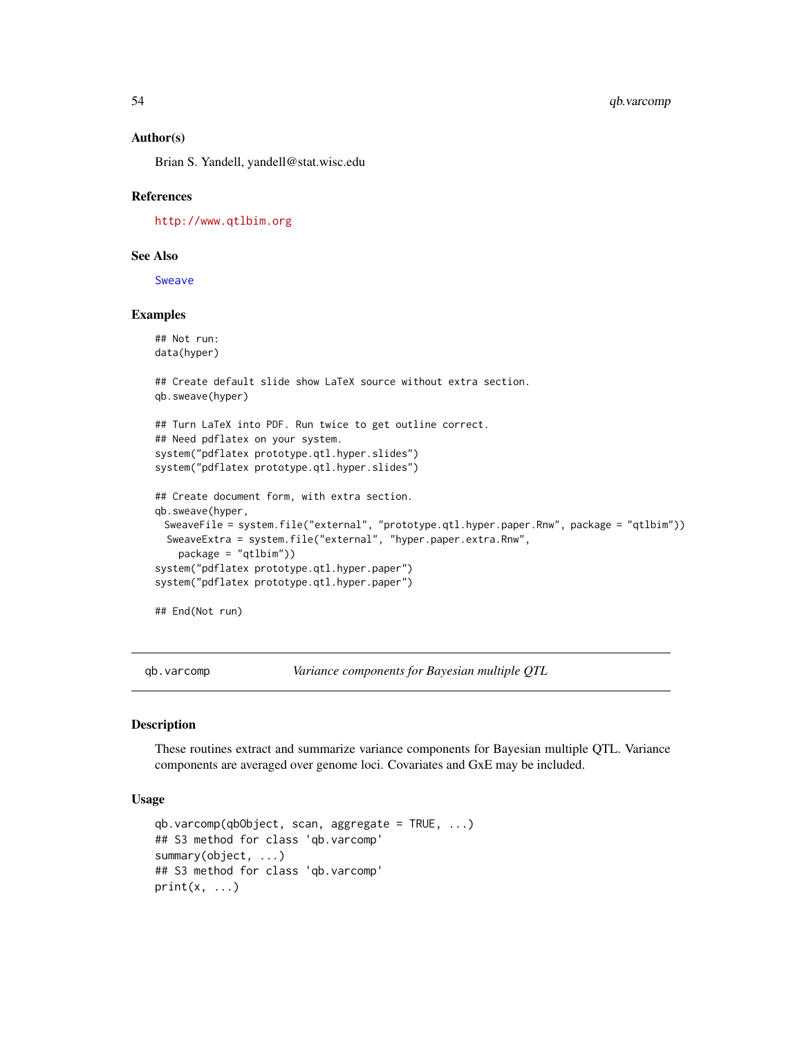## Author(s)

Brian S. Yandell, yandell@stat.wisc.edu

## References

http://www.qtlbim.org

## See Also

Sweave

## Examples

```
## Not run:
data(hyper)

## Create default slide show LaTeX source without extra section.
qb.sweave(hyper)

## Turn LaTeX into PDF. Run twice to get outline correct.
## Need pdflatex on your system.
system("pdflatex prototype.qtl.hyper.slides")
system("pdflatex prototype.qtl.hyper.slides")

## Create document form, with extra section.
qb.sweave(hyper,
  SweaveFile = system.file("external", "prototype.qtl.hyper.paper.Rnw", package = "qtlbim"))
   SweaveExtra = system.file("external", "hyper.paper.extra.Rnw",
     package = "qtlbim"))
system("pdflatex prototype.qtl.hyper.paper")
system("pdflatex prototype.qtl.hyper.paper")

## End(Not run)
```

---

# qb.varcomp — *Variance components for Bayesian multiple QTL*

## Description

These routines extract and summarize variance components for Bayesian multiple QTL. Variance components are averaged over genome loci. Covariates and GxE may be included.

## Usage

```
qb.varcomp(qbObject, scan, aggregate = TRUE, ...)
## S3 method for class 'qb.varcomp'
summary(object, ...)
## S3 method for class 'qb.varcomp'
print(x, ...)
```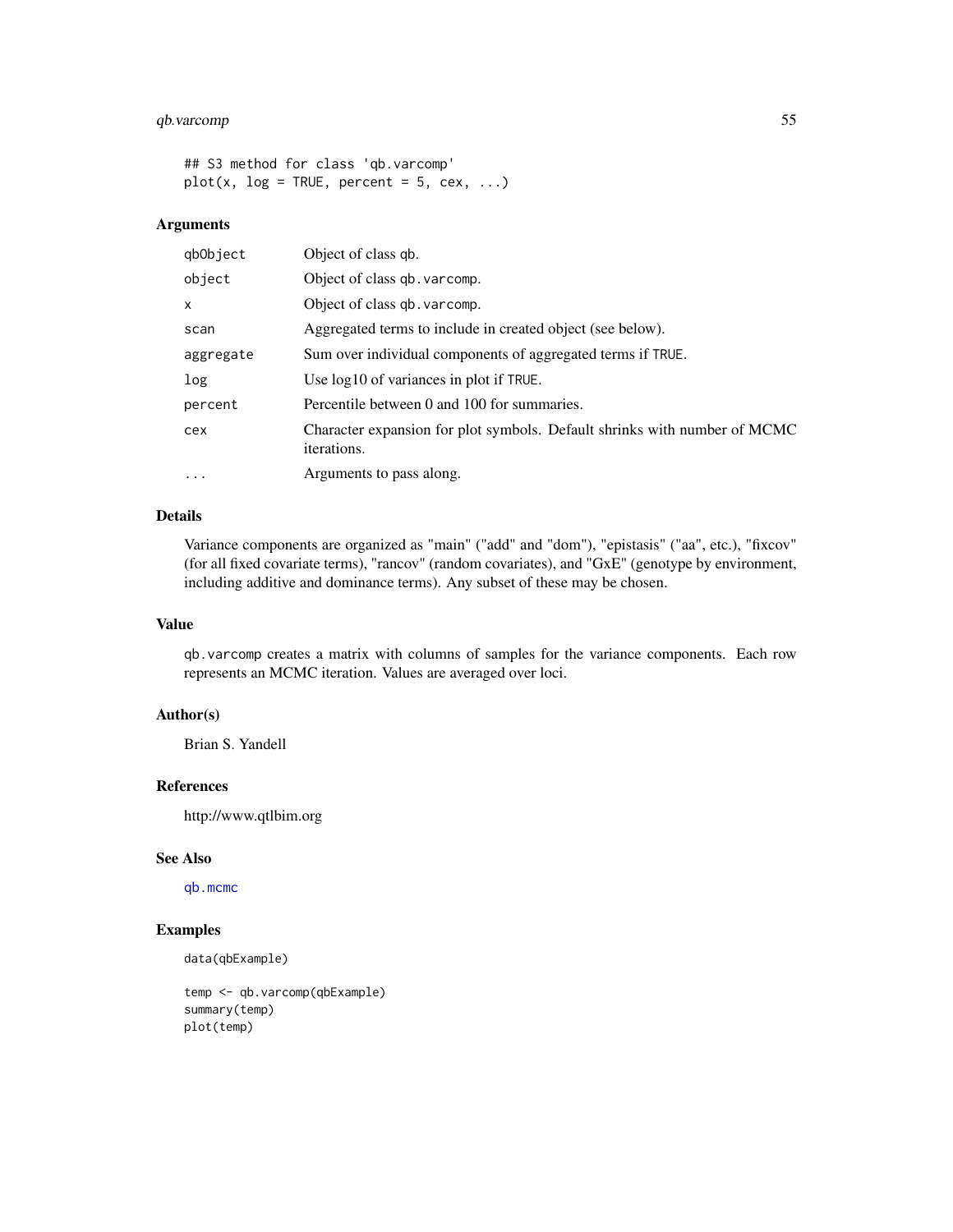```
## S3 method for class 'qb.varcomp'
plot(x, log = TRUE, percent = 5, cex, ...)
```

## Arguments

| | |
|---|---|
| qbObject | Object of class qb. |
| object | Object of class qb.varcomp. |
| x | Object of class qb.varcomp. |
| scan | Aggregated terms to include in created object (see below). |
| aggregate | Sum over individual components of aggregated terms if TRUE. |
| log | Use log10 of variances in plot if TRUE. |
| percent | Percentile between 0 and 100 for summaries. |
| cex | Character expansion for plot symbols. Default shrinks with number of MCMC iterations. |
| ... | Arguments to pass along. |

## Details

Variance components are organized as "main" ("add" and "dom"), "epistasis" ("aa", etc.), "fixcov" (for all fixed covariate terms), "rancov" (random covariates), and "GxE" (genotype by environment, including additive and dominance terms). Any subset of these may be chosen.

## Value

qb.varcomp creates a matrix with columns of samples for the variance components. Each row represents an MCMC iteration. Values are averaged over loci.

## Author(s)

Brian S. Yandell

## References

http://www.qtlbim.org

## See Also

qb.mcmc

## Examples

```
data(qbExample)

temp <- qb.varcomp(qbExample)
summary(temp)
plot(temp)
```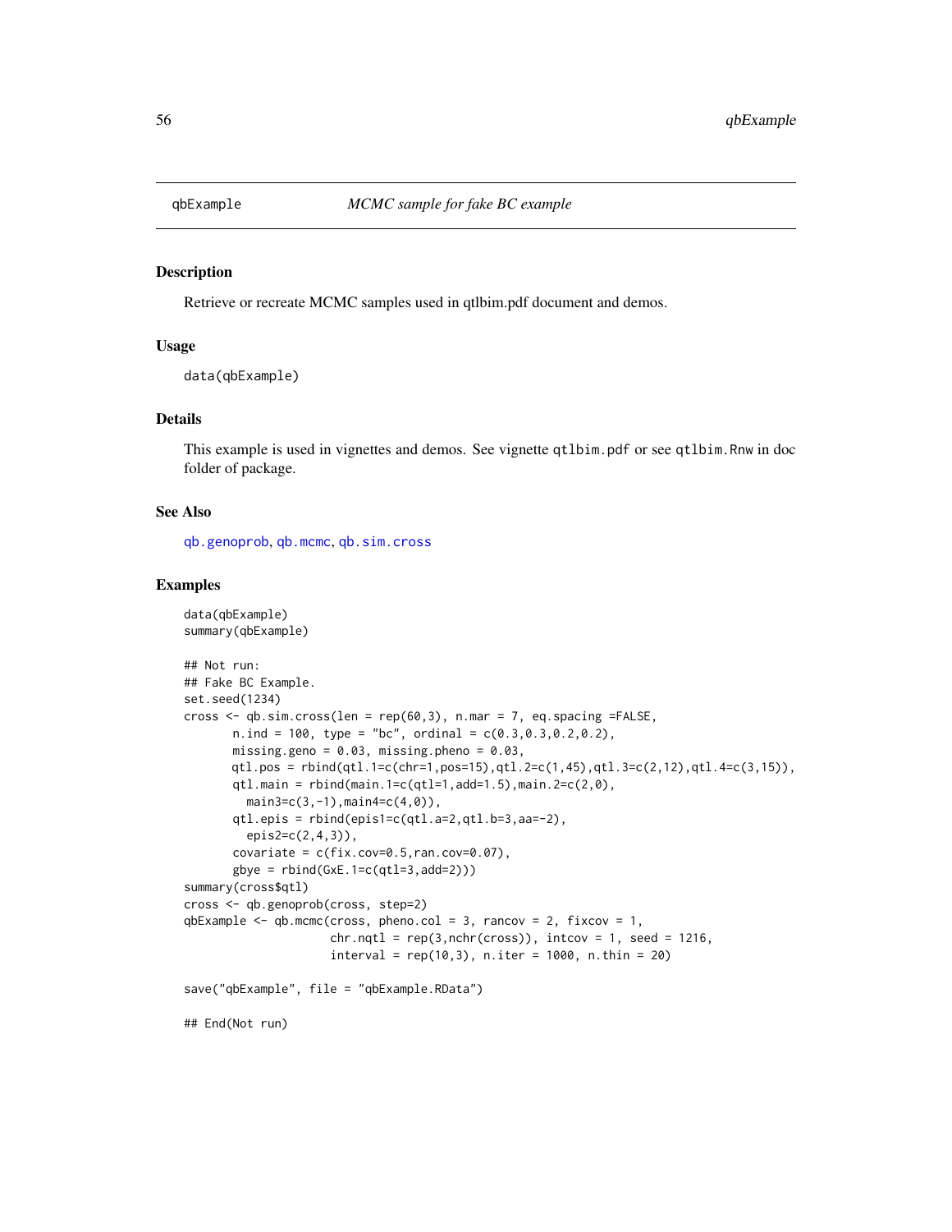qbExample *MCMC sample for fake BC example*

## Description

Retrieve or recreate MCMC samples used in qtlbim.pdf document and demos.

## Usage

```
data(qbExample)
```

## Details

This example is used in vignettes and demos. See vignette `qtlbim.pdf` or see `qtlbim.Rnw` in doc folder of package.

## See Also

qb.genoprob, qb.mcmc, qb.sim.cross

## Examples

```
data(qbExample)
summary(qbExample)

## Not run:
## Fake BC Example.
set.seed(1234)
cross <- qb.sim.cross(len = rep(60,3), n.mar = 7, eq.spacing =FALSE,
       n.ind = 100, type = "bc", ordinal = c(0.3,0.3,0.2,0.2),
       missing.geno = 0.03, missing.pheno = 0.03,
       qtl.pos = rbind(qtl.1=c(chr=1,pos=15),qtl.2=c(1,45),qtl.3=c(2,12),qtl.4=c(3,15)),
       qtl.main = rbind(main.1=c(qtl=1,add=1.5),main.2=c(2,0),
         main3=c(3,-1),main4=c(4,0)),
       qtl.epis = rbind(epis1=c(qtl.a=2,qtl.b=3,aa=-2),
         epis2=c(2,4,3)),
       covariate = c(fix.cov=0.5,ran.cov=0.07),
       gbye = rbind(GxE.1=c(qtl=3,add=2)))
summary(cross$qtl)
cross <- qb.genoprob(cross, step=2)
qbExample <- qb.mcmc(cross, pheno.col = 3, rancov = 2, fixcov = 1,
                     chr.nqtl = rep(3,nchr(cross)), intcov = 1, seed = 1216,
                     interval = rep(10,3), n.iter = 1000, n.thin = 20)

save("qbExample", file = "qbExample.RData")

## End(Not run)
```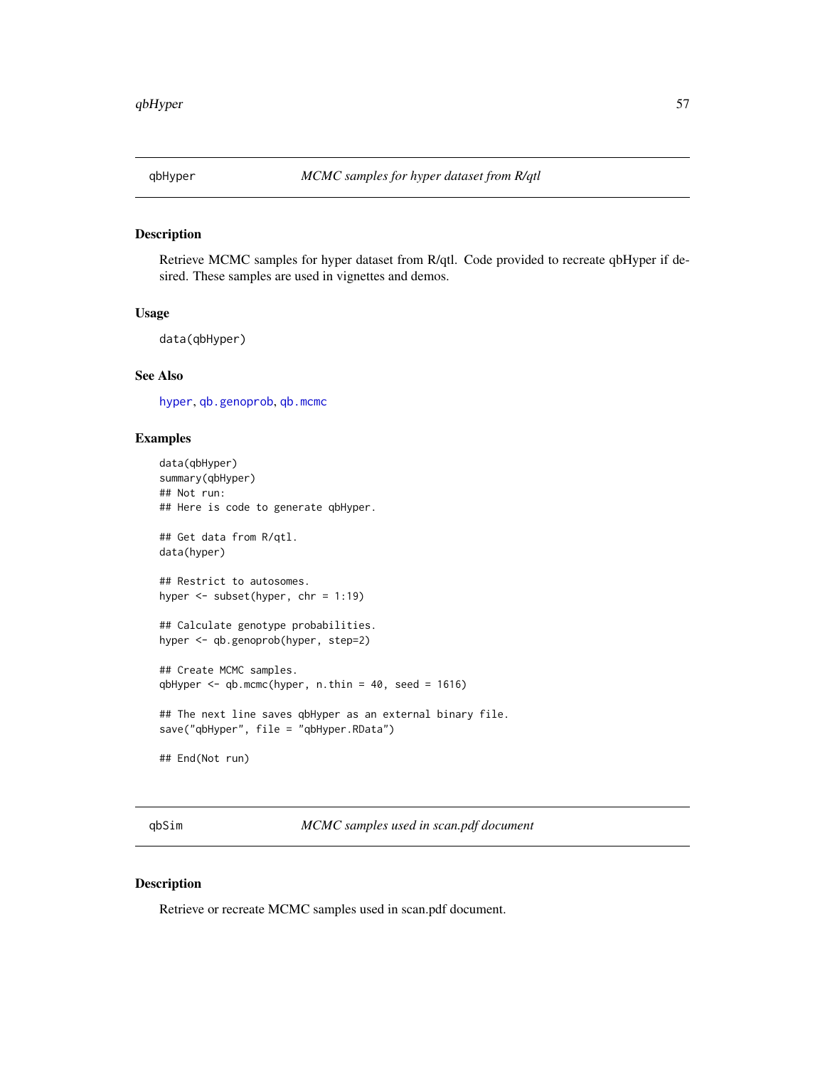## qbHyper — *MCMC samples for hyper dataset from R/qtl*

### Description

Retrieve MCMC samples for hyper dataset from R/qtl. Code provided to recreate qbHyper if desired. These samples are used in vignettes and demos.

### Usage

```
data(qbHyper)
```

### See Also

hyper, qb.genoprob, qb.mcmc

### Examples

```
data(qbHyper)
summary(qbHyper)
## Not run:
## Here is code to generate qbHyper.

## Get data from R/qtl.
data(hyper)

## Restrict to autosomes.
hyper <- subset(hyper, chr = 1:19)

## Calculate genotype probabilities.
hyper <- qb.genoprob(hyper, step=2)

## Create MCMC samples.
qbHyper <- qb.mcmc(hyper, n.thin = 40, seed = 1616)

## The next line saves qbHyper as an external binary file.
save("qbHyper", file = "qbHyper.RData")

## End(Not run)
```

## qbSim — *MCMC samples used in scan.pdf document*

### Description

Retrieve or recreate MCMC samples used in scan.pdf document.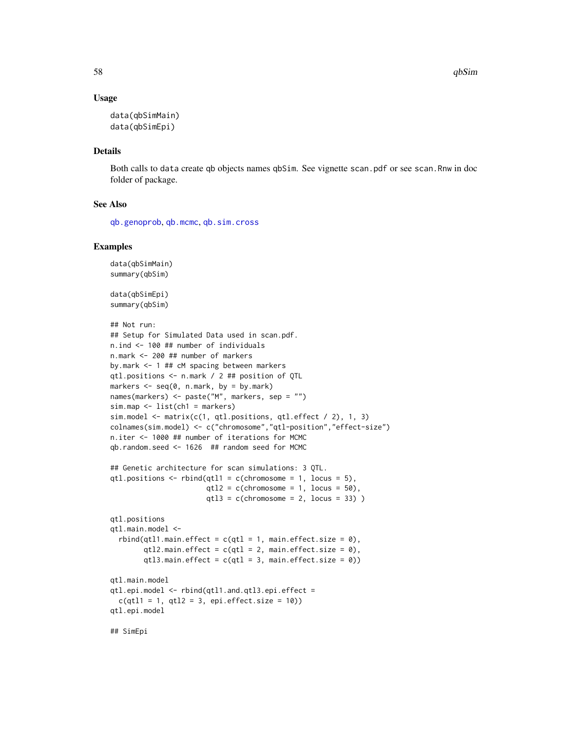## Usage

```
data(qbSimMain)
data(qbSimEpi)
```

## Details

Both calls to `data` create qb objects names `qbSim`. See vignette `scan.pdf` or see `scan.Rnw` in doc folder of package.

## See Also

`qb.genoprob`, `qb.mcmc`, `qb.sim.cross`

## Examples

```
data(qbSimMain)
summary(qbSim)

data(qbSimEpi)
summary(qbSim)

## Not run:
## Setup for Simulated Data used in scan.pdf.
n.ind <- 100 ## number of individuals
n.mark <- 200 ## number of markers
by.mark <- 1 ## cM spacing between markers
qtl.positions <- n.mark / 2 ## position of QTL
markers <- seq(0, n.mark, by = by.mark)
names(markers) <- paste("M", markers, sep = "")
sim.map <- list(ch1 = markers)
sim.model <- matrix(c(1, qtl.positions, qtl.effect / 2), 1, 3)
colnames(sim.model) <- c("chromosome","qtl-position","effect-size")
n.iter <- 1000 ## number of iterations for MCMC
qb.random.seed <- 1626  ## random seed for MCMC

## Genetic architecture for scan simulations: 3 QTL.
qtl.positions <- rbind(qtl1 = c(chromosome = 1, locus = 5),
                       qtl2 = c(chromosome = 1, locus = 50),
                       qtl3 = c(chromosome = 2, locus = 33) )

qtl.positions
qtl.main.model <-
  rbind(qtl1.main.effect = c(qtl = 1, main.effect.size = 0),
        qtl2.main.effect = c(qtl = 2, main.effect.size = 0),
        qtl3.main.effect = c(qtl = 3, main.effect.size = 0))

qtl.main.model
qtl.epi.model <- rbind(qtl1.and.qtl3.epi.effect =
  c(qtl1 = 1, qtl2 = 3, epi.effect.size = 10))
qtl.epi.model

## SimEpi
```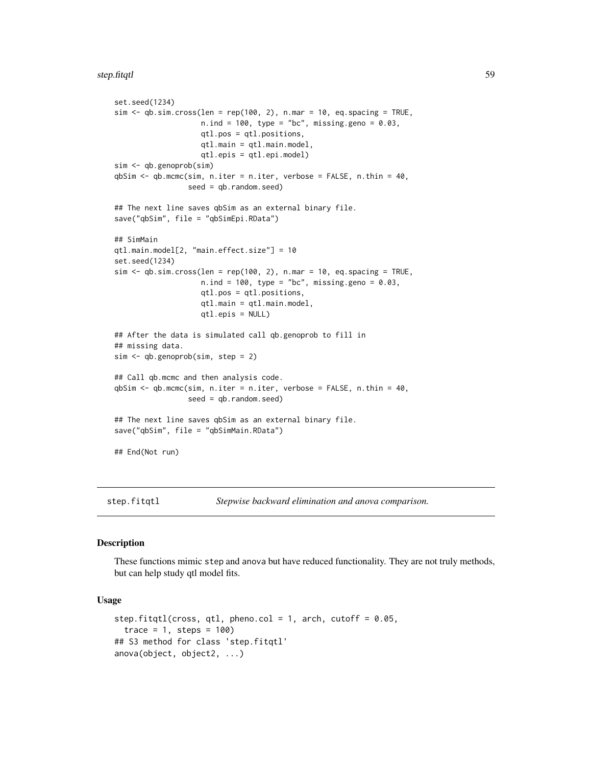```
set.seed(1234)
sim <- qb.sim.cross(len = rep(100, 2), n.mar = 10, eq.spacing = TRUE,
                    n.ind = 100, type = "bc", missing.geno = 0.03,
                    qtl.pos = qtl.positions,
                    qtl.main = qtl.main.model,
                    qtl.epis = qtl.epi.model)
sim <- qb.genoprob(sim)
qbSim <- qb.mcmc(sim, n.iter = n.iter, verbose = FALSE, n.thin = 40,
                 seed = qb.random.seed)

## The next line saves qbSim as an external binary file.
save("qbSim", file = "qbSimEpi.RData")

## SimMain
qtl.main.model[2, "main.effect.size"] = 10
set.seed(1234)
sim <- qb.sim.cross(len = rep(100, 2), n.mar = 10, eq.spacing = TRUE,
                    n.ind = 100, type = "bc", missing.geno = 0.03,
                    qtl.pos = qtl.positions,
                    qtl.main = qtl.main.model,
                    qtl.epis = NULL)

## After the data is simulated call qb.genoprob to fill in
## missing data.
sim <- qb.genoprob(sim, step = 2)

## Call qb.mcmc and then analysis code.
qbSim <- qb.mcmc(sim, n.iter = n.iter, verbose = FALSE, n.thin = 40,
                 seed = qb.random.seed)

## The next line saves qbSim as an external binary file.
save("qbSim", file = "qbSimMain.RData")

## End(Not run)
```

---

`step.fitqtl` *Stepwise backward elimination and anova comparison.*

---

## Description

These functions mimic `step` and `anova` but have reduced functionality. They are not truly methods, but can help study qtl model fits.

## Usage

```
step.fitqtl(cross, qtl, pheno.col = 1, arch, cutoff = 0.05,
  trace = 1, steps = 100)
## S3 method for class 'step.fitqtl'
anova(object, object2, ...)
```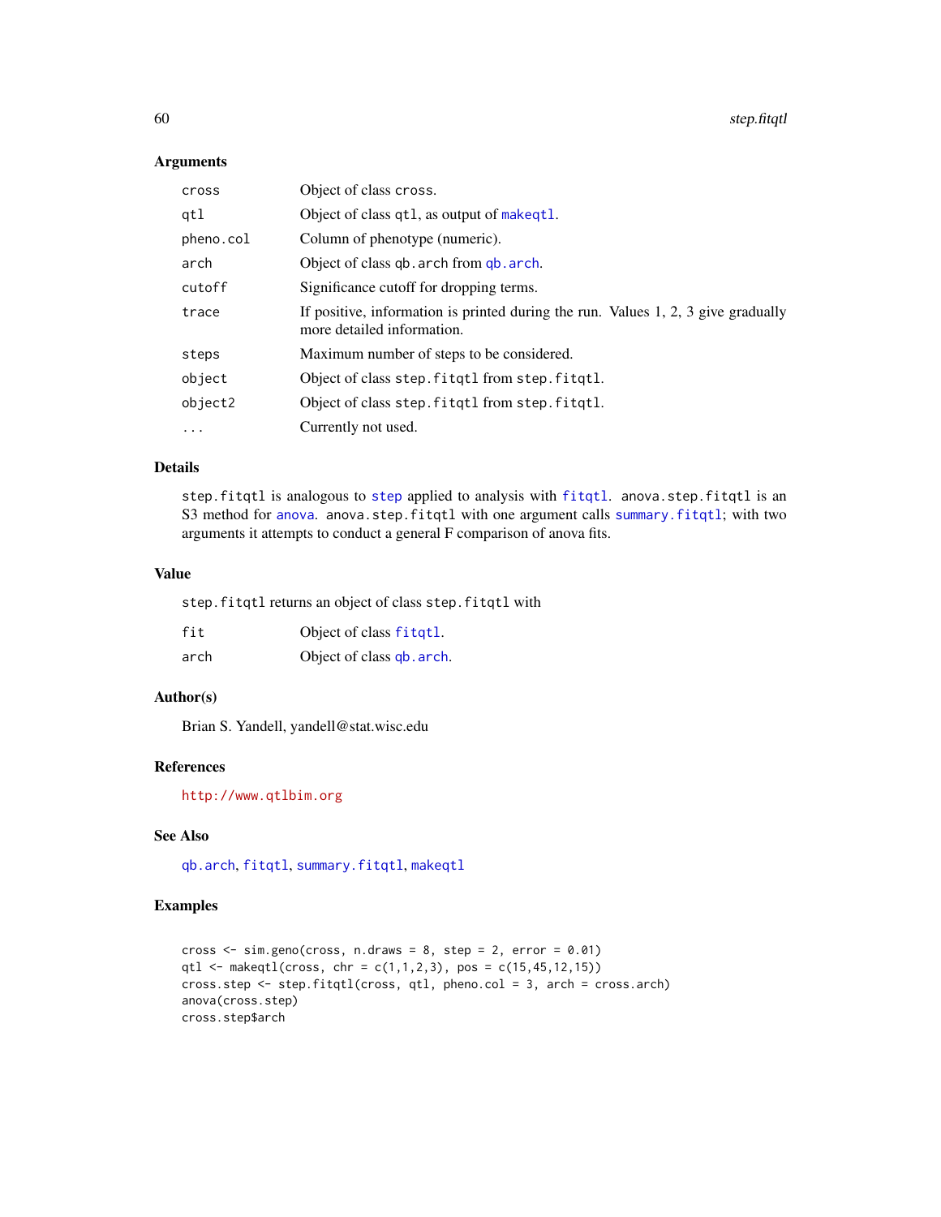### Arguments

| | |
|---|---|
| cross | Object of class cross. |
| qtl | Object of class qtl, as output of makeqtl. |
| pheno.col | Column of phenotype (numeric). |
| arch | Object of class qb.arch from qb.arch. |
| cutoff | Significance cutoff for dropping terms. |
| trace | If positive, information is printed during the run. Values 1, 2, 3 give gradually more detailed information. |
| steps | Maximum number of steps to be considered. |
| object | Object of class step.fitqtl from step.fitqtl. |
| object2 | Object of class step.fitqtl from step.fitqtl. |
| ... | Currently not used. |

### Details

step.fitqtl is analogous to step applied to analysis with fitqtl. anova.step.fitqtl is an S3 method for anova. anova.step.fitqtl with one argument calls summary.fitqtl; with two arguments it attempts to conduct a general F comparison of anova fits.

### Value

step.fitqtl returns an object of class step.fitqtl with

| | |
|---|---|
| fit | Object of class fitqtl. |
| arch | Object of class qb.arch. |

### Author(s)

Brian S. Yandell, yandell@stat.wisc.edu

### References

http://www.qtlbim.org

### See Also

qb.arch, fitqtl, summary.fitqtl, makeqtl

### Examples

```
cross <- sim.geno(cross, n.draws = 8, step = 2, error = 0.01)
qtl <- makeqtl(cross, chr = c(1,1,2,3), pos = c(15,45,12,15))
cross.step <- step.fitqtl(cross, qtl, pheno.col = 3, arch = cross.arch)
anova(cross.step)
cross.step$arch
```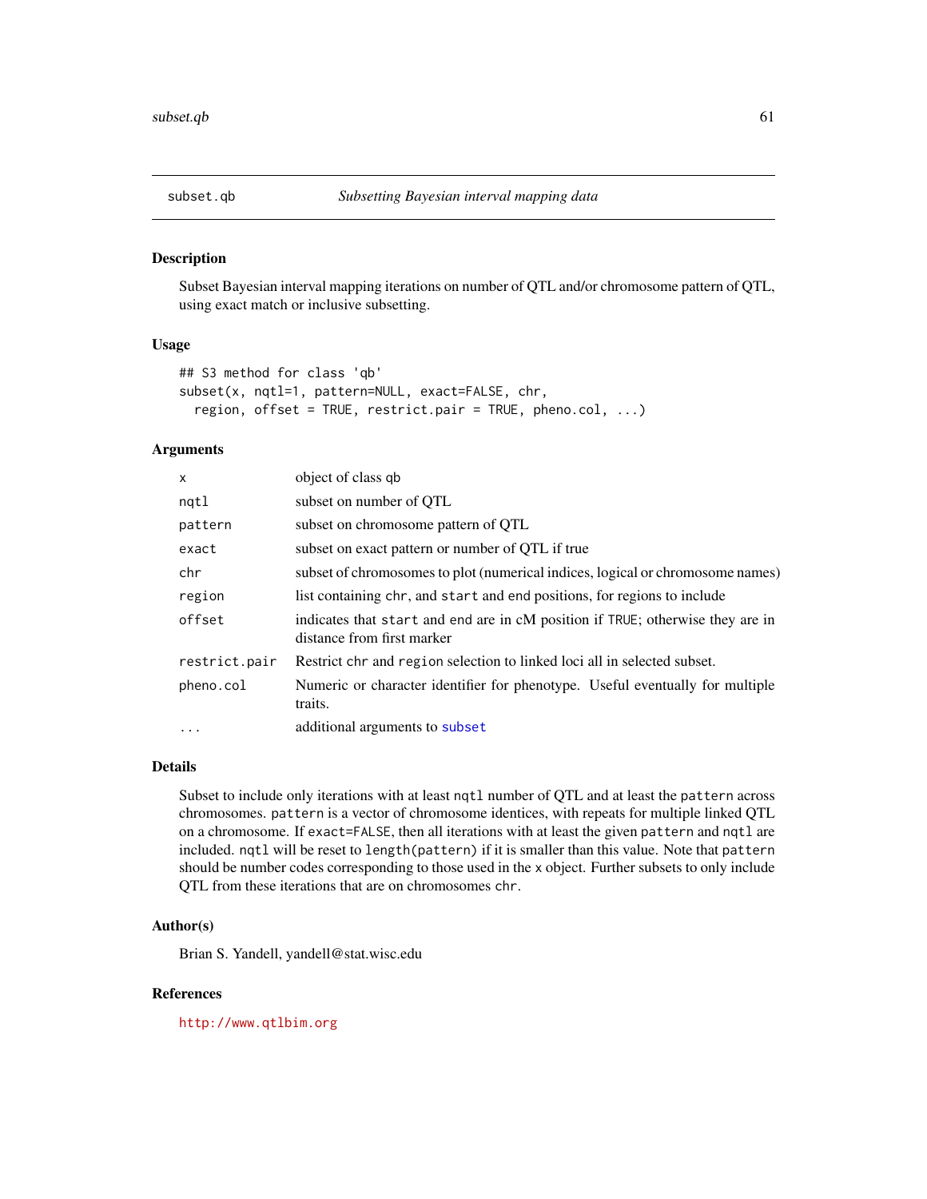# subset.qb — *Subsetting Bayesian interval mapping data*

## Description

Subset Bayesian interval mapping iterations on number of QTL and/or chromosome pattern of QTL, using exact match or inclusive subsetting.

## Usage

```
## S3 method for class 'qb'
subset(x, nqtl=1, pattern=NULL, exact=FALSE, chr,
  region, offset = TRUE, restrict.pair = TRUE, pheno.col, ...)
```

## Arguments

| | |
|---|---|
| `x` | object of class qb |
| `nqtl` | subset on number of QTL |
| `pattern` | subset on chromosome pattern of QTL |
| `exact` | subset on exact pattern or number of QTL if true |
| `chr` | subset of chromosomes to plot (numerical indices, logical or chromosome names) |
| `region` | list containing `chr`, and `start` and `end` positions, for regions to include |
| `offset` | indicates that `start` and `end` are in cM position if `TRUE`; otherwise they are in distance from first marker |
| `restrict.pair` | Restrict `chr` and `region` selection to linked loci all in selected subset. |
| `pheno.col` | Numeric or character identifier for phenotype. Useful eventually for multiple traits. |
| `...` | additional arguments to `subset` |

## Details

Subset to include only iterations with at least `nqtl` number of QTL and at least the `pattern` across chromosomes. `pattern` is a vector of chromosome identices, with repeats for multiple linked QTL on a chromosome. If `exact=FALSE`, then all iterations with at least the given `pattern` and `nqtl` are included. `nqtl` will be reset to `length(pattern)` if it is smaller than this value. Note that `pattern` should be number codes corresponding to those used in the `x` object. Further subsets to only include QTL from these iterations that are on chromosomes `chr`.

## Author(s)

Brian S. Yandell, yandell@stat.wisc.edu

## References

http://www.qtlbim.org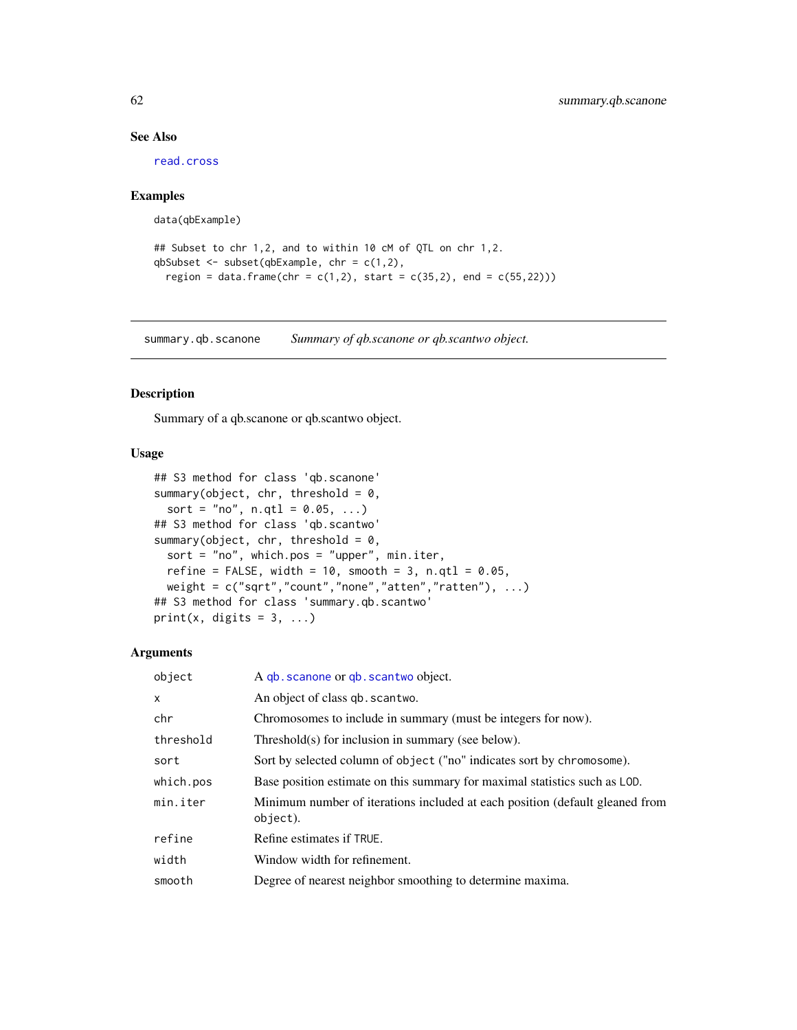## See Also

read.cross

## Examples

```
data(qbExample)

## Subset to chr 1,2, and to within 10 cM of QTL on chr 1,2.
qbSubset <- subset(qbExample, chr = c(1,2),
  region = data.frame(chr = c(1,2), start = c(35,2), end = c(55,22)))
```

---

# summary.qb.scanone — *Summary of qb.scanone or qb.scantwo object.*

## Description

Summary of a qb.scanone or qb.scantwo object.

## Usage

```
## S3 method for class 'qb.scanone'
summary(object, chr, threshold = 0,
  sort = "no", n.qtl = 0.05, ...)
## S3 method for class 'qb.scantwo'
summary(object, chr, threshold = 0,
  sort = "no", which.pos = "upper", min.iter,
  refine = FALSE, width = 10, smooth = 3, n.qtl = 0.05,
  weight = c("sqrt","count","none","atten","ratten"), ...)
## S3 method for class 'summary.qb.scantwo'
print(x, digits = 3, ...)
```

## Arguments

| | |
|---|---|
| object | A qb.scanone or qb.scantwo object. |
| x | An object of class qb.scantwo. |
| chr | Chromosomes to include in summary (must be integers for now). |
| threshold | Threshold(s) for inclusion in summary (see below). |
| sort | Sort by selected column of object ("no" indicates sort by chromosome). |
| which.pos | Base position estimate on this summary for maximal statistics such as LOD. |
| min.iter | Minimum number of iterations included at each position (default gleaned from object). |
| refine | Refine estimates if TRUE. |
| width | Window width for refinement. |
| smooth | Degree of nearest neighbor smoothing to determine maxima. |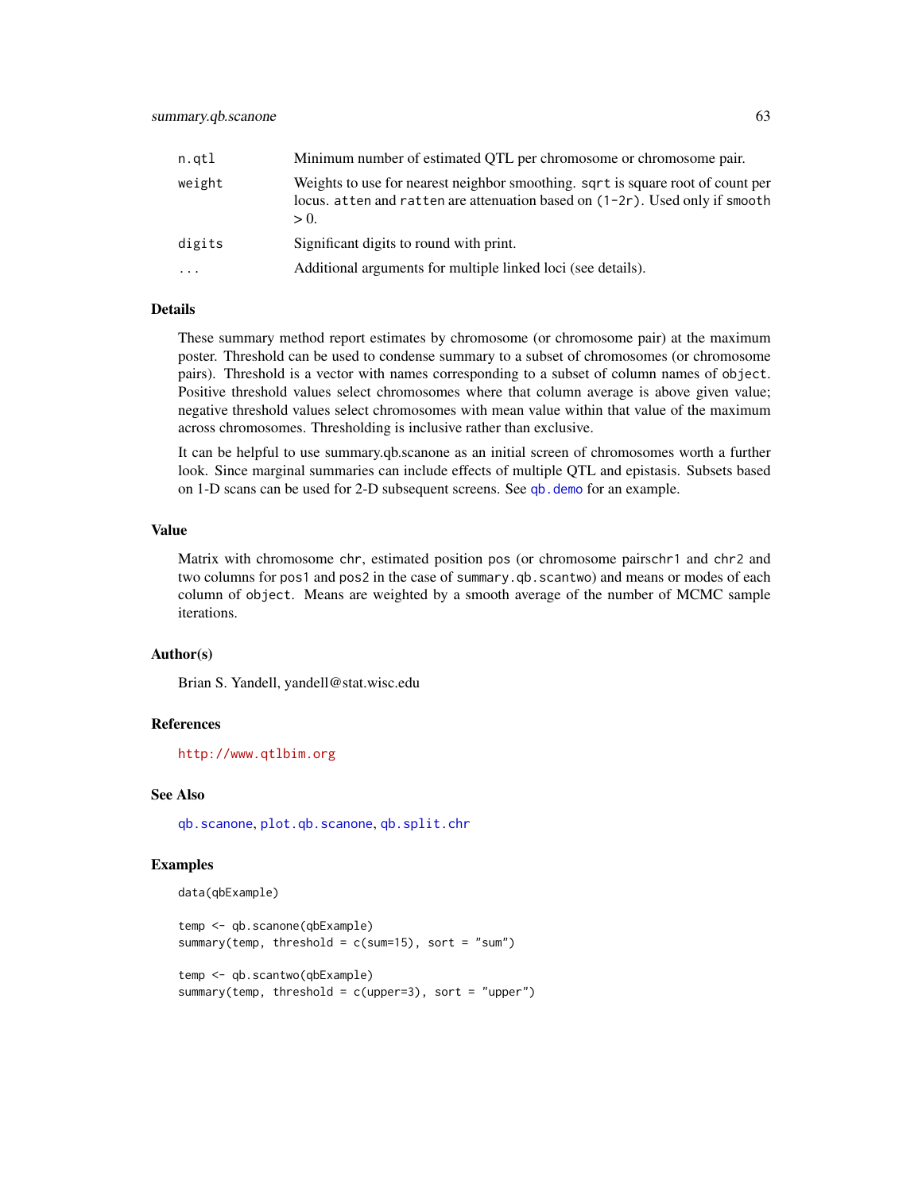| | |
|---|---|
| n.qtl | Minimum number of estimated QTL per chromosome or chromosome pair. |
| weight | Weights to use for nearest neighbor smoothing. sqrt is square root of count per locus. atten and ratten are attenuation based on (1-2r). Used only if smooth > 0. |
| digits | Significant digits to round with print. |
| ... | Additional arguments for multiple linked loci (see details). |

### Details

These summary method report estimates by chromosome (or chromosome pair) at the maximum poster. Threshold can be used to condense summary to a subset of chromosomes (or chromosome pairs). Threshold is a vector with names corresponding to a subset of column names of object. Positive threshold values select chromosomes where that column average is above given value; negative threshold values select chromosomes with mean value within that value of the maximum across chromosomes. Thresholding is inclusive rather than exclusive.

It can be helpful to use summary.qb.scanone as an initial screen of chromosomes worth a further look. Since marginal summaries can include effects of multiple QTL and epistasis. Subsets based on 1-D scans can be used for 2-D subsequent screens. See qb.demo for an example.

### Value

Matrix with chromosome chr, estimated position pos (or chromosome pairschr1 and chr2 and two columns for pos1 and pos2 in the case of summary.qb.scantwo) and means or modes of each column of object. Means are weighted by a smooth average of the number of MCMC sample iterations.

### Author(s)

Brian S. Yandell, yandell@stat.wisc.edu

### References

http://www.qtlbim.org

### See Also

qb.scanone, plot.qb.scanone, qb.split.chr

### Examples

```
data(qbExample)

temp <- qb.scanone(qbExample)
summary(temp, threshold = c(sum=15), sort = "sum")

temp <- qb.scantwo(qbExample)
summary(temp, threshold = c(upper=3), sort = "upper")
```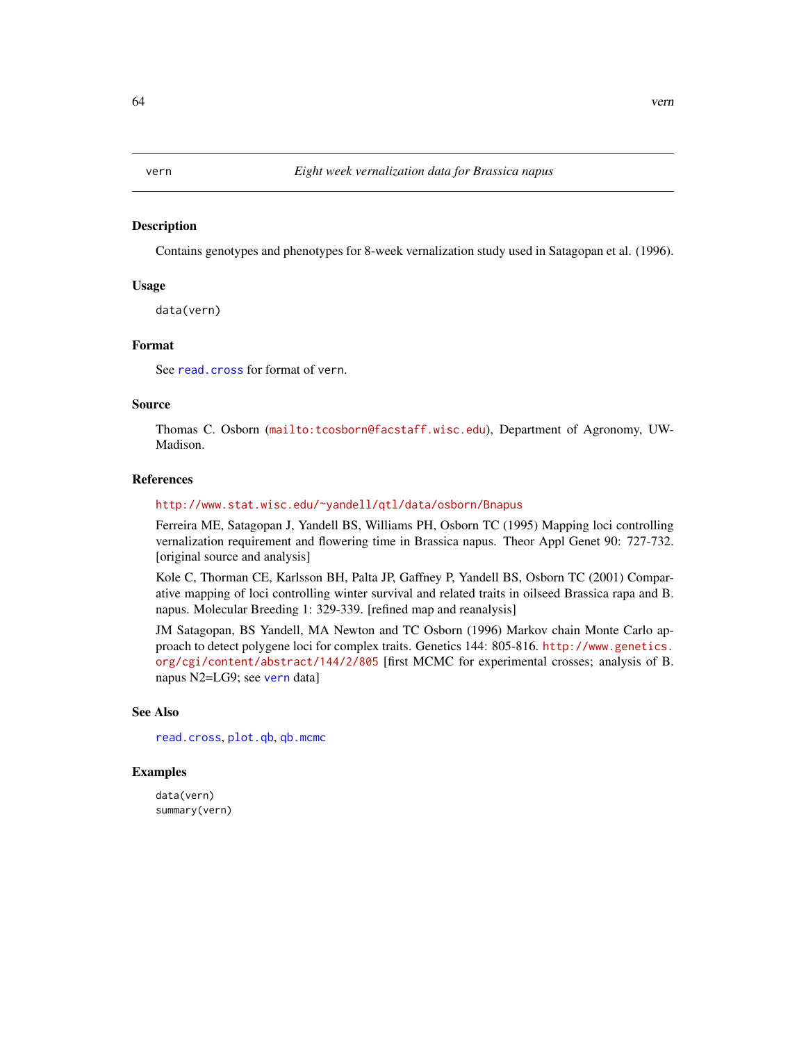# vern — *Eight week vernalization data for Brassica napus*

## Description

Contains genotypes and phenotypes for 8-week vernalization study used in Satagopan et al. (1996).

## Usage

```
data(vern)
```

## Format

See `read.cross` for format of `vern`.

## Source

Thomas C. Osborn (mailto:tcosborn@facstaff.wisc.edu), Department of Agronomy, UW-Madison.

## References

http://www.stat.wisc.edu/~yandell/qtl/data/osborn/Bnapus

Ferreira ME, Satagopan J, Yandell BS, Williams PH, Osborn TC (1995) Mapping loci controlling vernalization requirement and flowering time in Brassica napus. Theor Appl Genet 90: 727-732. [original source and analysis]

Kole C, Thorman CE, Karlsson BH, Palta JP, Gaffney P, Yandell BS, Osborn TC (2001) Comparative mapping of loci controlling winter survival and related traits in oilseed Brassica rapa and B. napus. Molecular Breeding 1: 329-339. [refined map and reanalysis]

JM Satagopan, BS Yandell, MA Newton and TC Osborn (1996) Markov chain Monte Carlo approach to detect polygene loci for complex traits. Genetics 144: 805-816. http://www.genetics.org/cgi/content/abstract/144/2/805 [first MCMC for experimental crosses; analysis of B. napus N2=LG9; see `vern` data]

## See Also

`read.cross`, `plot.qb`, `qb.mcmc`

## Examples

```
data(vern)
summary(vern)
```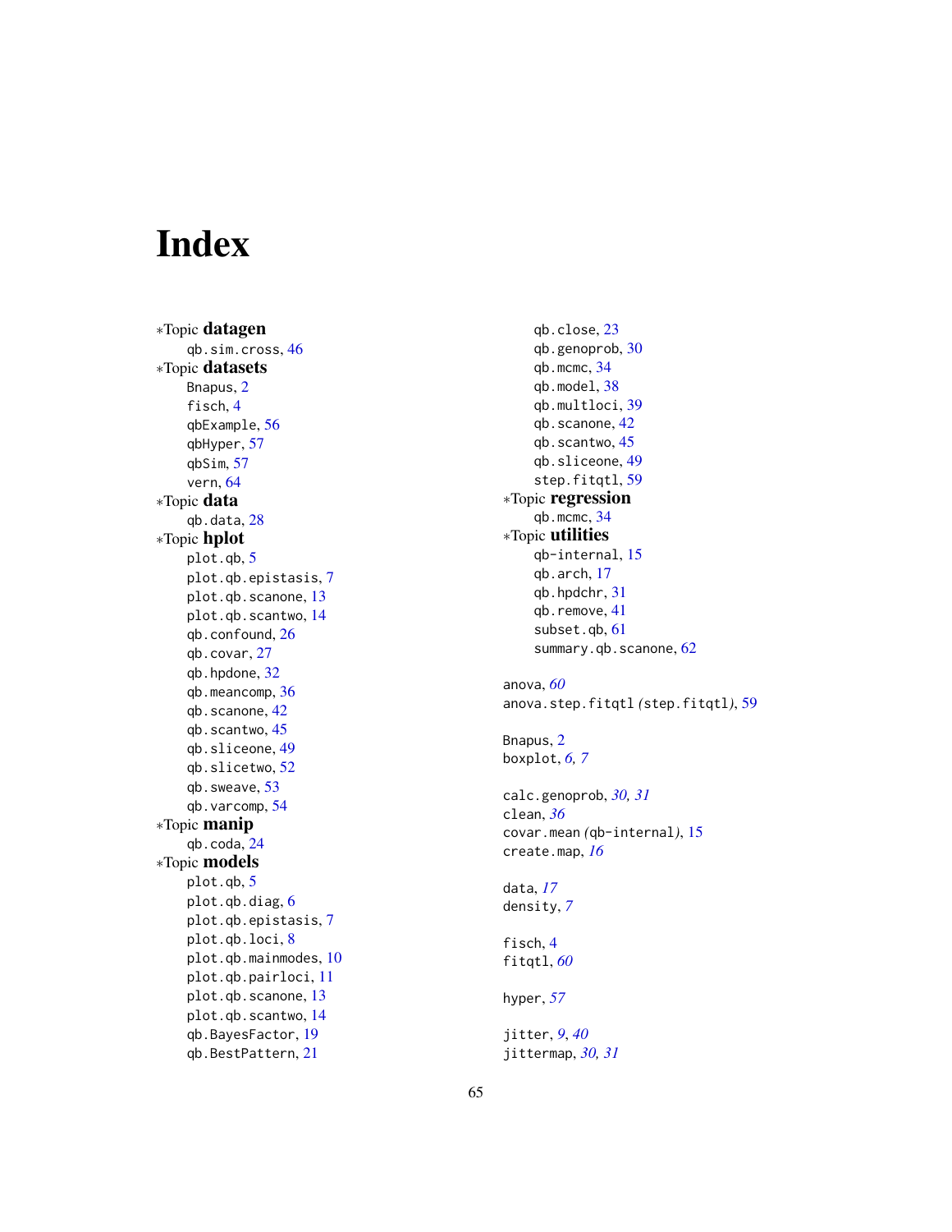# Index

∗Topic **datagen**
qb.sim.cross, 46
∗Topic **datasets**
Bnapus, 2
fisch, 4
qbExample, 56
qbHyper, 57
qbSim, 57
vern, 64
∗Topic **data**
qb.data, 28
∗Topic **hplot**
plot.qb, 5
plot.qb.epistasis, 7
plot.qb.scanone, 13
plot.qb.scantwo, 14
qb.confound, 26
qb.covar, 27
qb.hpdone, 32
qb.meancomp, 36
qb.scanone, 42
qb.scantwo, 45
qb.sliceone, 49
qb.slicetwo, 52
qb.sweave, 53
qb.varcomp, 54
∗Topic **manip**
qb.coda, 24
∗Topic **models**
plot.qb, 5
plot.qb.diag, 6
plot.qb.epistasis, 7
plot.qb.loci, 8
plot.qb.mainmodes, 10
plot.qb.pairloci, 11
plot.qb.scanone, 13
plot.qb.scantwo, 14
qb.BayesFactor, 19
qb.BestPattern, 21
qb.close, 23
qb.genoprob, 30
qb.mcmc, 34
qb.model, 38
qb.multloci, 39
qb.scanone, 42
qb.scantwo, 45
qb.sliceone, 49
step.fitqtl, 59
∗Topic **regression**
qb.mcmc, 34
∗Topic **utilities**
qb-internal, 15
qb.arch, 17
qb.hpdchr, 31
qb.remove, 41
subset.qb, 61
summary.qb.scanone, 62

anova, *60*
anova.step.fitqtl *(*step.fitqtl*)*, 59

Bnapus, 2
boxplot, *6, 7*

calc.genoprob, *30, 31*
clean, *36*
covar.mean *(*qb-internal*)*, 15
create.map, *16*

data, *17*
density, *7*

fisch, 4
fitqtl, *60*

hyper, *57*

jitter, *9*, *40*
jittermap, *30, 31*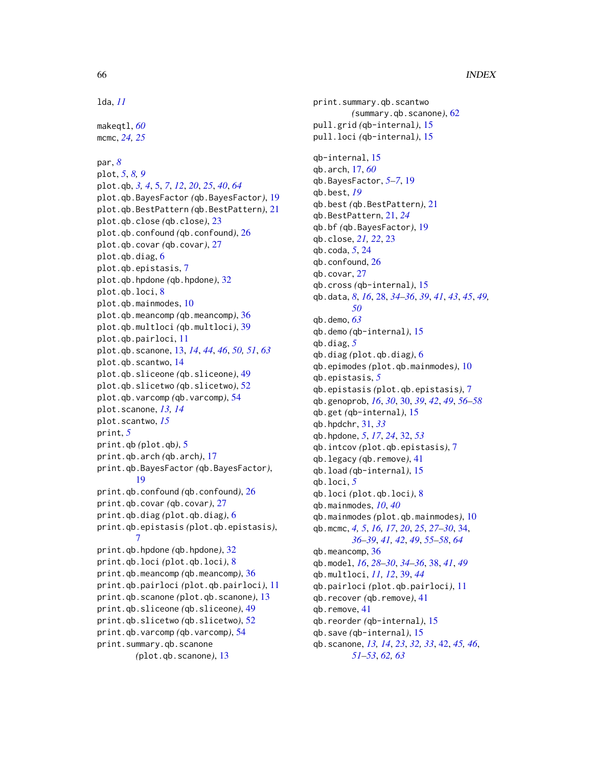lda, *11*

makeqtl, *60*
mcmc, *24, 25*

par, *8*
plot, *5*, *8, 9*
plot.qb, *3, 4*, 5, *7*, *12*, *20*, *25*, *40*, *64*
plot.qb.BayesFactor *(*qb.BayesFactor*)*, 19
plot.qb.BestPattern *(*qb.BestPattern*)*, 21
plot.qb.close *(*qb.close*)*, 23
plot.qb.confound *(*qb.confound*)*, 26
plot.qb.covar *(*qb.covar*)*, 27
plot.qb.diag, 6
plot.qb.epistasis, 7
plot.qb.hpdone *(*qb.hpdone*)*, 32
plot.qb.loci, 8
plot.qb.mainmodes, 10
plot.qb.meancomp *(*qb.meancomp*)*, 36
plot.qb.multloci *(*qb.multloci*)*, 39
plot.qb.pairloci, 11
plot.qb.scanone, 13, *14*, *44*, *46*, *50, 51*, *63*
plot.qb.scantwo, 14
plot.qb.sliceone *(*qb.sliceone*)*, 49
plot.qb.slicetwo *(*qb.slicetwo*)*, 52
plot.qb.varcomp *(*qb.varcomp*)*, 54
plot.scanone, *13, 14*
plot.scantwo, *15*
print, *5*
print.qb *(*plot.qb*)*, 5
print.qb.arch *(*qb.arch*)*, 17
print.qb.BayesFactor *(*qb.BayesFactor*)*, 19
print.qb.confound *(*qb.confound*)*, 26
print.qb.covar *(*qb.covar*)*, 27
print.qb.diag *(*plot.qb.diag*)*, 6
print.qb.epistasis *(*plot.qb.epistasis*)*, 7
print.qb.hpdone *(*qb.hpdone*)*, 32
print.qb.loci *(*plot.qb.loci*)*, 8
print.qb.meancomp *(*qb.meancomp*)*, 36
print.qb.pairloci *(*plot.qb.pairloci*)*, 11
print.qb.scanone *(*plot.qb.scanone*)*, 13
print.qb.sliceone *(*qb.sliceone*)*, 49
print.qb.slicetwo *(*qb.slicetwo*)*, 52
print.qb.varcomp *(*qb.varcomp*)*, 54
print.summary.qb.scanone *(*plot.qb.scanone*)*, 13
print.summary.qb.scantwo *(*summary.qb.scanone*)*, 62
pull.grid *(*qb-internal*)*, 15
pull.loci *(*qb-internal*)*, 15

qb-internal, 15
qb.arch, 17, *60*
qb.BayesFactor, *5–7*, 19
qb.best, *19*
qb.best *(*qb.BestPattern*)*, 21
qb.BestPattern, 21, *24*
qb.bf *(*qb.BayesFactor*)*, 19
qb.close, *21, 22*, 23
qb.coda, *5*, 24
qb.confound, 26
qb.covar, 27
qb.cross *(*qb-internal*)*, 15
qb.data, *8*, *16*, 28, *34–36*, *39*, *41*, *43*, *45*, *49, 50*
qb.demo, *63*
qb.demo *(*qb-internal*)*, 15
qb.diag, *5*
qb.diag *(*plot.qb.diag*)*, 6
qb.epimodes *(*plot.qb.mainmodes*)*, 10
qb.epistasis, *5*
qb.epistasis *(*plot.qb.epistasis*)*, 7
qb.genoprob, *16*, *30*, 30, *39*, *42*, *49*, *56–58*
qb.get *(*qb-internal*)*, 15
qb.hpdchr, 31, *33*
qb.hpdone, *5*, *17*, *24*, 32, *53*
qb.intcov *(*plot.qb.epistasis*)*, 7
qb.legacy *(*qb.remove*)*, 41
qb.load *(*qb-internal*)*, 15
qb.loci, *5*
qb.loci *(*plot.qb.loci*)*, 8
qb.mainmodes, *10*, *40*
qb.mainmodes *(*plot.qb.mainmodes*)*, 10
qb.mcmc, *4, 5*, *16, 17*, *20*, *25*, *27–30*, 34, *36–39*, *41, 42*, *49*, *55–58*, *64*
qb.meancomp, 36
qb.model, *16*, *28–30*, *34–36*, 38, *41*, *49*
qb.multloci, *11, 12*, 39, *44*
qb.pairloci *(*plot.qb.pairloci*)*, 11
qb.recover *(*qb.remove*)*, 41
qb.remove, 41
qb.reorder *(*qb-internal*)*, 15
qb.save *(*qb-internal*)*, 15
qb.scanone, *13, 14*, *23*, *32, 33*, 42, *45, 46*, *51–53*, *62, 63*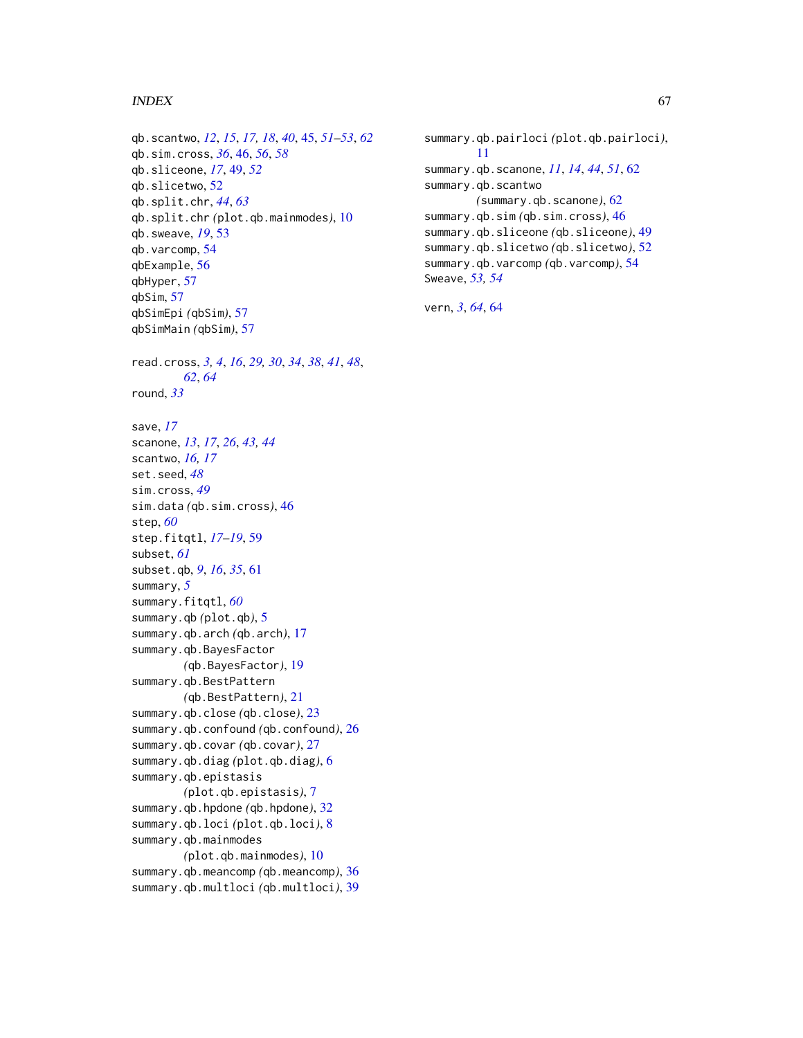qb.scantwo, *12*, *15*, *17, 18*, *40*, 45, *51–53*, *62*
qb.sim.cross, *36*, 46, *56*, *58*
qb.sliceone, *17*, 49, *52*
qb.slicetwo, 52
qb.split.chr, *44*, *63*
qb.split.chr *(*plot.qb.mainmodes*)*, 10
qb.sweave, *19*, 53
qb.varcomp, 54
qbExample, 56
qbHyper, 57
qbSim, 57
qbSimEpi *(*qbSim*)*, 57
qbSimMain *(*qbSim*)*, 57

read.cross, *3, 4*, *16*, *29, 30*, *34*, *38*, *41*, *48*, *62*, *64*
round, *33*

save, *17*
scanone, *13*, *17*, *26*, *43, 44*
scantwo, *16, 17*
set.seed, *48*
sim.cross, *49*
sim.data *(*qb.sim.cross*)*, 46
step, *60*
step.fitqtl, *17–19*, 59
subset, *61*
subset.qb, *9*, *16*, *35*, 61
summary, *5*
summary.fitqtl, *60*
summary.qb *(*plot.qb*)*, 5
summary.qb.arch *(*qb.arch*)*, 17
summary.qb.BayesFactor *(*qb.BayesFactor*)*, 19
summary.qb.BestPattern *(*qb.BestPattern*)*, 21
summary.qb.close *(*qb.close*)*, 23
summary.qb.confound *(*qb.confound*)*, 26
summary.qb.covar *(*qb.covar*)*, 27
summary.qb.diag *(*plot.qb.diag*)*, 6
summary.qb.epistasis *(*plot.qb.epistasis*)*, 7
summary.qb.hpdone *(*qb.hpdone*)*, 32
summary.qb.loci *(*plot.qb.loci*)*, 8
summary.qb.mainmodes *(*plot.qb.mainmodes*)*, 10
summary.qb.meancomp *(*qb.meancomp*)*, 36
summary.qb.multloci *(*qb.multloci*)*, 39
summary.qb.pairloci *(*plot.qb.pairloci*)*, 11
summary.qb.scanone, *11*, *14*, *44*, *51*, 62
summary.qb.scantwo *(*summary.qb.scanone*)*, 62
summary.qb.sim *(*qb.sim.cross*)*, 46
summary.qb.sliceone *(*qb.sliceone*)*, 49
summary.qb.slicetwo *(*qb.slicetwo*)*, 52
summary.qb.varcomp *(*qb.varcomp*)*, 54
Sweave, *53, 54*

vern, *3*, *64*, 64